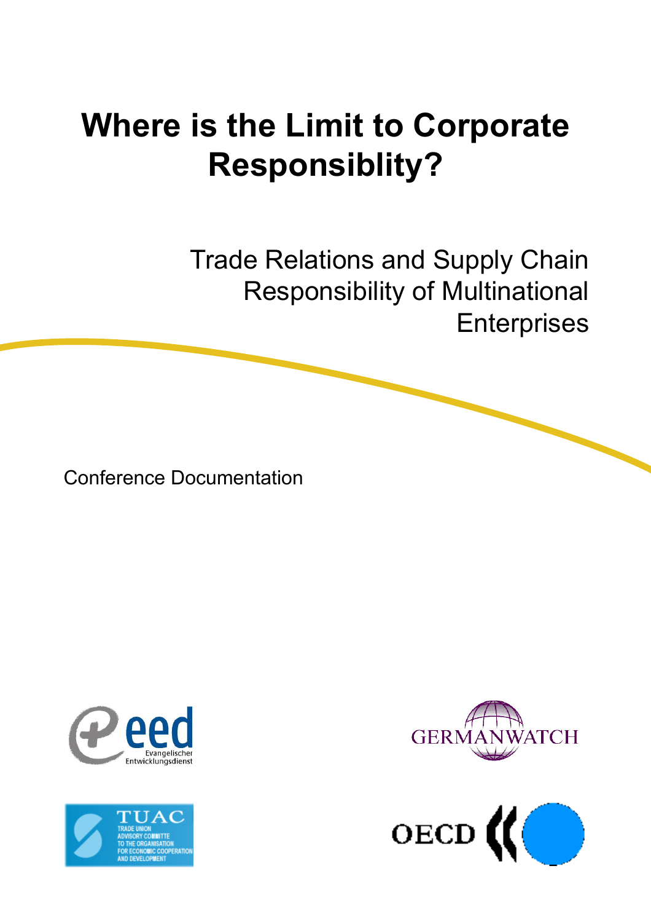# Where is the Limit to Corporate Responsiblity?

## Trade Relations and Supply Chain Responsibility of Multinational Enterprises

Conference Documentation

eed Evangelischer Entwicklungsdienst

GERMANWATCH

TUAC TRADE UNION ADVISORY COMMITTE TO THE ORGANISATION FOR ECONOMIC COOPERATION AND DEVELOPMENT

OECD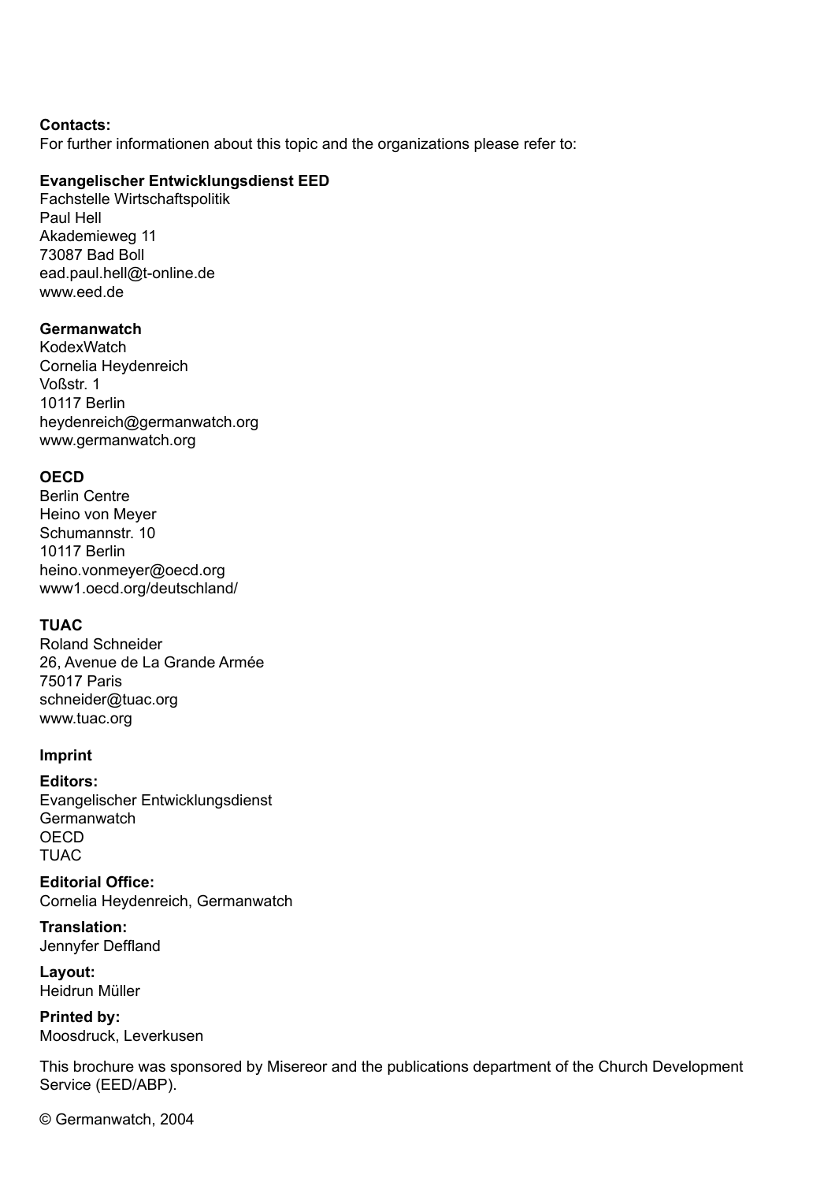**Contacts:**
For further informationen about this topic and the organizations please refer to:

**Evangelischer Entwicklungsdienst EED**
Fachstelle Wirtschaftspolitik
Paul Hell
Akademieweg 11
73087 Bad Boll
ead.paul.hell@t-online.de
www.eed.de

**Germanwatch**
KodexWatch
Cornelia Heydenreich
Voßstr. 1
10117 Berlin
heydenreich@germanwatch.org
www.germanwatch.org

**OECD**
Berlin Centre
Heino von Meyer
Schumannstr. 10
10117 Berlin
heino.vonmeyer@oecd.org
www1.oecd.org/deutschland/

**TUAC**
Roland Schneider
26, Avenue de La Grande Armée
75017 Paris
schneider@tuac.org
www.tuac.org

**Imprint**

**Editors:**
Evangelischer Entwicklungsdienst
Germanwatch
OECD
TUAC

**Editorial Office:**
Cornelia Heydenreich, Germanwatch

**Translation:**
Jennyfer Deffland

**Layout:**
Heidrun Müller

**Printed by:**
Moosdruck, Leverkusen

This brochure was sponsored by Misereor and the publications department of the Church Development Service (EED/ABP).

© Germanwatch, 2004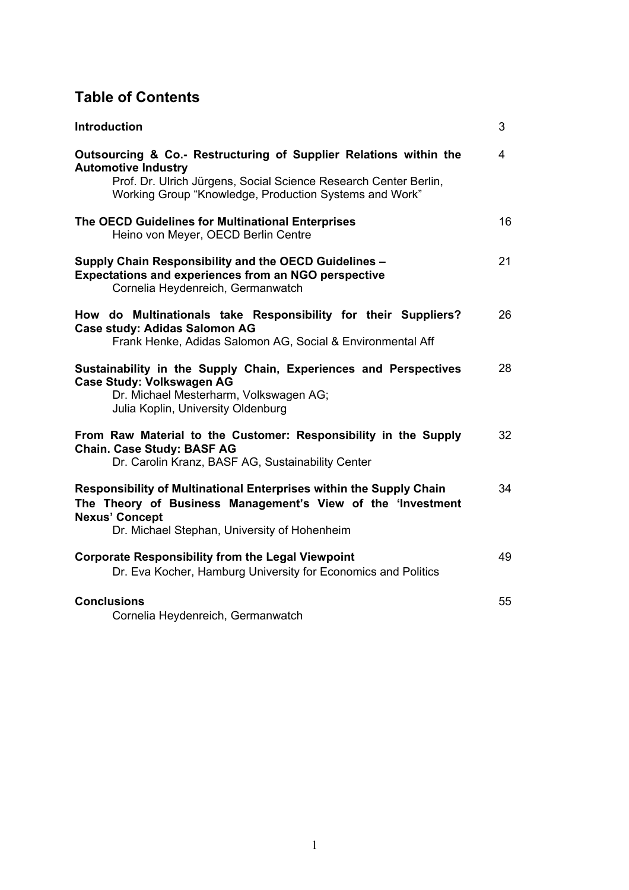## Table of Contents

| | |
|---|---|
| **Introduction** | 3 |
| **Outsourcing & Co.- Restructuring of Supplier Relations within the Automotive Industry**<br>Prof. Dr. Ulrich Jürgens, Social Science Research Center Berlin, Working Group "Knowledge, Production Systems and Work" | 4 |
| **The OECD Guidelines for Multinational Enterprises**<br>Heino von Meyer, OECD Berlin Centre | 16 |
| **Supply Chain Responsibility and the OECD Guidelines – Expectations and experiences from an NGO perspective**<br>Cornelia Heydenreich, Germanwatch | 21 |
| **How do Multinationals take Responsibility for their Suppliers? Case study: Adidas Salomon AG**<br>Frank Henke, Adidas Salomon AG, Social & Environmental Aff | 26 |
| **Sustainability in the Supply Chain, Experiences and Perspectives Case Study: Volkswagen AG**<br>Dr. Michael Mesterharm, Volkswagen AG; Julia Koplin, University Oldenburg | 28 |
| **From Raw Material to the Customer: Responsibility in the Supply Chain. Case Study: BASF AG**<br>Dr. Carolin Kranz, BASF AG, Sustainability Center | 32 |
| **Responsibility of Multinational Enterprises within the Supply Chain The Theory of Business Management's View of the 'Investment Nexus' Concept**<br>Dr. Michael Stephan, University of Hohenheim | 34 |
| **Corporate Responsibility from the Legal Viewpoint**<br>Dr. Eva Kocher, Hamburg University for Economics and Politics | 49 |
| **Conclusions**<br>Cornelia Heydenreich, Germanwatch | 55 |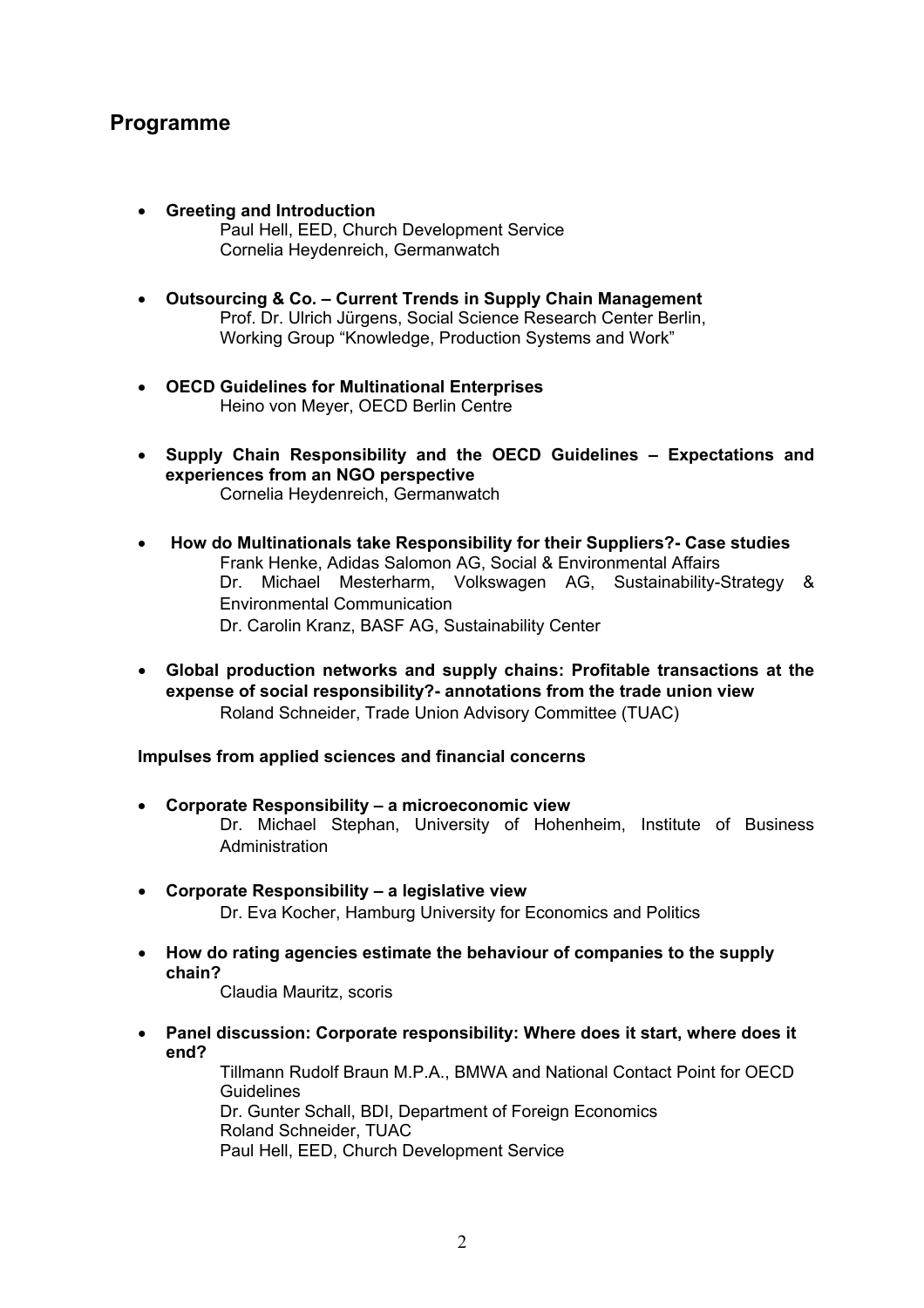## Programme

- **Greeting and Introduction**
  Paul Hell, EED, Church Development Service
  Cornelia Heydenreich, Germanwatch

- **Outsourcing & Co. – Current Trends in Supply Chain Management**
  Prof. Dr. Ulrich Jürgens, Social Science Research Center Berlin, Working Group "Knowledge, Production Systems and Work"

- **OECD Guidelines for Multinational Enterprises**
  Heino von Meyer, OECD Berlin Centre

- **Supply Chain Responsibility and the OECD Guidelines – Expectations and experiences from an NGO perspective**
  Cornelia Heydenreich, Germanwatch

- **How do Multinationals take Responsibility for their Suppliers?- Case studies**
  Frank Henke, Adidas Salomon AG, Social & Environmental Affairs
  Dr. Michael Mesterharm, Volkswagen AG, Sustainability-Strategy & Environmental Communication
  Dr. Carolin Kranz, BASF AG, Sustainability Center

- **Global production networks and supply chains: Profitable transactions at the expense of social responsibility?- annotations from the trade union view**
  Roland Schneider, Trade Union Advisory Committee (TUAC)

**Impulses from applied sciences and financial concerns**

- **Corporate Responsibility – a microeconomic view**
  Dr. Michael Stephan, University of Hohenheim, Institute of Business Administration

- **Corporate Responsibility – a legislative view**
  Dr. Eva Kocher, Hamburg University for Economics and Politics

- **How do rating agencies estimate the behaviour of companies to the supply chain?**
  Claudia Mauritz, scoris

- **Panel discussion: Corporate responsibility: Where does it start, where does it end?**
  Tillmann Rudolf Braun M.P.A., BMWA and National Contact Point for OECD Guidelines
  Dr. Gunter Schall, BDI, Department of Foreign Economics
  Roland Schneider, TUAC
  Paul Hell, EED, Church Development Service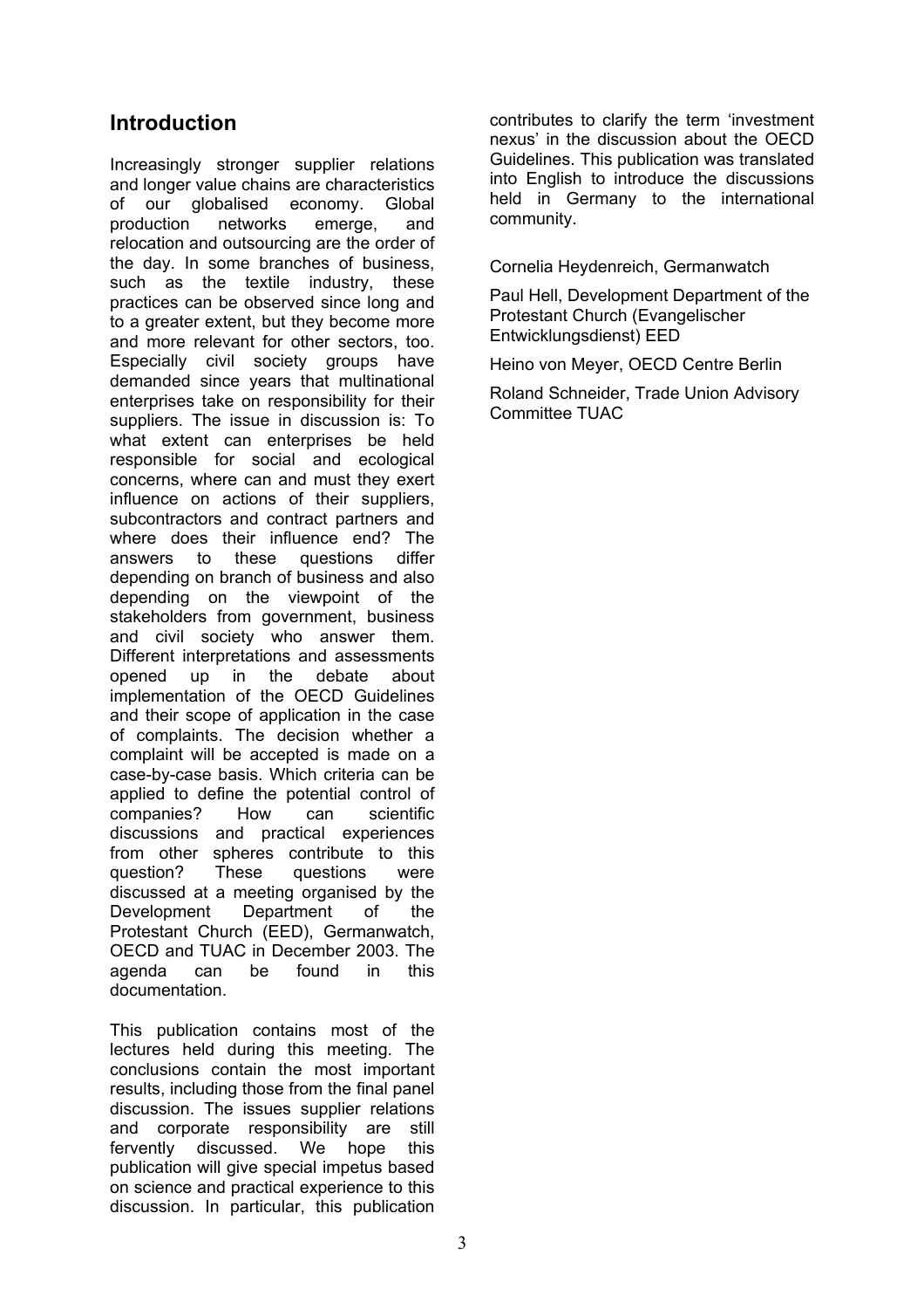## Introduction

Increasingly stronger supplier relations and longer value chains are characteristics of our globalised economy. Global production networks emerge, and relocation and outsourcing are the order of the day. In some branches of business, such as the textile industry, these practices can be observed since long and to a greater extent, but they become more and more relevant for other sectors, too. Especially civil society groups have demanded since years that multinational enterprises take on responsibility for their suppliers. The issue in discussion is: To what extent can enterprises be held responsible for social and ecological concerns, where can and must they exert influence on actions of their suppliers, subcontractors and contract partners and where does their influence end? The answers to these questions differ depending on branch of business and also depending on the viewpoint of the stakeholders from government, business and civil society who answer them. Different interpretations and assessments opened up in the debate about implementation of the OECD Guidelines and their scope of application in the case of complaints. The decision whether a complaint will be accepted is made on a case-by-case basis. Which criteria can be applied to define the potential control of companies? How can scientific discussions and practical experiences from other spheres contribute to this question? These questions were discussed at a meeting organised by the Development Department of the Protestant Church (EED), Germanwatch, OECD and TUAC in December 2003. The agenda can be found in this documentation.

This publication contains most of the lectures held during this meeting. The conclusions contain the most important results, including those from the final panel discussion. The issues supplier relations and corporate responsibility are still fervently discussed. We hope this publication will give special impetus based on science and practical experience to this discussion. In particular, this publication contributes to clarify the term 'investment nexus' in the discussion about the OECD Guidelines. This publication was translated into English to introduce the discussions held in Germany to the international community.

Cornelia Heydenreich, Germanwatch

Paul Hell, Development Department of the Protestant Church (Evangelischer Entwicklungsdienst) EED

Heino von Meyer, OECD Centre Berlin

Roland Schneider, Trade Union Advisory Committee TUAC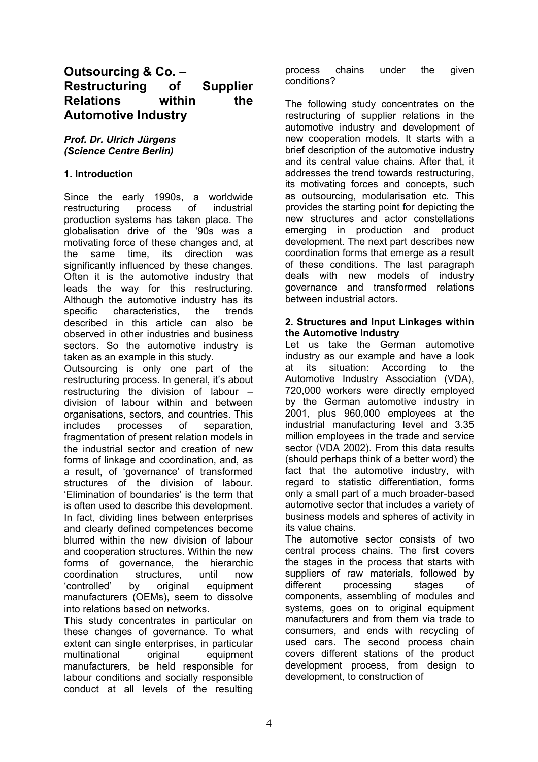# Outsourcing & Co. – Restructuring of Supplier Relations within the Automotive Industry

***Prof. Dr. Ulrich Jürgens (Science Centre Berlin)***

### 1. Introduction

Since the early 1990s, a worldwide restructuring process of industrial production systems has taken place. The globalisation drive of the '90s was a motivating force of these changes and, at the same time, its direction was significantly influenced by these changes. Often it is the automotive industry that leads the way for this restructuring. Although the automotive industry has its specific characteristics, the trends described in this article can also be observed in other industries and business sectors. So the automotive industry is taken as an example in this study.

Outsourcing is only one part of the restructuring process. In general, it's about restructuring the division of labour – division of labour within and between organisations, sectors, and countries. This includes processes of separation, fragmentation of present relation models in the industrial sector and creation of new forms of linkage and coordination, and, as a result, of 'governance' of transformed structures of the division of labour. 'Elimination of boundaries' is the term that is often used to describe this development. In fact, dividing lines between enterprises and clearly defined competences become blurred within the new division of labour and cooperation structures. Within the new forms of governance, the hierarchic coordination structures, until now 'controlled' by original equipment manufacturers (OEMs), seem to dissolve into relations based on networks.

This study concentrates in particular on these changes of governance. To what extent can single enterprises, in particular multinational original equipment manufacturers, be held responsible for labour conditions and socially responsible conduct at all levels of the resulting process chains under the given conditions?

The following study concentrates on the restructuring of supplier relations in the automotive industry and development of new cooperation models. It starts with a brief description of the automotive industry and its central value chains. After that, it addresses the trend towards restructuring, its motivating forces and concepts, such as outsourcing, modularisation etc. This provides the starting point for depicting the new structures and actor constellations emerging in production and product development. The next part describes new coordination forms that emerge as a result of these conditions. The last paragraph deals with new models of industry governance and transformed relations between industrial actors.

### 2. Structures and Input Linkages within the Automotive Industry

Let us take the German automotive industry as our example and have a look at its situation: According to the Automotive Industry Association (VDA), 720,000 workers were directly employed by the German automotive industry in 2001, plus 960,000 employees at the industrial manufacturing level and 3.35 million employees in the trade and service sector (VDA 2002). From this data results (should perhaps think of a better word) the fact that the automotive industry, with regard to statistic differentiation, forms only a small part of a much broader-based automotive sector that includes a variety of business models and spheres of activity in its value chains.

The automotive sector consists of two central process chains. The first covers the stages in the process that starts with suppliers of raw materials, followed by different processing stages of components, assembling of modules and systems, goes on to original equipment manufacturers and from them via trade to consumers, and ends with recycling of used cars. The second process chain covers different stations of the product development process, from design to development, to construction of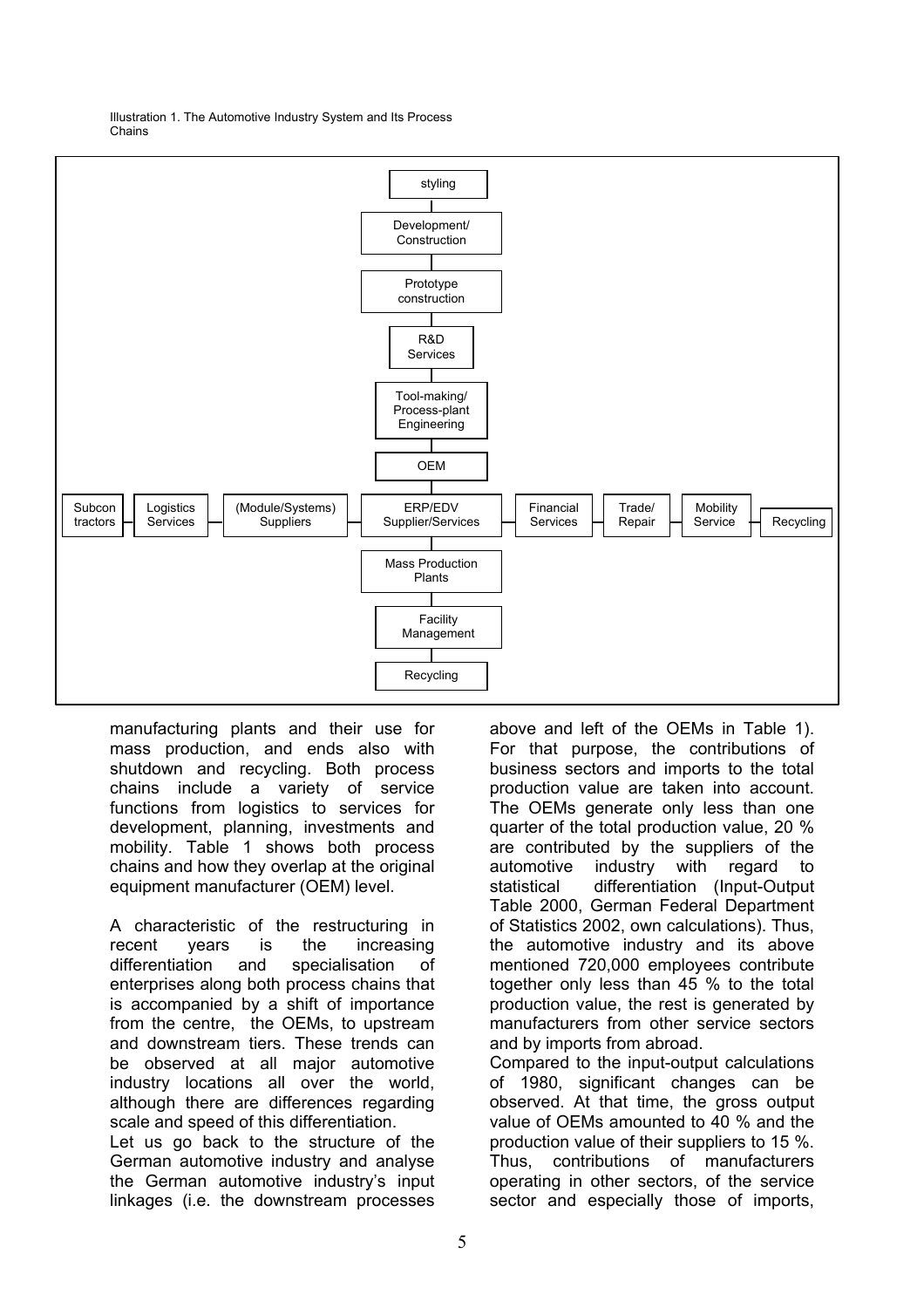Illustration 1. The Automotive Industry System and Its Process Chains

styling

Development/ Construction

Prototype construction

R&D Services

Tool-making/ Process-plant Engineering

OEM

Subcontractors | Logistics Services | (Module/Systems) Suppliers | ERP/EDV Supplier/Services | Financial Services | Trade/ Repair | Mobility Service | Recycling

Mass Production Plants

Facility Management

Recycling

manufacturing plants and their use for mass production, and ends also with shutdown and recycling. Both process chains include a variety of service functions from logistics to services for development, planning, investments and mobility. Table 1 shows both process chains and how they overlap at the original equipment manufacturer (OEM) level.

A characteristic of the restructuring in recent years is the increasing differentiation and specialisation of enterprises along both process chains that is accompanied by a shift of importance from the centre, the OEMs, to upstream and downstream tiers. These trends can be observed at all major automotive industry locations all over the world, although there are differences regarding scale and speed of this differentiation.

Let us go back to the structure of the German automotive industry and analyse the German automotive industry's input linkages (i.e. the downstream processes above and left of the OEMs in Table 1). For that purpose, the contributions of business sectors and imports to the total production value are taken into account. The OEMs generate only less than one quarter of the total production value, 20 % are contributed by the suppliers of the automotive industry with regard to statistical differentiation (Input-Output Table 2000, German Federal Department of Statistics 2002, own calculations). Thus, the automotive industry and its above mentioned 720,000 employees contribute together only less than 45 % to the total production value, the rest is generated by manufacturers from other service sectors and by imports from abroad.

Compared to the input-output calculations of 1980, significant changes can be observed. At that time, the gross output value of OEMs amounted to 40 % and the production value of their suppliers to 15 %. Thus, contributions of manufacturers operating in other sectors, of the service sector and especially those of imports,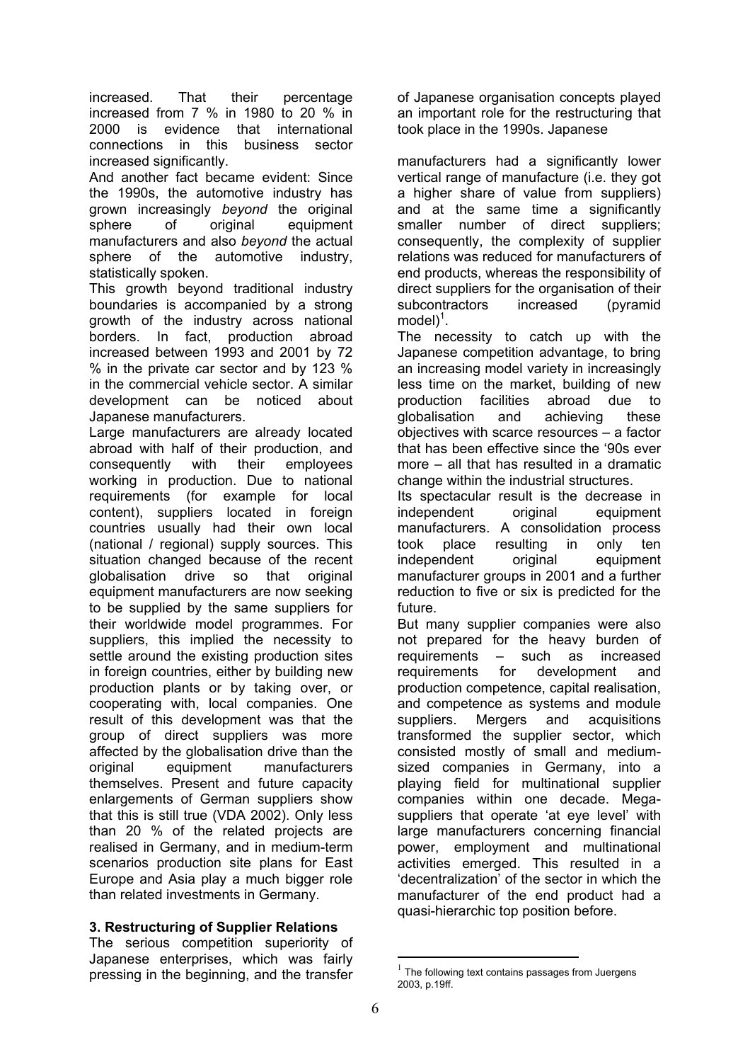increased. That their percentage increased from 7 % in 1980 to 20 % in 2000 is evidence that international connections in this business sector increased significantly.

And another fact became evident: Since the 1990s, the automotive industry has grown increasingly *beyond* the original sphere of original equipment manufacturers and also *beyond* the actual sphere of the automotive industry, statistically spoken.

This growth beyond traditional industry boundaries is accompanied by a strong growth of the industry across national borders. In fact, production abroad increased between 1993 and 2001 by 72 % in the private car sector and by 123 % in the commercial vehicle sector. A similar development can be noticed about Japanese manufacturers.

Large manufacturers are already located abroad with half of their production, and consequently with their employees working in production. Due to national requirements (for example for local content), suppliers located in foreign countries usually had their own local (national / regional) supply sources. This situation changed because of the recent globalisation drive so that original equipment manufacturers are now seeking to be supplied by the same suppliers for their worldwide model programmes. For suppliers, this implied the necessity to settle around the existing production sites in foreign countries, either by building new production plants or by taking over, or cooperating with, local companies. One result of this development was that the group of direct suppliers was more affected by the globalisation drive than the original equipment manufacturers themselves. Present and future capacity enlargements of German suppliers show that this is still true (VDA 2002). Only less than 20 % of the related projects are realised in Germany, and in medium-term scenarios production site plans for East Europe and Asia play a much bigger role than related investments in Germany.

## 3. Restructuring of Supplier Relations

The serious competition superiority of Japanese enterprises, which was fairly pressing in the beginning, and the transfer of Japanese organisation concepts played an important role for the restructuring that took place in the 1990s. Japanese manufacturers had a significantly lower vertical range of manufacture (i.e. they got a higher share of value from suppliers) and at the same time a significantly smaller number of direct suppliers; consequently, the complexity of supplier relations was reduced for manufacturers of end products, whereas the responsibility of direct suppliers for the organisation of their subcontractors increased (pyramid model)[1].

The necessity to catch up with the Japanese competition advantage, to bring an increasing model variety in increasingly less time on the market, building of new production facilities abroad due to globalisation and achieving these objectives with scarce resources – a factor that has been effective since the '90s ever more – all that has resulted in a dramatic change within the industrial structures.

Its spectacular result is the decrease in independent original equipment manufacturers. A consolidation process took place resulting in only ten independent original equipment manufacturer groups in 2001 and a further reduction to five or six is predicted for the future.

But many supplier companies were also not prepared for the heavy burden of requirements – such as increased requirements for development and production competence, capital realisation, and competence as systems and module suppliers. Mergers and acquisitions transformed the supplier sector, which consisted mostly of small and medium-sized companies in Germany, into a playing field for multinational supplier companies within one decade. Mega-suppliers that operate 'at eye level' with large manufacturers concerning financial power, employment and multinational activities emerged. This resulted in a 'decentralization' of the sector in which the manufacturer of the end product had a quasi-hierarchic top position before.

[1] The following text contains passages from Juergens 2003, p.19ff.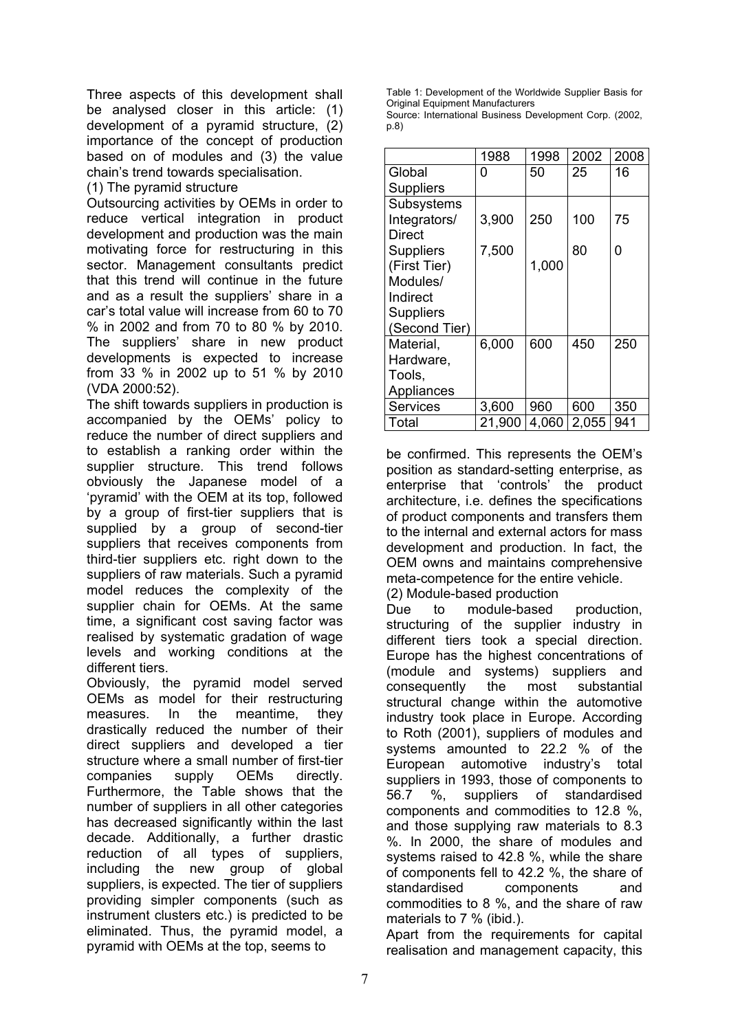Table 1: Development of the Worldwide Supplier Basis for Original Equipment Manufacturers
Source: International Business Development Corp. (2002, p.8)

| | 1988 | 1998 | 2002 | 2008 |
|---|---|---|---|---|
| Global Suppliers | 0 | 50 | 25 | 16 |
| Subsystems Integrators/ Direct Suppliers (First Tier) | 3,900 | 250 | 100 | 75 |
| Modules/ Indirect Suppliers (Second Tier) | 7,500 | 1,000 | 80 | 0 |
| Material, Hardware, Tools, Appliances | 6,000 | 600 | 450 | 250 |
| Services | 3,600 | 960 | 600 | 350 |
| Total | 21,900 | 4,060 | 2,055 | 941 |

Three aspects of this development shall be analysed closer in this article: (1) development of a pyramid structure, (2) importance of the concept of production based on of modules and (3) the value chain's trend towards specialisation.

(1) The pyramid structure

Outsourcing activities by OEMs in order to reduce vertical integration in product development and production was the main motivating force for restructuring in this sector. Management consultants predict that this trend will continue in the future and as a result the suppliers' share in a car's total value will increase from 60 to 70 % in 2002 and from 70 to 80 % by 2010. The suppliers' share in new product developments is expected to increase from 33 % in 2002 up to 51 % by 2010 (VDA 2000:52).

The shift towards suppliers in production is accompanied by the OEMs' policy to reduce the number of direct suppliers and to establish a ranking order within the supplier structure. This trend follows obviously the Japanese model of a 'pyramid' with the OEM at its top, followed by a group of first-tier suppliers that is supplied by a group of second-tier suppliers that receives components from third-tier suppliers etc. right down to the suppliers of raw materials. Such a pyramid model reduces the complexity of the supplier chain for OEMs. At the same time, a significant cost saving factor was realised by systematic gradation of wage levels and working conditions at the different tiers.

Obviously, the pyramid model served OEMs as model for their restructuring measures. In the meantime, they drastically reduced the number of their direct suppliers and developed a tier structure where a small number of first-tier companies supply OEMs directly. Furthermore, the Table shows that the number of suppliers in all other categories has decreased significantly within the last decade. Additionally, a further drastic reduction of all types of suppliers, including the new group of global suppliers, is expected. The tier of suppliers providing simpler components (such as instrument clusters etc.) is predicted to be eliminated. Thus, the pyramid model, a pyramid with OEMs at the top, seems to be confirmed. This represents the OEM's position as standard-setting enterprise, as enterprise that 'controls' the product architecture, i.e. defines the specifications of product components and transfers them to the internal and external actors for mass development and production. In fact, the OEM owns and maintains comprehensive meta-competence for the entire vehicle.

(2) Module-based production

Due to module-based production, structuring of the supplier industry in different tiers took a special direction. Europe has the highest concentrations of (module and systems) suppliers and consequently the most substantial structural change within the automotive industry took place in Europe. According to Roth (2001), suppliers of modules and systems amounted to 22.2 % of the European automotive industry's total suppliers in 1993, those of components to 56.7 %, suppliers of standardised components and commodities to 12.8 %, and those supplying raw materials to 8.3 %. In 2000, the share of modules and systems raised to 42.8 %, while the share of components fell to 42.2 %, the share of standardised components and commodities to 8 %, and the share of raw materials to 7 % (ibid.).

Apart from the requirements for capital realisation and management capacity, this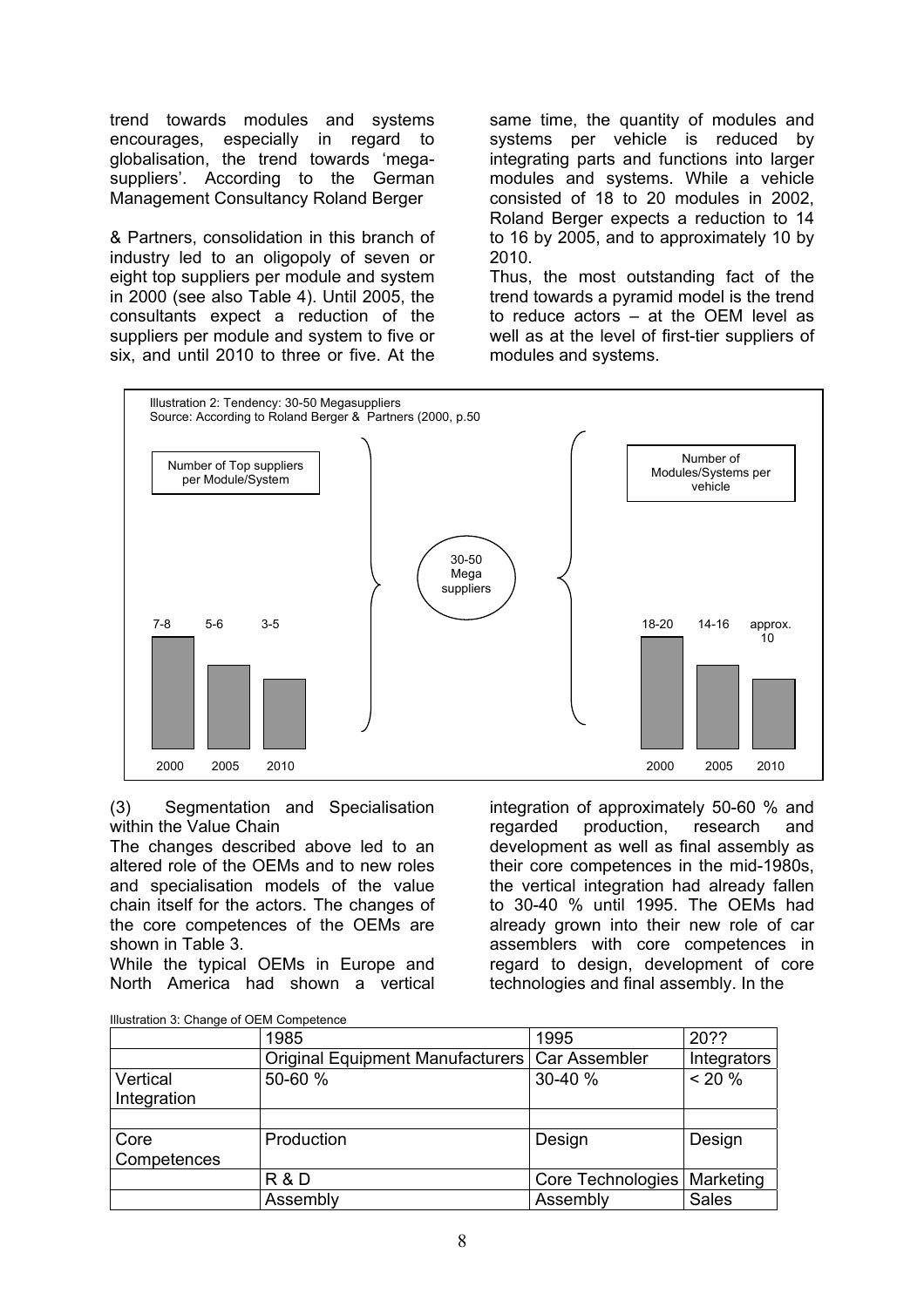trend towards modules and systems encourages, especially in regard to globalisation, the trend towards 'mega-suppliers'. According to the German Management Consultancy Roland Berger & Partners, consolidation in this branch of industry led to an oligopoly of seven or eight top suppliers per module and system in 2000 (see also Table 4). Until 2005, the consultants expect a reduction of the suppliers per module and system to five or six, and until 2010 to three or five. At the same time, the quantity of modules and systems per vehicle is reduced by integrating parts and functions into larger modules and systems. While a vehicle consisted of 18 to 20 modules in 2002, Roland Berger expects a reduction to 14 to 16 by 2005, and to approximately 10 by 2010.

Thus, the most outstanding fact of the trend towards a pyramid model is the trend to reduce actors – at the OEM level as well as at the level of first-tier suppliers of modules and systems.

Illustration 2: Tendency: 30-50 Megasuppliers
Source: According to Roland Berger & Partners (2000, p.50

| Number of Top suppliers per Module/System | 2000 | 2005 | 2010 |
|---|---|---|---|
| | 7-8 | 5-6 | 3-5 |

30-50 Mega suppliers

| Number of Modules/Systems per vehicle | 2000 | 2005 | 2010 |
|---|---|---|---|
| | 18-20 | 14-16 | approx. 10 |

(3) Segmentation and Specialisation within the Value Chain

The changes described above led to an altered role of the OEMs and to new roles and specialisation models of the value chain itself for the actors. The changes of the core competences of the OEMs are shown in Table 3.

While the typical OEMs in Europe and North America had shown a vertical integration of approximately 50-60 % and regarded production, research and development as well as final assembly as their core competences in the mid-1980s, the vertical integration had already fallen to 30-40 % until 1995. The OEMs had already grown into their new role of car assemblers with core competences in regard to design, development of core technologies and final assembly. In the

Illustration 3: Change of OEM Competence

| | 1985 | 1995 | 20?? |
|---|---|---|---|
| | Original Equipment Manufacturers | Car Assembler | Integrators |
| Vertical Integration | 50-60 % | 30-40 % | < 20 % |
| | | | |
| Core Competences | Production | Design | Design |
| | R & D | Core Technologies | Marketing |
| | Assembly | Assembly | Sales |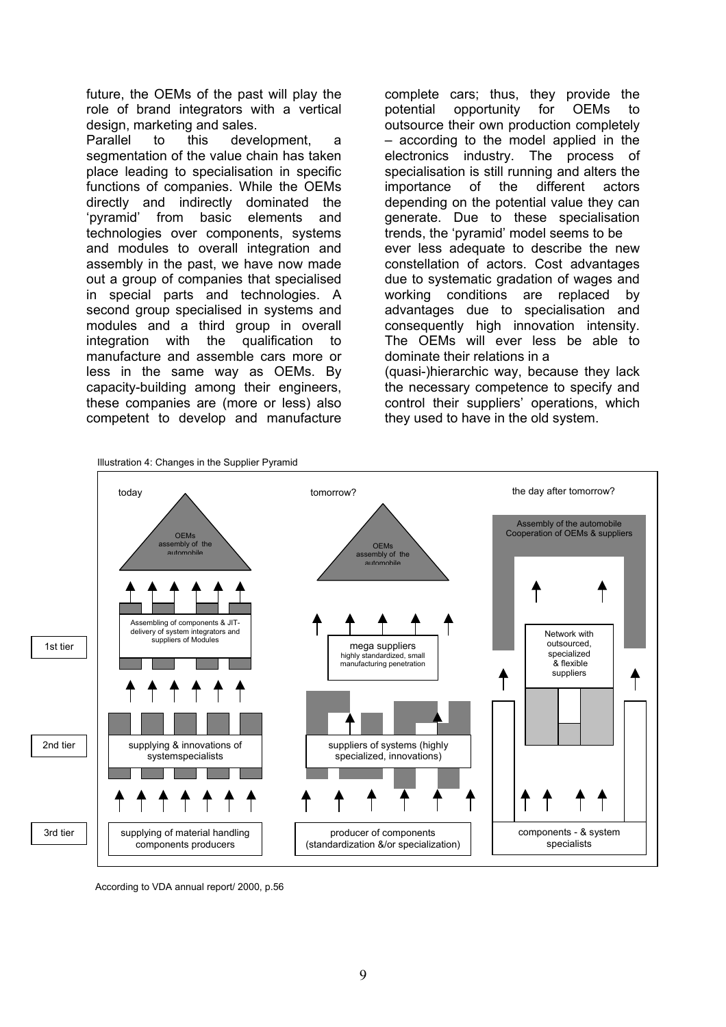future, the OEMs of the past will play the role of brand integrators with a vertical design, marketing and sales.

Parallel to this development, a segmentation of the value chain has taken place leading to specialisation in specific functions of companies. While the OEMs directly and indirectly dominated the 'pyramid' from basic elements and technologies over components, systems and modules to overall integration and assembly in the past, we have now made out a group of companies that specialised in special parts and technologies. A second group specialised in systems and modules and a third group in overall integration with the qualification to manufacture and assemble cars more or less in the same way as OEMs. By capacity-building among their engineers, these companies are (more or less) also competent to develop and manufacture complete cars; thus, they provide the potential opportunity for OEMs to outsource their own production completely – according to the model applied in the electronics industry. The process of specialisation is still running and alters the importance of the different actors depending on the potential value they can generate. Due to these specialisation trends, the 'pyramid' model seems to be ever less adequate to describe the new constellation of actors. Cost advantages due to systematic gradation of wages and working conditions are replaced by advantages due to specialisation and consequently high innovation intensity. The OEMs will ever less be able to dominate their relations in a (quasi-)hierarchic way, because they lack the necessary competence to specify and control their suppliers' operations, which they used to have in the old system.

Illustration 4: Changes in the Supplier Pyramid

| | today | tomorrow? | the day after tomorrow? |
|---|---|---|---|
| | OEMs assembly of the automobile | OEMs assembly of the automobile | Assembly of the automobile Cooperation of OEMs & suppliers |
| 1st tier | Assembling of components & JIT-delivery of system integrators and suppliers of Modules | mega suppliers highly standardized, small manufacturing penetration | Network with outsourced, specialized & flexible suppliers |
| 2nd tier | supplying & innovations of systemspecialists | suppliers of systems (highly specialized, innovations) | |
| 3rd tier | supplying of material handling components producers | producer of components (standardization &/or specialization) | components - & system specialists |

According to VDA annual report/ 2000, p.56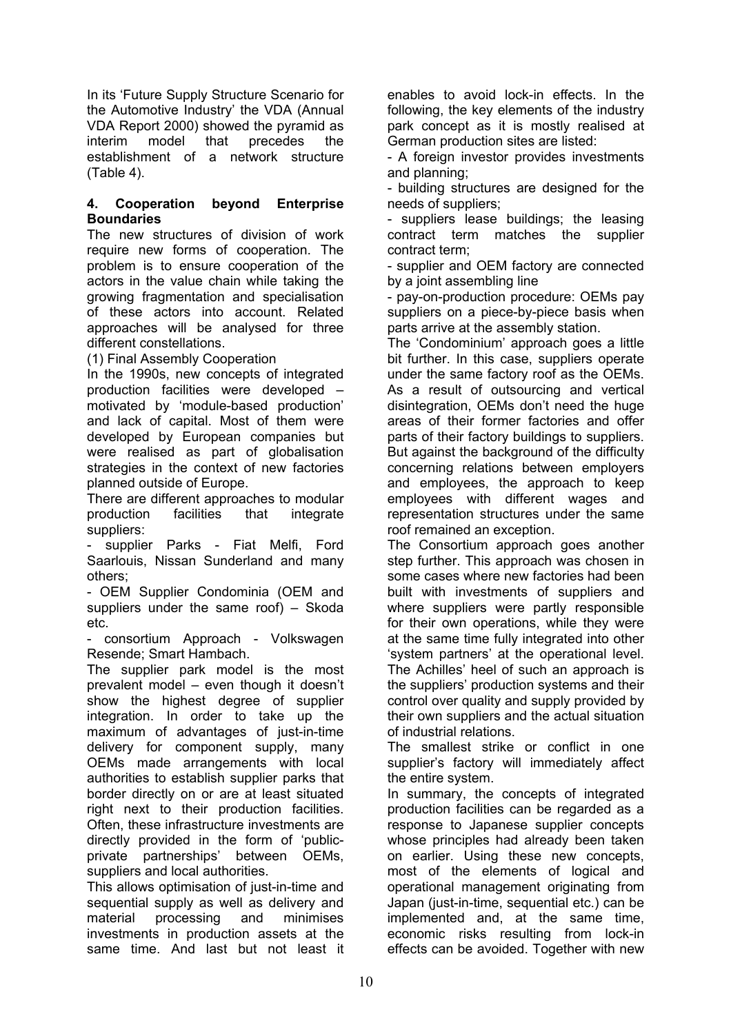In its 'Future Supply Structure Scenario for the Automotive Industry' the VDA (Annual VDA Report 2000) showed the pyramid as interim model that precedes the establishment of a network structure (Table 4).

## 4. Cooperation beyond Enterprise Boundaries

The new structures of division of work require new forms of cooperation. The problem is to ensure cooperation of the actors in the value chain while taking the growing fragmentation and specialisation of these actors into account. Related approaches will be analysed for three different constellations.

(1) Final Assembly Cooperation

In the 1990s, new concepts of integrated production facilities were developed – motivated by 'module-based production' and lack of capital. Most of them were developed by European companies but were realised as part of globalisation strategies in the context of new factories planned outside of Europe.

There are different approaches to modular production facilities that integrate suppliers:

- supplier Parks - Fiat Melfi, Ford Saarlouis, Nissan Sunderland and many others;
- OEM Supplier Condominia (OEM and suppliers under the same roof) – Skoda etc.
- consortium Approach - Volkswagen Resende; Smart Hambach.

The supplier park model is the most prevalent model – even though it doesn't show the highest degree of supplier integration. In order to take up the maximum of advantages of just-in-time delivery for component supply, many OEMs made arrangements with local authorities to establish supplier parks that border directly on or are at least situated right next to their production facilities. Often, these infrastructure investments are directly provided in the form of 'public-private partnerships' between OEMs, suppliers and local authorities.

This allows optimisation of just-in-time and sequential supply as well as delivery and material processing and minimises investments in production assets at the same time. And last but not least it enables to avoid lock-in effects. In the following, the key elements of the industry park concept as it is mostly realised at German production sites are listed:

- A foreign investor provides investments and planning;
- building structures are designed for the needs of suppliers;
- suppliers lease buildings; the leasing contract term matches the supplier contract term;
- supplier and OEM factory are connected by a joint assembling line
- pay-on-production procedure: OEMs pay suppliers on a piece-by-piece basis when parts arrive at the assembly station.

The 'Condominium' approach goes a little bit further. In this case, suppliers operate under the same factory roof as the OEMs. As a result of outsourcing and vertical disintegration, OEMs don't need the huge areas of their former factories and offer parts of their factory buildings to suppliers. But against the background of the difficulty concerning relations between employers and employees, the approach to keep employees with different wages and representation structures under the same roof remained an exception.

The Consortium approach goes another step further. This approach was chosen in some cases where new factories had been built with investments of suppliers and where suppliers were partly responsible for their own operations, while they were at the same time fully integrated into other 'system partners' at the operational level. The Achilles' heel of such an approach is the suppliers' production systems and their control over quality and supply provided by their own suppliers and the actual situation of industrial relations.

The smallest strike or conflict in one supplier's factory will immediately affect the entire system.

In summary, the concepts of integrated production facilities can be regarded as a response to Japanese supplier concepts whose principles had already been taken on earlier. Using these new concepts, most of the elements of logical and operational management originating from Japan (just-in-time, sequential etc.) can be implemented and, at the same time, economic risks resulting from lock-in effects can be avoided. Together with new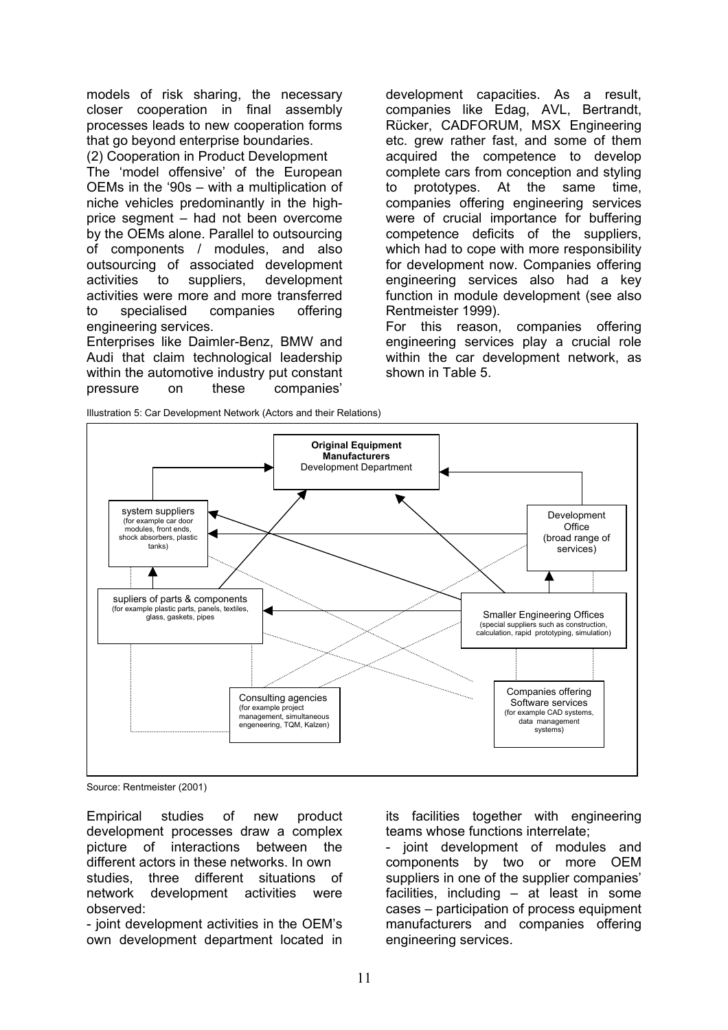models of risk sharing, the necessary closer cooperation in final assembly processes leads to new cooperation forms that go beyond enterprise boundaries.

(2) Cooperation in Product Development

The 'model offensive' of the European OEMs in the '90s – with a multiplication of niche vehicles predominantly in the high-price segment – had not been overcome by the OEMs alone. Parallel to outsourcing of components / modules, and also outsourcing of associated development activities to suppliers, development activities were more and more transferred to specialised companies offering engineering services.

Enterprises like Daimler-Benz, BMW and Audi that claim technological leadership within the automotive industry put constant pressure on these companies' development capacities. As a result, companies like Edag, AVL, Bertrandt, Rücker, CADFORUM, MSX Engineering etc. grew rather fast, and some of them acquired the competence to develop complete cars from conception and styling to prototypes. At the same time, companies offering engineering services were of crucial importance for buffering competence deficits of the suppliers, which had to cope with more responsibility for development now. Companies offering engineering services also had a key function in module development (see also Rentmeister 1999).

For this reason, companies offering engineering services play a crucial role within the car development network, as shown in Table 5.

Illustration 5: Car Development Network (Actors and their Relations)

**Original Equipment Manufacturers** Development Department

system suppliers (for example car door modules, front ends, shock absorbers, plastic tanks)

Development Office (broad range of services)

supliers of parts & components (for example plastic parts, panels, textiles, glass, gaskets, pipes

Smaller Engineering Offices (special suppliers such as construction, calculation, rapid prototyping, simulation)

Consulting agencies (for example project management, simultaneous engeneering, TQM, Kaizen)

Companies offering Software services (for example CAD systems, data management systems)

Source: Rentmeister (2001)

Empirical studies of new product development processes draw a complex picture of interactions between the different actors in these networks. In own studies, three different situations of network development activities were observed:

- joint development activities in the OEM's own development department located in its facilities together with engineering teams whose functions interrelate;
- joint development of modules and components by two or more OEM suppliers in one of the supplier companies' facilities, including – at least in some cases – participation of process equipment manufacturers and companies offering engineering services.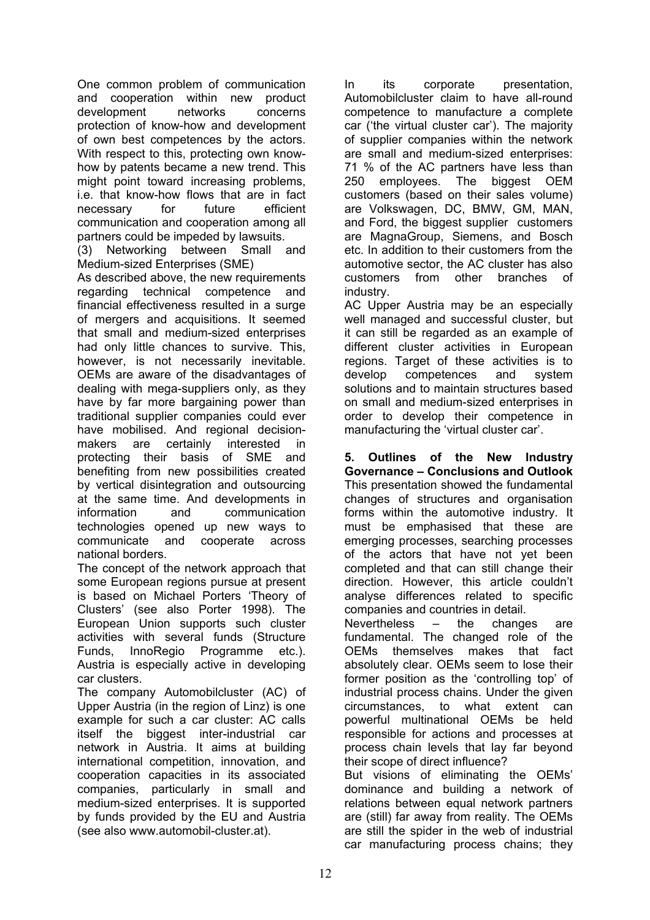One common problem of communication and cooperation within new product development networks concerns protection of know-how and development of own best competences by the actors. With respect to this, protecting own know-how by patents became a new trend. This might point toward increasing problems, i.e. that know-how flows that are in fact necessary for future efficient communication and cooperation among all partners could be impeded by lawsuits.

(3) Networking between Small and Medium-sized Enterprises (SME)

As described above, the new requirements regarding technical competence and financial effectiveness resulted in a surge of mergers and acquisitions. It seemed that small and medium-sized enterprises had only little chances to survive. This, however, is not necessarily inevitable. OEMs are aware of the disadvantages of dealing with mega-suppliers only, as they have by far more bargaining power than traditional supplier companies could ever have mobilised. And regional decision-makers are certainly interested in protecting their basis of SME and benefiting from new possibilities created by vertical disintegration and outsourcing at the same time. And developments in information and communication technologies opened up new ways to communicate and cooperate across national borders.

The concept of the network approach that some European regions pursue at present is based on Michael Porters 'Theory of Clusters' (see also Porter 1998). The European Union supports such cluster activities with several funds (Structure Funds, InnoRegio Programme etc.). Austria is especially active in developing car clusters.

The company Automobilcluster (AC) of Upper Austria (in the region of Linz) is one example for such a car cluster: AC calls itself the biggest inter-industrial car network in Austria. It aims at building international competition, innovation, and cooperation capacities in its associated companies, particularly in small and medium-sized enterprises. It is supported by funds provided by the EU and Austria (see also www.automobil-cluster.at).

In its corporate presentation, Automobilcluster claim to have all-round competence to manufacture a complete car ('the virtual cluster car'). The majority of supplier companies within the network are small and medium-sized enterprises: 71 % of the AC partners have less than 250 employees. The biggest OEM customers (based on their sales volume) are Volkswagen, DC, BMW, GM, MAN, and Ford, the biggest supplier customers are MagnaGroup, Siemens, and Bosch etc. In addition to their customers from the automotive sector, the AC cluster has also customers from other branches of industry.

AC Upper Austria may be an especially well managed and successful cluster, but it can still be regarded as an example of different cluster activities in European regions. Target of these activities is to develop competences and system solutions and to maintain structures based on small and medium-sized enterprises in order to develop their competence in manufacturing the 'virtual cluster car'.

## 5. Outlines of the New Industry Governance – Conclusions and Outlook

This presentation showed the fundamental changes of structures and organisation forms within the automotive industry. It must be emphasised that these are emerging processes, searching processes of the actors that have not yet been completed and that can still change their direction. However, this article couldn't analyse differences related to specific companies and countries in detail.

Nevertheless – the changes are fundamental. The changed role of the OEMs themselves makes that fact absolutely clear. OEMs seem to lose their former position as the 'controlling top' of industrial process chains. Under the given circumstances, to what extent can powerful multinational OEMs be held responsible for actions and processes at process chain levels that lay far beyond their scope of direct influence?

But visions of eliminating the OEMs' dominance and building a network of relations between equal network partners are (still) far away from reality. The OEMs are still the spider in the web of industrial car manufacturing process chains; they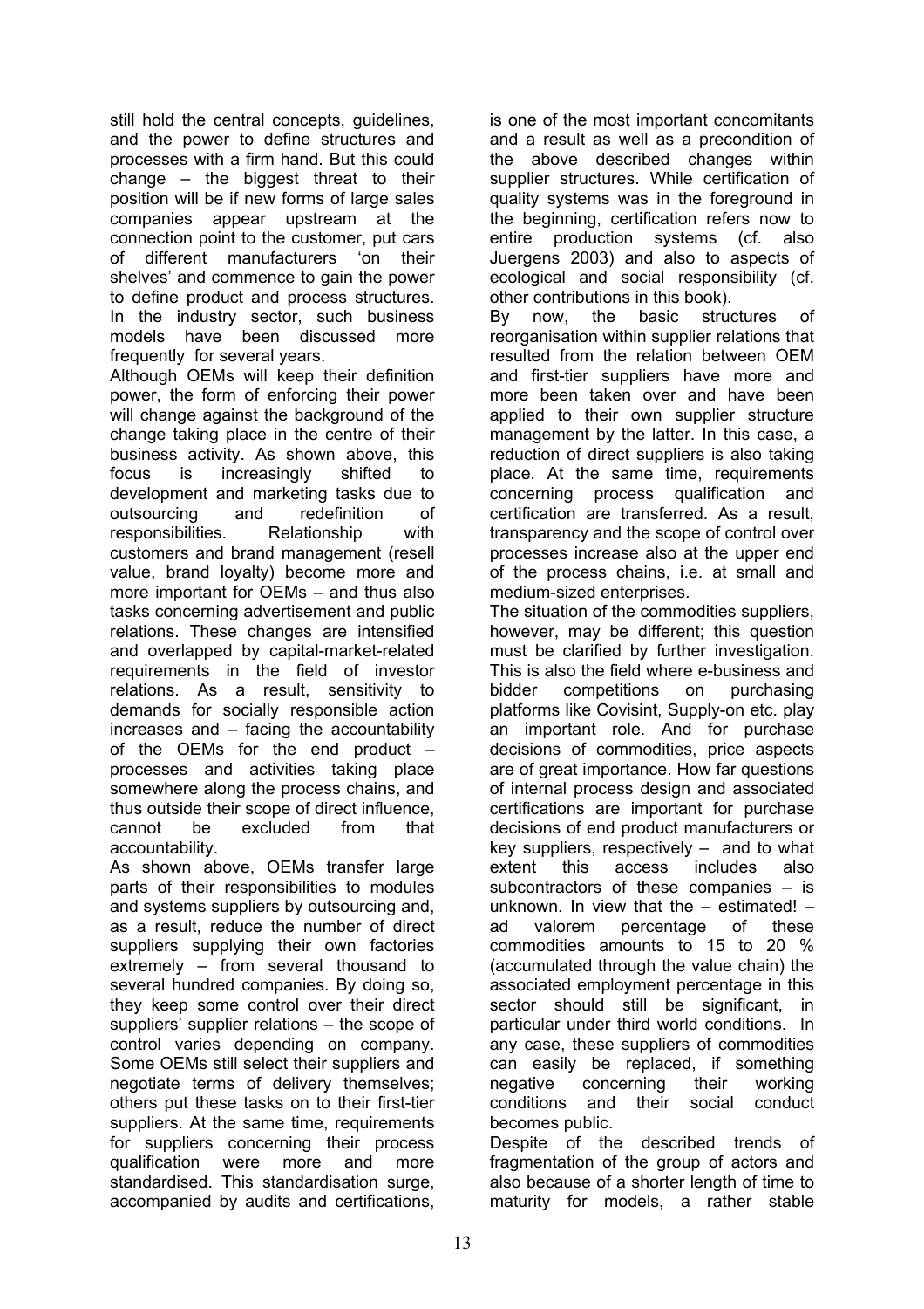still hold the central concepts, guidelines, and the power to define structures and processes with a firm hand. But this could change – the biggest threat to their position will be if new forms of large sales companies appear upstream at the connection point to the customer, put cars of different manufacturers 'on their shelves' and commence to gain the power to define product and process structures. In the industry sector, such business models have been discussed more frequently for several years.

Although OEMs will keep their definition power, the form of enforcing their power will change against the background of the change taking place in the centre of their business activity. As shown above, this focus is increasingly shifted to development and marketing tasks due to outsourcing and redefinition of responsibilities. Relationship with customers and brand management (resell value, brand loyalty) become more and more important for OEMs – and thus also tasks concerning advertisement and public relations. These changes are intensified and overlapped by capital-market-related requirements in the field of investor relations. As a result, sensitivity to demands for socially responsible action increases and – facing the accountability of the OEMs for the end product – processes and activities taking place somewhere along the process chains, and thus outside their scope of direct influence, cannot be excluded from that accountability.

As shown above, OEMs transfer large parts of their responsibilities to modules and systems suppliers by outsourcing and, as a result, reduce the number of direct suppliers supplying their own factories extremely – from several thousand to several hundred companies. By doing so, they keep some control over their direct suppliers' supplier relations – the scope of control varies depending on company. Some OEMs still select their suppliers and negotiate terms of delivery themselves; others put these tasks on to their first-tier suppliers. At the same time, requirements for suppliers concerning their process qualification were more and more standardised. This standardisation surge, accompanied by audits and certifications, is one of the most important concomitants and a result as well as a precondition of the above described changes within supplier structures. While certification of quality systems was in the foreground in the beginning, certification refers now to entire production systems (cf. also Juergens 2003) and also to aspects of ecological and social responsibility (cf. other contributions in this book).

By now, the basic structures of reorganisation within supplier relations that resulted from the relation between OEM and first-tier suppliers have more and more been taken over and have been applied to their own supplier structure management by the latter. In this case, a reduction of direct suppliers is also taking place. At the same time, requirements concerning process qualification and certification are transferred. As a result, transparency and the scope of control over processes increase also at the upper end of the process chains, i.e. at small and medium-sized enterprises.

The situation of the commodities suppliers, however, may be different; this question must be clarified by further investigation. This is also the field where e-business and bidder competitions on purchasing platforms like Covisint, Supply-on etc. play an important role. And for purchase decisions of commodities, price aspects are of great importance. How far questions of internal process design and associated certifications are important for purchase decisions of end product manufacturers or key suppliers, respectively – and to what extent this access includes also subcontractors of these companies – is unknown. In view that the – estimated! – ad valorem percentage of these commodities amounts to 15 to 20 % (accumulated through the value chain) the associated employment percentage in this sector should still be significant, in particular under third world conditions. In any case, these suppliers of commodities can easily be replaced, if something negative concerning their working conditions and their social conduct becomes public.

Despite of the described trends of fragmentation of the group of actors and also because of a shorter length of time to maturity for models, a rather stable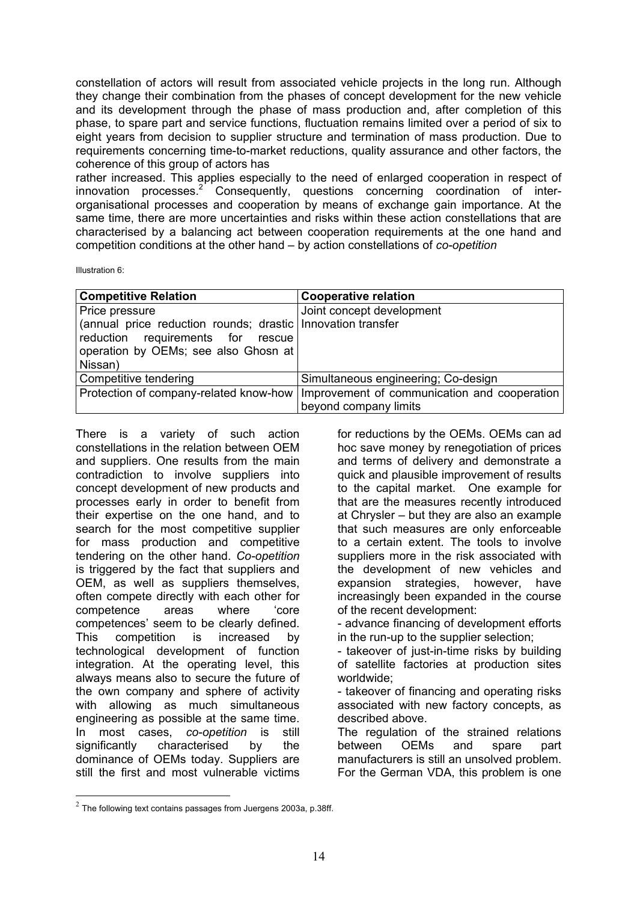constellation of actors will result from associated vehicle projects in the long run. Although they change their combination from the phases of concept development for the new vehicle and its development through the phase of mass production and, after completion of this phase, to spare part and service functions, fluctuation remains limited over a period of six to eight years from decision to supplier structure and termination of mass production. Due to requirements concerning time-to-market reductions, quality assurance and other factors, the coherence of this group of actors has

rather increased. This applies especially to the need of enlarged cooperation in respect of innovation processes.[2] Consequently, questions concerning coordination of inter-organisational processes and cooperation by means of exchange gain importance. At the same time, there are more uncertainties and risks within these action constellations that are characterised by a balancing act between cooperation requirements at the one hand and competition conditions at the other hand – by action constellations of *co-opetition*

Illustration 6:

| Competitive Relation | Cooperative relation |
|---|---|
| Price pressure (annual price reduction rounds; drastic reduction requirements for rescue operation by OEMs; see also Ghosn at Nissan) | Joint concept development Innovation transfer |
| Competitive tendering | Simultaneous engineering; Co-design |
| Protection of company-related know-how | Improvement of communication and cooperation beyond company limits |

There is a variety of such action constellations in the relation between OEM and suppliers. One results from the main contradiction to involve suppliers into concept development of new products and processes early in order to benefit from their expertise on the one hand, and to search for the most competitive supplier for mass production and competitive tendering on the other hand. *Co-opetition* is triggered by the fact that suppliers and OEM, as well as suppliers themselves, often compete directly with each other for competence areas where 'core competences' seem to be clearly defined. This competition is increased by technological development of function integration. At the operating level, this always means also to secure the future of the own company and sphere of activity with allowing as much simultaneous engineering as possible at the same time. In most cases, *co-opetition* is still significantly characterised by the dominance of OEMs today. Suppliers are still the first and most vulnerable victims for reductions by the OEMs. OEMs can ad hoc save money by renegotiation of prices and terms of delivery and demonstrate a quick and plausible improvement of results to the capital market. One example for that are the measures recently introduced at Chrysler – but they are also an example that such measures are only enforceable to a certain extent. The tools to involve suppliers more in the risk associated with the development of new vehicles and expansion strategies, however, have increasingly been expanded in the course of the recent development:

- advance financing of development efforts in the run-up to the supplier selection;
- takeover of just-in-time risks by building of satellite factories at production sites worldwide;
- takeover of financing and operating risks associated with new factory concepts, as described above.

The regulation of the strained relations between OEMs and spare part manufacturers is still an unsolved problem. For the German VDA, this problem is one

[2] The following text contains passages from Juergens 2003a, p.38ff.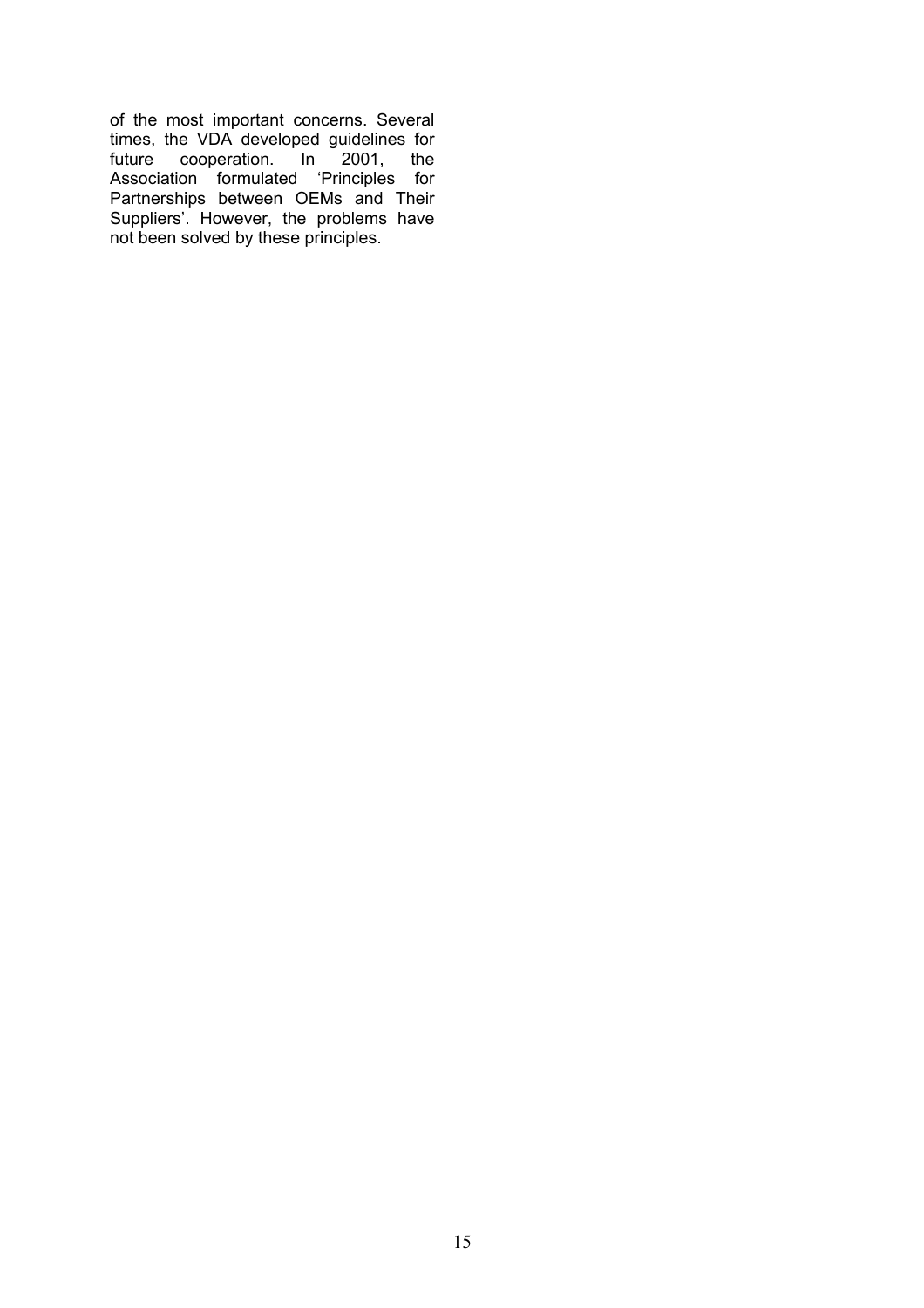of the most important concerns. Several times, the VDA developed guidelines for future cooperation. In 2001, the Association formulated 'Principles for Partnerships between OEMs and Their Suppliers'. However, the problems have not been solved by these principles.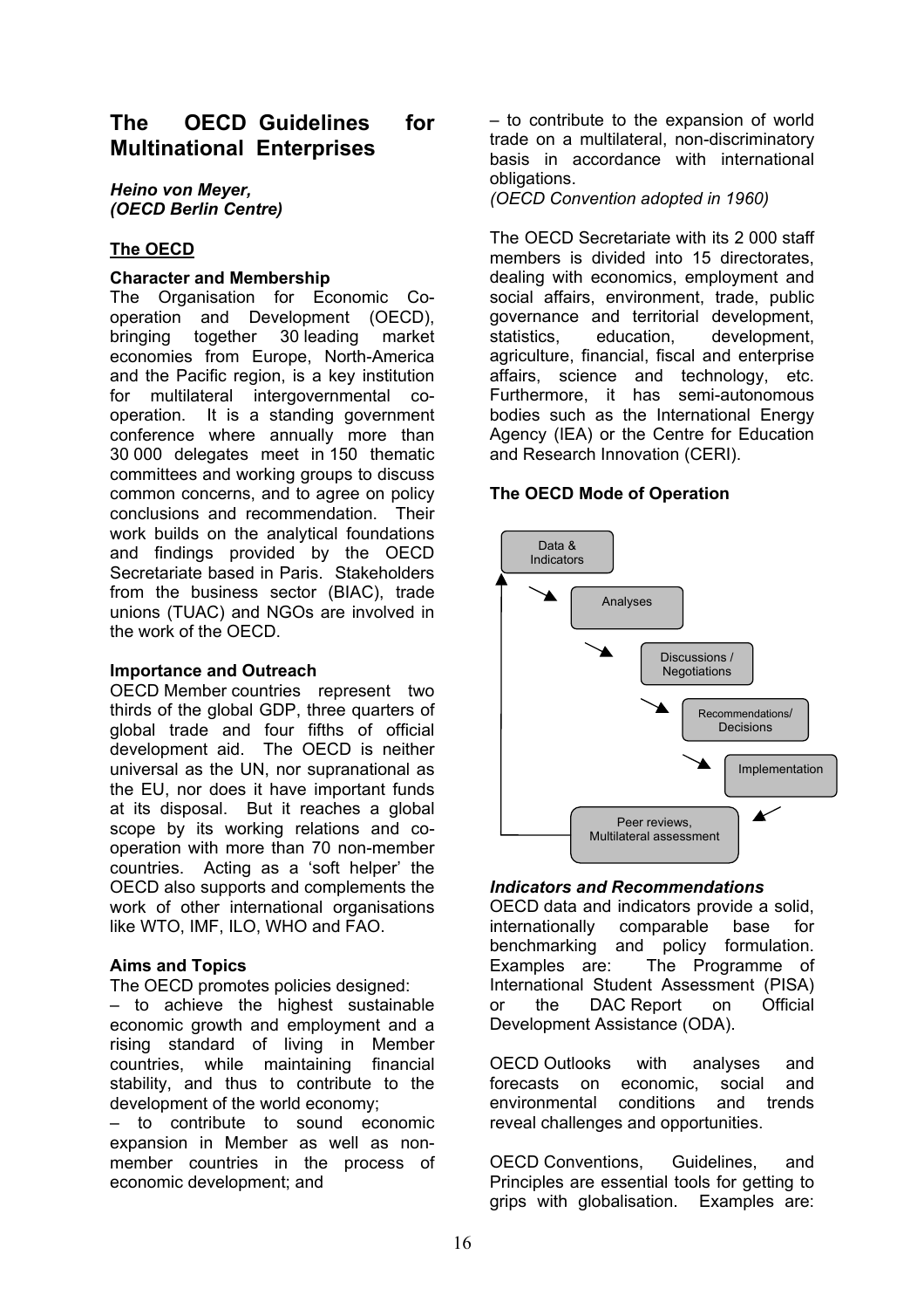# The OECD Guidelines for Multinational Enterprises

***Heino von Meyer, (OECD Berlin Centre)***

## The OECD

### Character and Membership

The Organisation for Economic Co-operation and Development (OECD), bringing together 30 leading market economies from Europe, North-America and the Pacific region, is a key institution for multilateral intergovernmental co-operation. It is a standing government conference where annually more than 30 000 delegates meet in 150 thematic committees and working groups to discuss common concerns, and to agree on policy conclusions and recommendation. Their work builds on the analytical foundations and findings provided by the OECD Secretariate based in Paris. Stakeholders from the business sector (BIAC), trade unions (TUAC) and NGOs are involved in the work of the OECD.

### Importance and Outreach

OECD Member countries represent two thirds of the global GDP, three quarters of global trade and four fifths of official development aid. The OECD is neither universal as the UN, nor supranational as the EU, nor does it have important funds at its disposal. But it reaches a global scope by its working relations and co-operation with more than 70 non-member countries. Acting as a 'soft helper' the OECD also supports and complements the work of other international organisations like WTO, IMF, ILO, WHO and FAO.

### Aims and Topics

The OECD promotes policies designed:

– to achieve the highest sustainable economic growth and employment and a rising standard of living in Member countries, while maintaining financial stability, and thus to contribute to the development of the world economy;

– to contribute to sound economic expansion in Member as well as non-member countries in the process of economic development; and

– to contribute to the expansion of world trade on a multilateral, non-discriminatory basis in accordance with international obligations.

*(OECD Convention adopted in 1960)*

The OECD Secretariate with its 2 000 staff members is divided into 15 directorates, dealing with economics, employment and social affairs, environment, trade, public governance and territorial development, statistics, education, development, agriculture, financial, fiscal and enterprise affairs, science and technology, etc. Furthermore, it has semi-autonomous bodies such as the International Energy Agency (IEA) or the Centre for Education and Research Innovation (CERI).

### The OECD Mode of Operation

Data & Indicators → Analyses → Discussions / Negotiations → Recommendations/ Decisions → Implementation → Peer reviews, Multilateral assessment → (back to Data & Indicators)

#### *Indicators and Recommendations*

OECD data and indicators provide a solid, internationally comparable base for benchmarking and policy formulation. Examples are: The Programme of International Student Assessment (PISA) or the DAC Report on Official Development Assistance (ODA).

OECD Outlooks with analyses and forecasts on economic, social and environmental conditions and trends reveal challenges and opportunities.

OECD Conventions, Guidelines, and Principles are essential tools for getting to grips with globalisation. Examples are: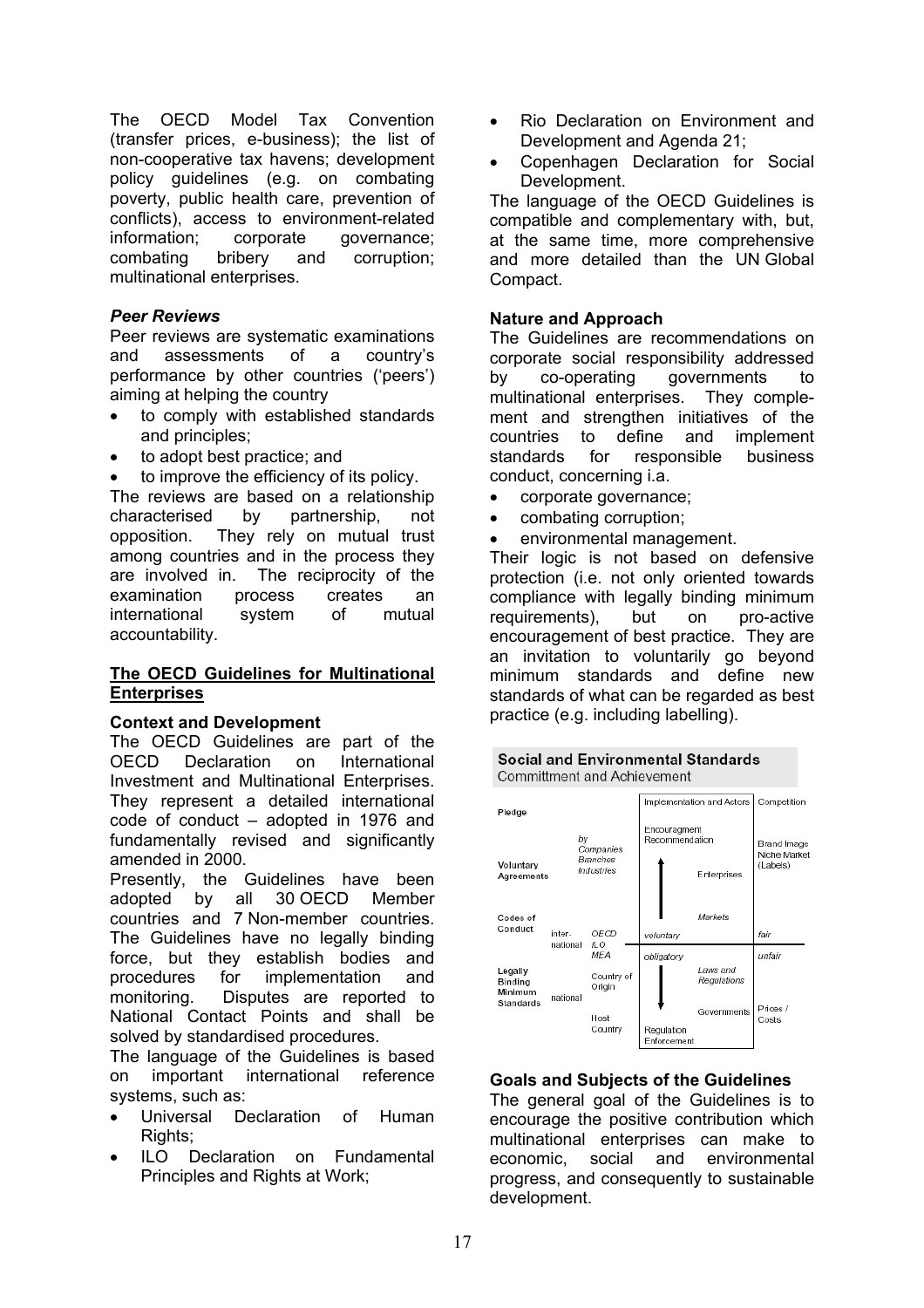The OECD Model Tax Convention (transfer prices, e-business); the list of non-cooperative tax havens; development policy guidelines (e.g. on combating poverty, public health care, prevention of conflicts), access to environment-related information; corporate governance; combating bribery and corruption; multinational enterprises.

### *Peer Reviews*

Peer reviews are systematic examinations and assessments of a country's performance by other countries ('peers') aiming at helping the country

- to comply with established standards and principles;
- to adopt best practice; and
- to improve the efficiency of its policy.

The reviews are based on a relationship characterised by partnership, not opposition. They rely on mutual trust among countries and in the process they are involved in. The reciprocity of the examination process creates an international system of mutual accountability.

## The OECD Guidelines for Multinational Enterprises

### Context and Development

The OECD Guidelines are part of the OECD Declaration on International Investment and Multinational Enterprises. They represent a detailed international code of conduct – adopted in 1976 and fundamentally revised and significantly amended in 2000.

Presently, the Guidelines have been adopted by all 30 OECD Member countries and 7 Non-member countries. The Guidelines have no legally binding force, but they establish bodies and procedures for implementation and monitoring. Disputes are reported to National Contact Points and shall be solved by standardised procedures.

The language of the Guidelines is based on important international reference systems, such as:

- Universal Declaration of Human Rights;
- ILO Declaration on Fundamental Principles and Rights at Work;
- Rio Declaration on Environment and Development and Agenda 21;
- Copenhagen Declaration for Social Development.

The language of the OECD Guidelines is compatible and complementary with, but, at the same time, more comprehensive and more detailed than the UN Global Compact.

### Nature and Approach

The Guidelines are recommendations on corporate social responsibility addressed by co-operating governments to multinational enterprises. They complement and strengthen initiatives of the countries to define and implement standards for responsible business conduct, concerning i.a.

- corporate governance;
- combating corruption;
- environmental management.

Their logic is not based on defensive protection (i.e. not only oriented towards compliance with legally binding minimum requirements), but on pro-active encouragement of best practice. They are an invitation to voluntarily go beyond minimum standards and define new standards of what can be regarded as best practice (e.g. including labelling).

**Social and Environmental Standards**
Committment and Achievement

| Pledge | | | Implementation and Actors | Competition |
|---|---|---|---|---|
| Voluntary Agreements | | by Companies Branches Industries | Encouragment Recommendation; Enterprises | Brand Image Niche Market (Labels) |
| Codes of Conduct | inter-national | OECD ILO MEA | Markets; voluntary | fair |
| Legally Binding Minimum Standards | national | Country of Origin; Host Country | obligatory; Laws and Regulations; Governments; Regulation Enforcement | unfair; Prices / Costs |

### Goals and Subjects of the Guidelines

The general goal of the Guidelines is to encourage the positive contribution which multinational enterprises can make to economic, social and environmental progress, and consequently to sustainable development.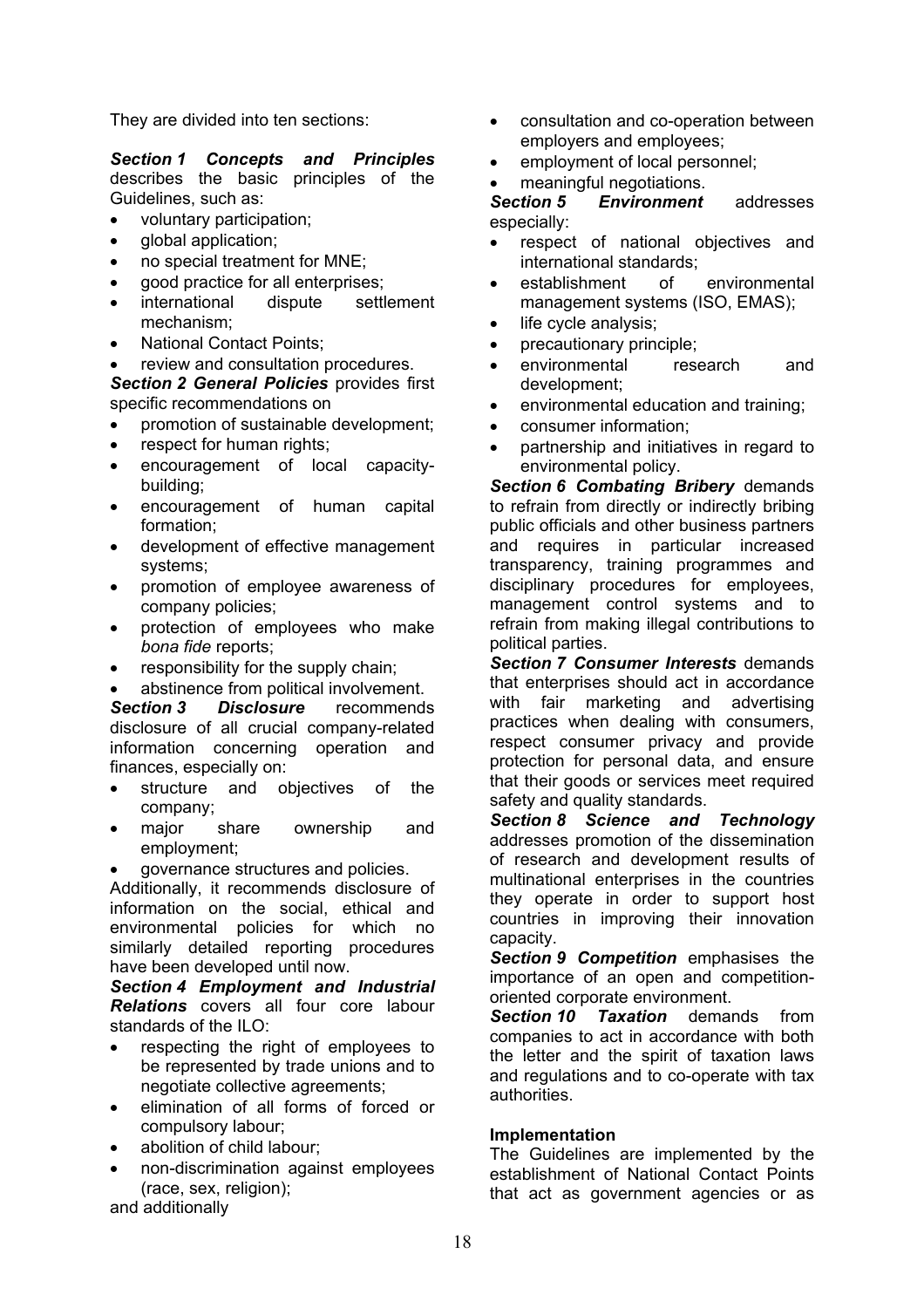They are divided into ten sections:

***Section 1 Concepts and Principles*** describes the basic principles of the Guidelines, such as:

- voluntary participation;
- global application;
- no special treatment for MNE;
- good practice for all enterprises;
- international dispute settlement mechanism;
- National Contact Points;
- review and consultation procedures.

***Section 2 General Policies*** provides first specific recommendations on

- promotion of sustainable development;
- respect for human rights;
- encouragement of local capacity-building;
- encouragement of human capital formation;
- development of effective management systems;
- promotion of employee awareness of company policies;
- protection of employees who make *bona fide* reports;
- responsibility for the supply chain;
- abstinence from political involvement.

***Section 3 Disclosure*** recommends disclosure of all crucial company-related information concerning operation and finances, especially on:

- structure and objectives of the company;
- major share ownership and employment;
- governance structures and policies.

Additionally, it recommends disclosure of information on the social, ethical and environmental policies for which no similarly detailed reporting procedures have been developed until now.

***Section 4 Employment and Industrial Relations*** covers all four core labour standards of the ILO:

- respecting the right of employees to be represented by trade unions and to negotiate collective agreements;
- elimination of all forms of forced or compulsory labour;
- abolition of child labour;
- non-discrimination against employees (race, sex, religion);

and additionally

- consultation and co-operation between employers and employees;
- employment of local personnel;
- meaningful negotiations.

***Section 5 Environment*** addresses especially:

- respect of national objectives and international standards;
- establishment of environmental management systems (ISO, EMAS);
- life cycle analysis;
- precautionary principle;
- environmental research and development;
- environmental education and training;
- consumer information;
- partnership and initiatives in regard to environmental policy.

***Section 6 Combating Bribery*** demands to refrain from directly or indirectly bribing public officials and other business partners and requires in particular increased transparency, training programmes and disciplinary procedures for employees, management control systems and to refrain from making illegal contributions to political parties.

***Section 7 Consumer Interests*** demands that enterprises should act in accordance with fair marketing and advertising practices when dealing with consumers, respect consumer privacy and provide protection for personal data, and ensure that their goods or services meet required safety and quality standards.

***Section 8 Science and Technology*** addresses promotion of the dissemination of research and development results of multinational enterprises in the countries they operate in order to support host countries in improving their innovation capacity.

***Section 9 Competition*** emphasises the importance of an open and competition-oriented corporate environment.

***Section 10 Taxation*** demands from companies to act in accordance with both the letter and the spirit of taxation laws and regulations and to co-operate with tax authorities.

**Implementation**

The Guidelines are implemented by the establishment of National Contact Points that act as government agencies or as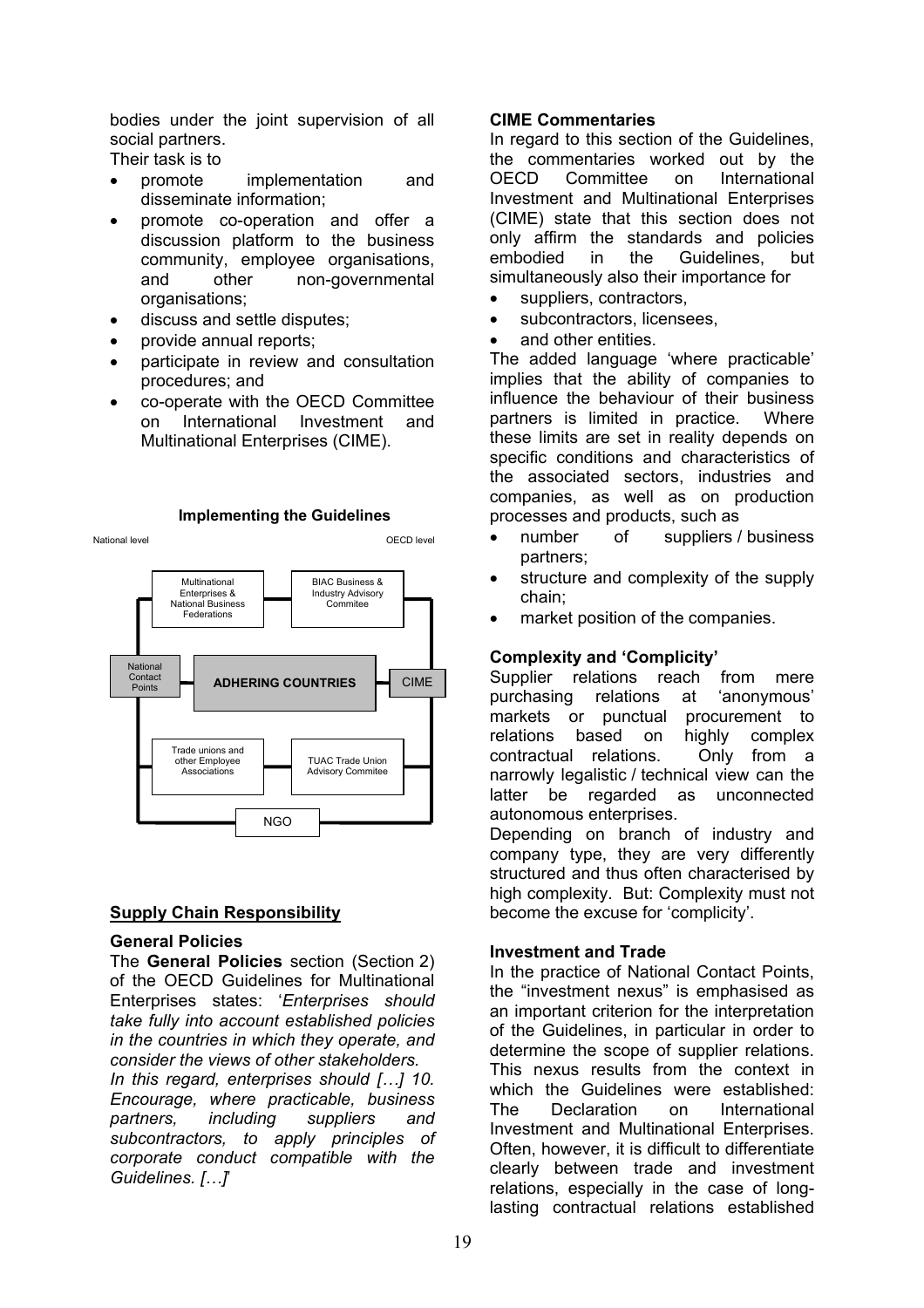bodies under the joint supervision of all social partners.

Their task is to

- promote implementation and disseminate information;
- promote co-operation and offer a discussion platform to the business community, employee organisations, and other non-governmental organisations;
- discuss and settle disputes;
- provide annual reports;
- participate in review and consultation procedures; and
- co-operate with the OECD Committee on International Investment and Multinational Enterprises (CIME).

**Implementing the Guidelines**

National level | OECD level

Multinational Enterprises & National Business Federations — BIAC Business & Industry Advisory Commitee

National Contact Points — ADHERING COUNTRIES — CIME

Trade unions and other Employee Associations — TUAC Trade Union Advisory Commitee

NGO

## Supply Chain Responsibility

### General Policies

The **General Policies** section (Section 2) of the OECD Guidelines for Multinational Enterprises states: '*Enterprises should take fully into account established policies in the countries in which they operate, and consider the views of other stakeholders. In this regard, enterprises should […] 10. Encourage, where practicable, business partners, including suppliers and subcontractors, to apply principles of corporate conduct compatible with the Guidelines. […]*'

### CIME Commentaries

In regard to this section of the Guidelines, the commentaries worked out by the OECD Committee on International Investment and Multinational Enterprises (CIME) state that this section does not only affirm the standards and policies embodied in the Guidelines, but simultaneously also their importance for

- suppliers, contractors,
- subcontractors, licensees,
- and other entities.

The added language 'where practicable' implies that the ability of companies to influence the behaviour of their business partners is limited in practice. Where these limits are set in reality depends on specific conditions and characteristics of the associated sectors, industries and companies, as well as on production processes and products, such as

- number of suppliers / business partners;
- structure and complexity of the supply chain;
- market position of the companies.

### Complexity and 'Complicity'

Supplier relations reach from mere purchasing relations at 'anonymous' markets or punctual procurement to relations based on highly complex contractual relations. Only from a narrowly legalistic / technical view can the latter be regarded as unconnected autonomous enterprises.

Depending on branch of industry and company type, they are very differently structured and thus often characterised by high complexity. But: Complexity must not become the excuse for 'complicity'.

### Investment and Trade

In the practice of National Contact Points, the "investment nexus" is emphasised as an important criterion for the interpretation of the Guidelines, in particular in order to determine the scope of supplier relations. This nexus results from the context in which the Guidelines were established: The Declaration on International Investment and Multinational Enterprises. Often, however, it is difficult to differentiate clearly between trade and investment relations, especially in the case of long-lasting contractual relations established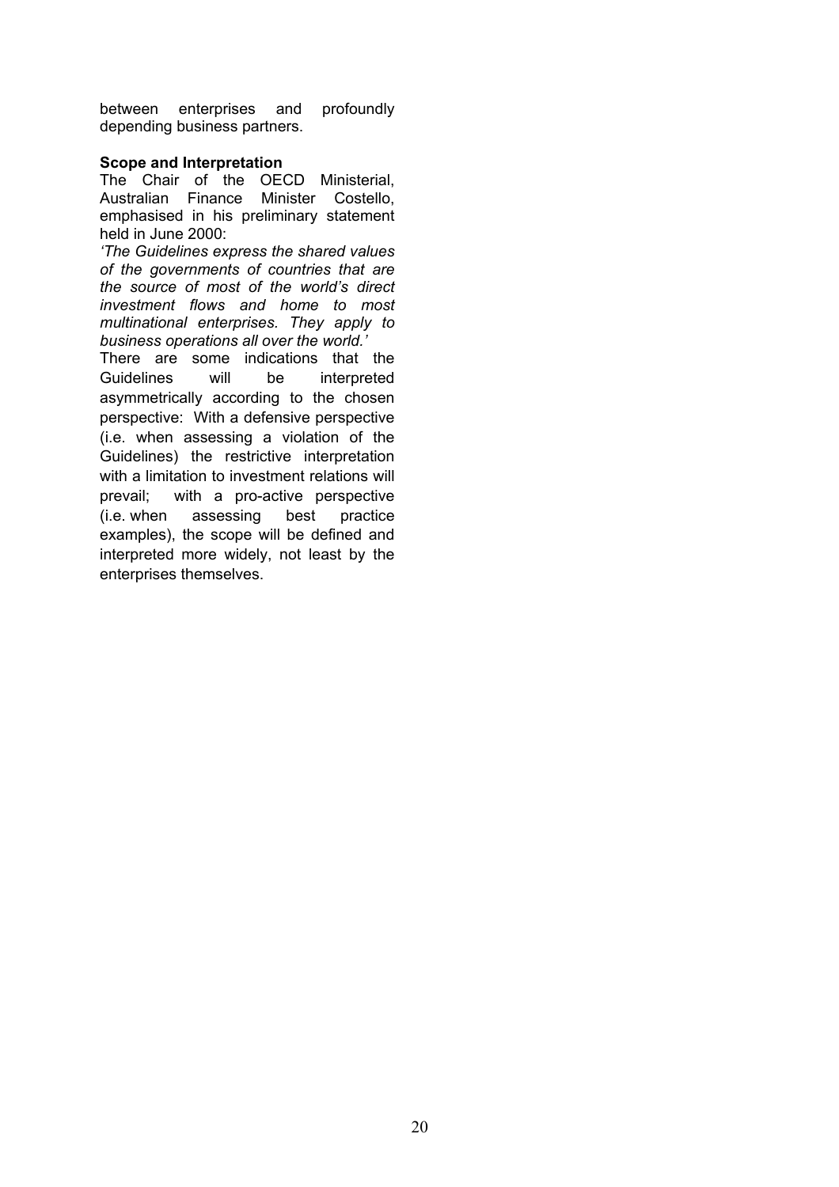between enterprises and profoundly depending business partners.

**Scope and Interpretation**

The Chair of the OECD Ministerial, Australian Finance Minister Costello, emphasised in his preliminary statement held in June 2000:

*'The Guidelines express the shared values of the governments of countries that are the source of most of the world's direct investment flows and home to most multinational enterprises. They apply to business operations all over the world.'*

There are some indications that the Guidelines will be interpreted asymmetrically according to the chosen perspective: With a defensive perspective (i.e. when assessing a violation of the Guidelines) the restrictive interpretation with a limitation to investment relations will prevail; with a pro-active perspective (i.e. when assessing best practice examples), the scope will be defined and interpreted more widely, not least by the enterprises themselves.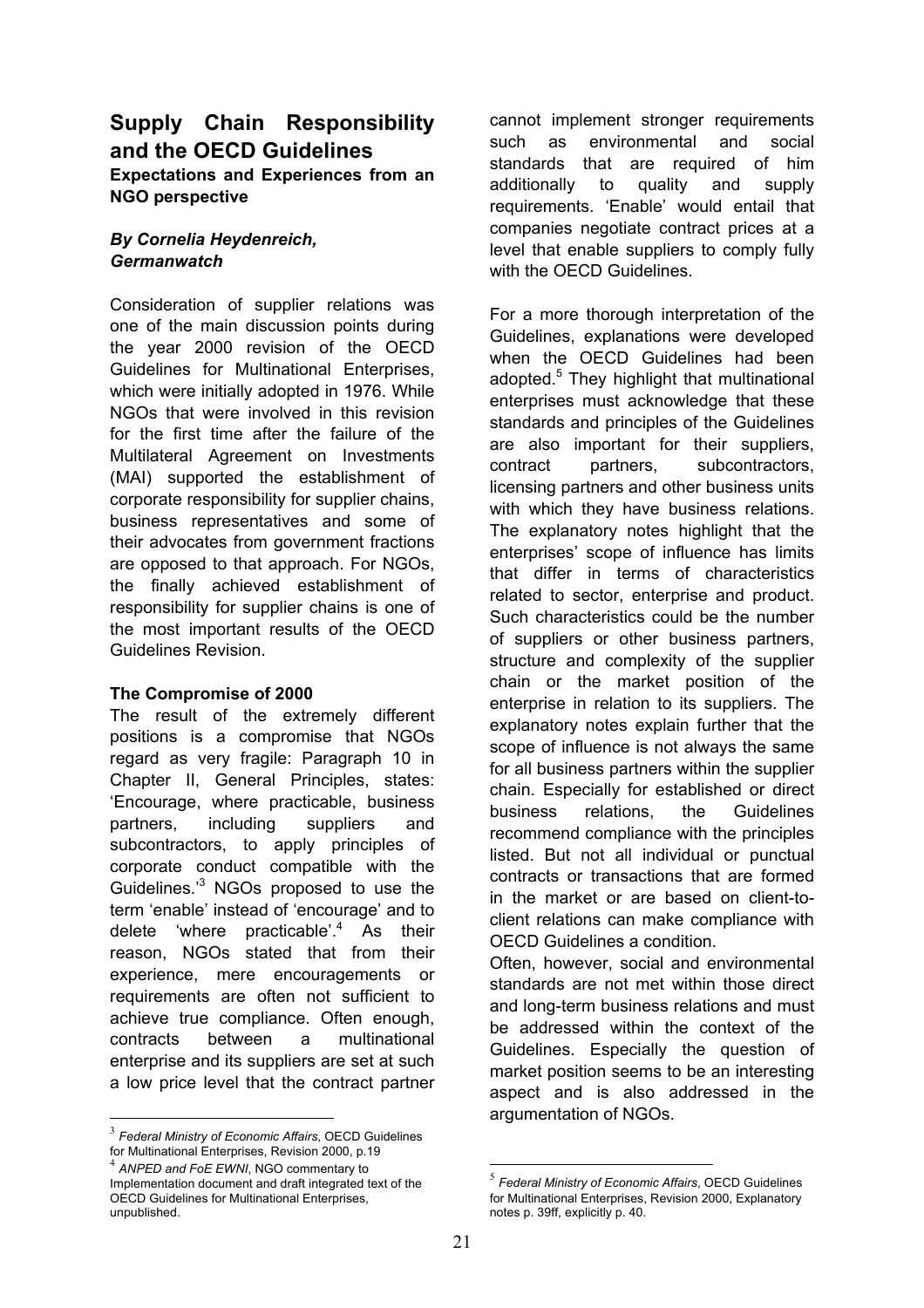# Supply Chain Responsibility and the OECD Guidelines

**Expectations and Experiences from an NGO perspective**

***By Cornelia Heydenreich, Germanwatch***

Consideration of supplier relations was one of the main discussion points during the year 2000 revision of the OECD Guidelines for Multinational Enterprises, which were initially adopted in 1976. While NGOs that were involved in this revision for the first time after the failure of the Multilateral Agreement on Investments (MAI) supported the establishment of corporate responsibility for supplier chains, business representatives and some of their advocates from government fractions are opposed to that approach. For NGOs, the finally achieved establishment of responsibility for supplier chains is one of the most important results of the OECD Guidelines Revision.

**The Compromise of 2000**

The result of the extremely different positions is a compromise that NGOs regard as very fragile: Paragraph 10 in Chapter II, General Principles, states: 'Encourage, where practicable, business partners, including suppliers and subcontractors, to apply principles of corporate conduct compatible with the Guidelines.'[3] NGOs proposed to use the term 'enable' instead of 'encourage' and to delete 'where practicable'.[4] As their reason, NGOs stated that from their experience, mere encouragements or requirements are often not sufficient to achieve true compliance. Often enough, contracts between a multinational enterprise and its suppliers are set at such a low price level that the contract partner cannot implement stronger requirements such as environmental and social standards that are required of him additionally to quality and supply requirements. 'Enable' would entail that companies negotiate contract prices at a level that enable suppliers to comply fully with the OECD Guidelines.

For a more thorough interpretation of the Guidelines, explanations were developed when the OECD Guidelines had been adopted.[5] They highlight that multinational enterprises must acknowledge that these standards and principles of the Guidelines are also important for their suppliers, contract partners, subcontractors, licensing partners and other business units with which they have business relations. The explanatory notes highlight that the enterprises' scope of influence has limits that differ in terms of characteristics related to sector, enterprise and product. Such characteristics could be the number of suppliers or other business partners, structure and complexity of the supplier chain or the market position of the enterprise in relation to its suppliers. The explanatory notes explain further that the scope of influence is not always the same for all business partners within the supplier chain. Especially for established or direct business relations, the Guidelines recommend compliance with the principles listed. But not all individual or punctual contracts or transactions that are formed in the market or are based on client-to-client relations can make compliance with OECD Guidelines a condition.

Often, however, social and environmental standards are not met within those direct and long-term business relations and must be addressed within the context of the Guidelines. Especially the question of market position seems to be an interesting aspect and is also addressed in the argumentation of NGOs.

---

[3] *Federal Ministry of Economic Affairs*, OECD Guidelines for Multinational Enterprises, Revision 2000, p.19

[4] *ANPED and FoE EWNI*, NGO commentary to Implementation document and draft integrated text of the OECD Guidelines for Multinational Enterprises, unpublished.

[5] *Federal Ministry of Economic Affairs*, OECD Guidelines for Multinational Enterprises, Revision 2000, Explanatory notes p. 39ff, explicitly p. 40.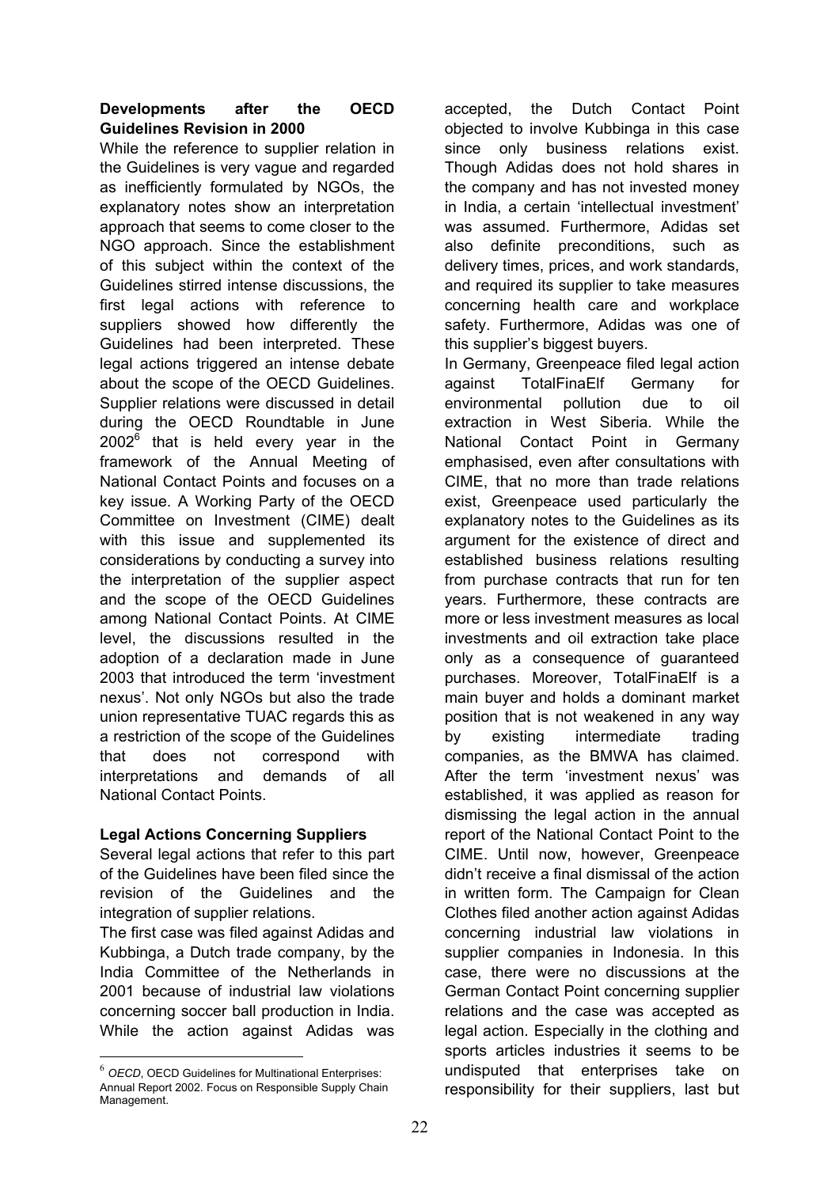**Developments after the OECD Guidelines Revision in 2000**

While the reference to supplier relation in the Guidelines is very vague and regarded as inefficiently formulated by NGOs, the explanatory notes show an interpretation approach that seems to come closer to the NGO approach. Since the establishment of this subject within the context of the Guidelines stirred intense discussions, the first legal actions with reference to suppliers showed how differently the Guidelines had been interpreted. These legal actions triggered an intense debate about the scope of the OECD Guidelines. Supplier relations were discussed in detail during the OECD Roundtable in June 2002[6] that is held every year in the framework of the Annual Meeting of National Contact Points and focuses on a key issue. A Working Party of the OECD Committee on Investment (CIME) dealt with this issue and supplemented its considerations by conducting a survey into the interpretation of the supplier aspect and the scope of the OECD Guidelines among National Contact Points. At CIME level, the discussions resulted in the adoption of a declaration made in June 2003 that introduced the term 'investment nexus'. Not only NGOs but also the trade union representative TUAC regards this as a restriction of the scope of the Guidelines that does not correspond with interpretations and demands of all National Contact Points.

**Legal Actions Concerning Suppliers**

Several legal actions that refer to this part of the Guidelines have been filed since the revision of the Guidelines and the integration of supplier relations.

The first case was filed against Adidas and Kubbinga, a Dutch trade company, by the India Committee of the Netherlands in 2001 because of industrial law violations concerning soccer ball production in India. While the action against Adidas was accepted, the Dutch Contact Point objected to involve Kubbinga in this case since only business relations exist. Though Adidas does not hold shares in the company and has not invested money in India, a certain 'intellectual investment' was assumed. Furthermore, Adidas set also definite preconditions, such as delivery times, prices, and work standards, and required its supplier to take measures concerning health care and workplace safety. Furthermore, Adidas was one of this supplier's biggest buyers.

In Germany, Greenpeace filed legal action against TotalFinaElf Germany for environmental pollution due to oil extraction in West Siberia. While the National Contact Point in Germany emphasised, even after consultations with CIME, that no more than trade relations exist, Greenpeace used particularly the explanatory notes to the Guidelines as its argument for the existence of direct and established business relations resulting from purchase contracts that run for ten years. Furthermore, these contracts are more or less investment measures as local investments and oil extraction take place only as a consequence of guaranteed purchases. Moreover, TotalFinaElf is a main buyer and holds a dominant market position that is not weakened in any way by existing intermediate trading companies, as the BMWA has claimed. After the term 'investment nexus' was established, it was applied as reason for dismissing the legal action in the annual report of the National Contact Point to the CIME. Until now, however, Greenpeace didn't receive a final dismissal of the action in written form. The Campaign for Clean Clothes filed another action against Adidas concerning industrial law violations in supplier companies in Indonesia. In this case, there were no discussions at the German Contact Point concerning supplier relations and the case was accepted as legal action. Especially in the clothing and sports articles industries it seems to be undisputed that enterprises take on responsibility for their suppliers, last but

---

[6] *OECD*, OECD Guidelines for Multinational Enterprises: Annual Report 2002. Focus on Responsible Supply Chain Management.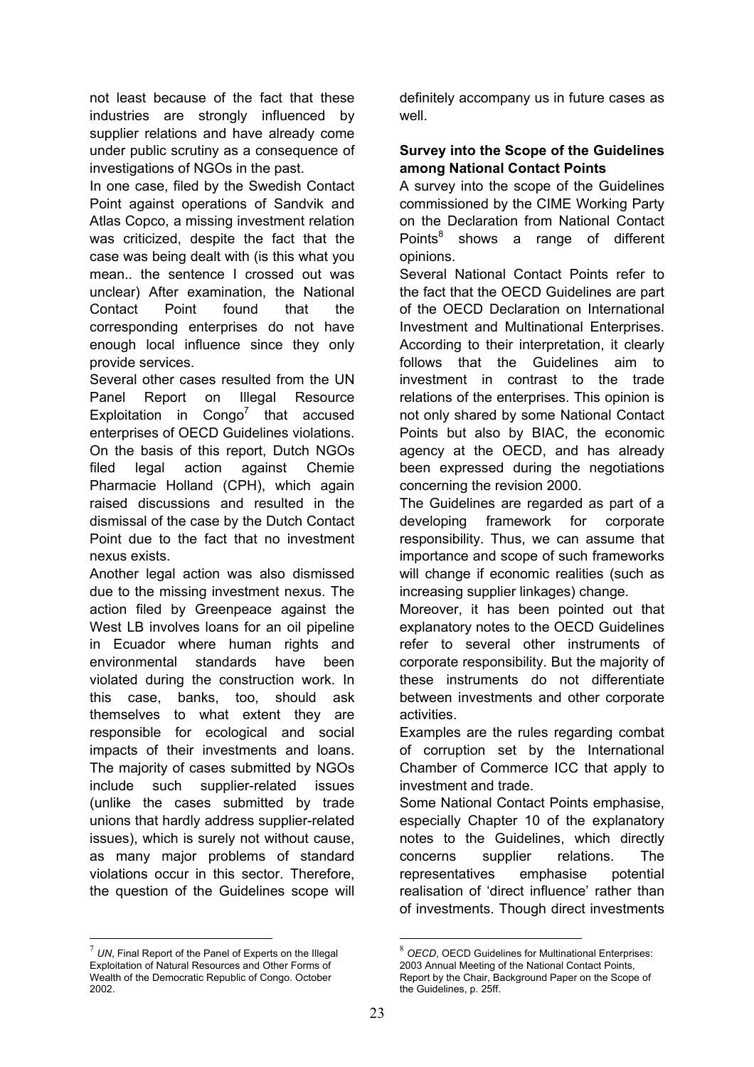not least because of the fact that these industries are strongly influenced by supplier relations and have already come under public scrutiny as a consequence of investigations of NGOs in the past.

In one case, filed by the Swedish Contact Point against operations of Sandvik and Atlas Copco, a missing investment relation was criticized, despite the fact that the case was being dealt with (is this what you mean.. the sentence I crossed out was unclear) After examination, the National Contact Point found that the corresponding enterprises do not have enough local influence since they only provide services.

Several other cases resulted from the UN Panel Report on Illegal Resource Exploitation in Congo[7] that accused enterprises of OECD Guidelines violations. On the basis of this report, Dutch NGOs filed legal action against Chemie Pharmacie Holland (CPH), which again raised discussions and resulted in the dismissal of the case by the Dutch Contact Point due to the fact that no investment nexus exists.

Another legal action was also dismissed due to the missing investment nexus. The action filed by Greenpeace against the West LB involves loans for an oil pipeline in Ecuador where human rights and environmental standards have been violated during the construction work. In this case, banks, too, should ask themselves to what extent they are responsible for ecological and social impacts of their investments and loans. The majority of cases submitted by NGOs include such supplier-related issues (unlike the cases submitted by trade unions that hardly address supplier-related issues), which is surely not without cause, as many major problems of standard violations occur in this sector. Therefore, the question of the Guidelines scope will definitely accompany us in future cases as well.

**Survey into the Scope of the Guidelines among National Contact Points**

A survey into the scope of the Guidelines commissioned by the CIME Working Party on the Declaration from National Contact Points[8] shows a range of different opinions.

Several National Contact Points refer to the fact that the OECD Guidelines are part of the OECD Declaration on International Investment and Multinational Enterprises. According to their interpretation, it clearly follows that the Guidelines aim to investment in contrast to the trade relations of the enterprises. This opinion is not only shared by some National Contact Points but also by BIAC, the economic agency at the OECD, and has already been expressed during the negotiations concerning the revision 2000.

The Guidelines are regarded as part of a developing framework for corporate responsibility. Thus, we can assume that importance and scope of such frameworks will change if economic realities (such as increasing supplier linkages) change.

Moreover, it has been pointed out that explanatory notes to the OECD Guidelines refer to several other instruments of corporate responsibility. But the majority of these instruments do not differentiate between investments and other corporate activities.

Examples are the rules regarding combat of corruption set by the International Chamber of Commerce ICC that apply to investment and trade.

Some National Contact Points emphasise, especially Chapter 10 of the explanatory notes to the Guidelines, which directly concerns supplier relations. The representatives emphasise potential realisation of 'direct influence' rather than of investments. Though direct investments

---

[7] *UN*, Final Report of the Panel of Experts on the Illegal Exploitation of Natural Resources and Other Forms of Wealth of the Democratic Republic of Congo. October 2002.

[8] *OECD*, OECD Guidelines for Multinational Enterprises: 2003 Annual Meeting of the National Contact Points, Report by the Chair, Background Paper on the Scope of the Guidelines, p. 25ff.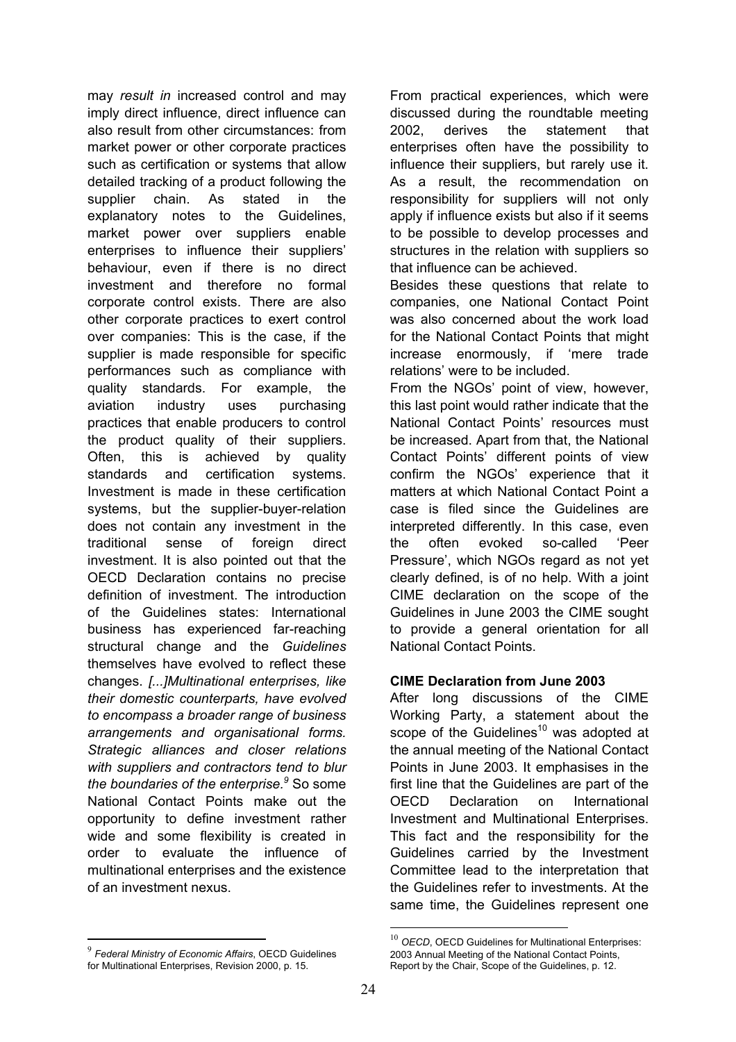may *result in* increased control and may imply direct influence, direct influence can also result from other circumstances: from market power or other corporate practices such as certification or systems that allow detailed tracking of a product following the supplier chain. As stated in the explanatory notes to the Guidelines, market power over suppliers enable enterprises to influence their suppliers' behaviour, even if there is no direct investment and therefore no formal corporate control exists. There are also other corporate practices to exert control over companies: This is the case, if the supplier is made responsible for specific performances such as compliance with quality standards. For example, the aviation industry uses purchasing practices that enable producers to control the product quality of their suppliers. Often, this is achieved by quality standards and certification systems. Investment is made in these certification systems, but the supplier-buyer-relation does not contain any investment in the traditional sense of foreign direct investment. It is also pointed out that the OECD Declaration contains no precise definition of investment. The introduction of the Guidelines states: International business has experienced far-reaching structural change and the *Guidelines* themselves have evolved to reflect these changes. *[...]Multinational enterprises, like their domestic counterparts, have evolved to encompass a broader range of business arrangements and organisational forms. Strategic alliances and closer relations with suppliers and contractors tend to blur the boundaries of the enterprise.*[9] So some National Contact Points make out the opportunity to define investment rather wide and some flexibility is created in order to evaluate the influence of multinational enterprises and the existence of an investment nexus.

From practical experiences, which were discussed during the roundtable meeting 2002, derives the statement that enterprises often have the possibility to influence their suppliers, but rarely use it. As a result, the recommendation on responsibility for suppliers will not only apply if influence exists but also if it seems to be possible to develop processes and structures in the relation with suppliers so that influence can be achieved.

Besides these questions that relate to companies, one National Contact Point was also concerned about the work load for the National Contact Points that might increase enormously, if 'mere trade relations' were to be included.

From the NGOs' point of view, however, this last point would rather indicate that the National Contact Points' resources must be increased. Apart from that, the National Contact Points' different points of view confirm the NGOs' experience that it matters at which National Contact Point a case is filed since the Guidelines are interpreted differently. In this case, even the often evoked so-called 'Peer Pressure', which NGOs regard as not yet clearly defined, is of no help. With a joint CIME declaration on the scope of the Guidelines in June 2003 the CIME sought to provide a general orientation for all National Contact Points.

**CIME Declaration from June 2003**

After long discussions of the CIME Working Party, a statement about the scope of the Guidelines[10] was adopted at the annual meeting of the National Contact Points in June 2003. It emphasises in the first line that the Guidelines are part of the OECD Declaration on International Investment and Multinational Enterprises. This fact and the responsibility for the Guidelines carried by the Investment Committee lead to the interpretation that the Guidelines refer to investments. At the same time, the Guidelines represent one

---

[9] *Federal Ministry of Economic Affairs*, OECD Guidelines for Multinational Enterprises, Revision 2000, p. 15.

[10] *OECD*, OECD Guidelines for Multinational Enterprises: 2003 Annual Meeting of the National Contact Points, Report by the Chair, Scope of the Guidelines, p. 12.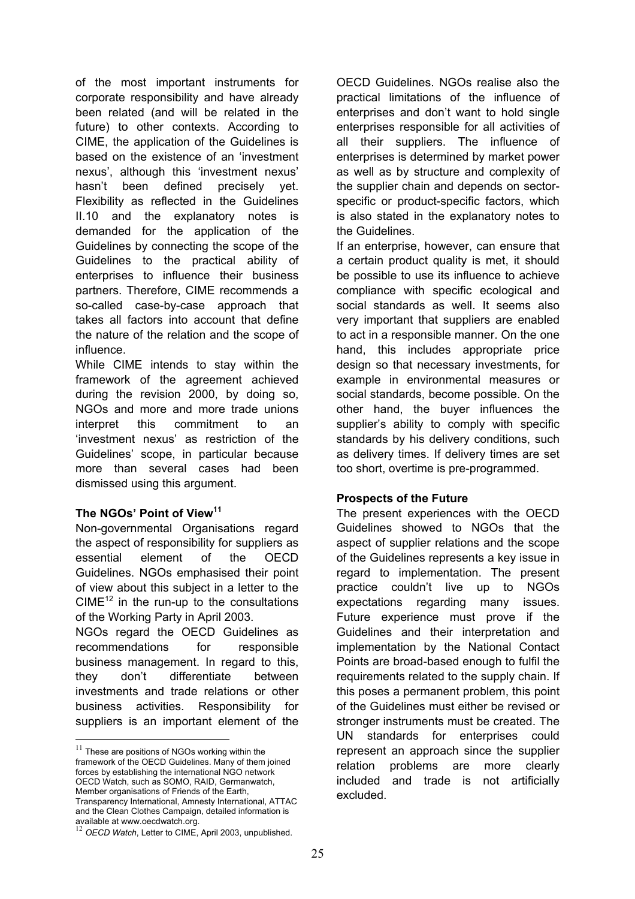of the most important instruments for corporate responsibility and have already been related (and will be related in the future) to other contexts. According to CIME, the application of the Guidelines is based on the existence of an 'investment nexus', although this 'investment nexus' hasn't been defined precisely yet. Flexibility as reflected in the Guidelines II.10 and the explanatory notes is demanded for the application of the Guidelines by connecting the scope of the Guidelines to the practical ability of enterprises to influence their business partners. Therefore, CIME recommends a so-called case-by-case approach that takes all factors into account that define the nature of the relation and the scope of influence.

While CIME intends to stay within the framework of the agreement achieved during the revision 2000, by doing so, NGOs and more and more trade unions interpret this commitment to an 'investment nexus' as restriction of the Guidelines' scope, in particular because more than several cases had been dismissed using this argument.

### The NGOs' Point of View[11]

Non-governmental Organisations regard the aspect of responsibility for suppliers as essential element of the OECD Guidelines. NGOs emphasised their point of view about this subject in a letter to the CIME[12] in the run-up to the consultations of the Working Party in April 2003.

NGOs regard the OECD Guidelines as recommendations for responsible business management. In regard to this, they don't differentiate between investments and trade relations or other business activities. Responsibility for suppliers is an important element of the OECD Guidelines. NGOs realise also the practical limitations of the influence of enterprises and don't want to hold single enterprises responsible for all activities of all their suppliers. The influence of enterprises is determined by market power as well as by structure and complexity of the supplier chain and depends on sector-specific or product-specific factors, which is also stated in the explanatory notes to the Guidelines.

If an enterprise, however, can ensure that a certain product quality is met, it should be possible to use its influence to achieve compliance with specific ecological and social standards as well. It seems also very important that suppliers are enabled to act in a responsible manner. On the one hand, this includes appropriate price design so that necessary investments, for example in environmental measures or social standards, become possible. On the other hand, the buyer influences the supplier's ability to comply with specific standards by his delivery conditions, such as delivery times. If delivery times are set too short, overtime is pre-programmed.

### Prospects of the Future

The present experiences with the OECD Guidelines showed to NGOs that the aspect of supplier relations and the scope of the Guidelines represents a key issue in regard to implementation. The present practice couldn't live up to NGOs expectations regarding many issues. Future experience must prove if the Guidelines and their interpretation and implementation by the National Contact Points are broad-based enough to fulfil the requirements related to the supply chain. If this poses a permanent problem, this point of the Guidelines must either be revised or stronger instruments must be created. The UN standards for enterprises could represent an approach since the supplier relation problems are more clearly included and trade is not artificially excluded.

---

[11] These are positions of NGOs working within the framework of the OECD Guidelines. Many of them joined forces by establishing the international NGO network OECD Watch, such as SOMO, RAID, Germanwatch, Member organisations of Friends of the Earth, Transparency International, Amnesty International, ATTAC and the Clean Clothes Campaign, detailed information is available at www.oecdwatch.org.

[12] *OECD Watch*, Letter to CIME, April 2003, unpublished.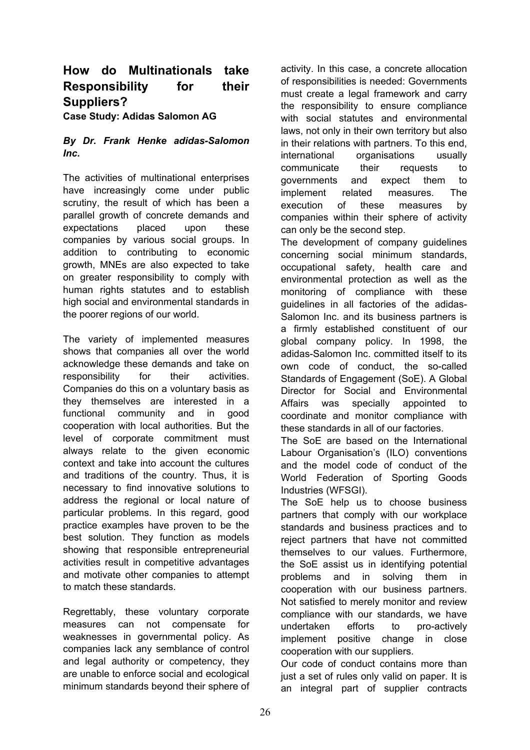## How do Multinationals take Responsibility for their Suppliers?

**Case Study: Adidas Salomon AG**

***By Dr. Frank Henke adidas-Salomon Inc.***

The activities of multinational enterprises have increasingly come under public scrutiny, the result of which has been a parallel growth of concrete demands and expectations placed upon these companies by various social groups. In addition to contributing to economic growth, MNEs are also expected to take on greater responsibility to comply with human rights statutes and to establish high social and environmental standards in the poorer regions of our world.

The variety of implemented measures shows that companies all over the world acknowledge these demands and take on responsibility for their activities. Companies do this on a voluntary basis as they themselves are interested in a functional community and in good cooperation with local authorities. But the level of corporate commitment must always relate to the given economic context and take into account the cultures and traditions of the country. Thus, it is necessary to find innovative solutions to address the regional or local nature of particular problems. In this regard, good practice examples have proven to be the best solution. They function as models showing that responsible entrepreneurial activities result in competitive advantages and motivate other companies to attempt to match these standards.

Regrettably, these voluntary corporate measures can not compensate for weaknesses in governmental policy. As companies lack any semblance of control and legal authority or competency, they are unable to enforce social and ecological minimum standards beyond their sphere of activity. In this case, a concrete allocation of responsibilities is needed: Governments must create a legal framework and carry the responsibility to ensure compliance with social statutes and environmental laws, not only in their own territory but also in their relations with partners. To this end, international organisations usually communicate their requests to governments and expect them to implement related measures. The execution of these measures by companies within their sphere of activity can only be the second step.

The development of company guidelines concerning social minimum standards, occupational safety, health care and environmental protection as well as the monitoring of compliance with these guidelines in all factories of the adidas-Salomon Inc. and its business partners is a firmly established constituent of our global company policy. In 1998, the adidas-Salomon Inc. committed itself to its own code of conduct, the so-called Standards of Engagement (SoE). A Global Director for Social and Environmental Affairs was specially appointed to coordinate and monitor compliance with these standards in all of our factories.

The SoE are based on the International Labour Organisation's (ILO) conventions and the model code of conduct of the World Federation of Sporting Goods Industries (WFSGI).

The SoE help us to choose business partners that comply with our workplace standards and business practices and to reject partners that have not committed themselves to our values. Furthermore, the SoE assist us in identifying potential problems and in solving them in cooperation with our business partners. Not satisfied to merely monitor and review compliance with our standards, we have undertaken efforts to pro-actively implement positive change in close cooperation with our suppliers.

Our code of conduct contains more than just a set of rules only valid on paper. It is an integral part of supplier contracts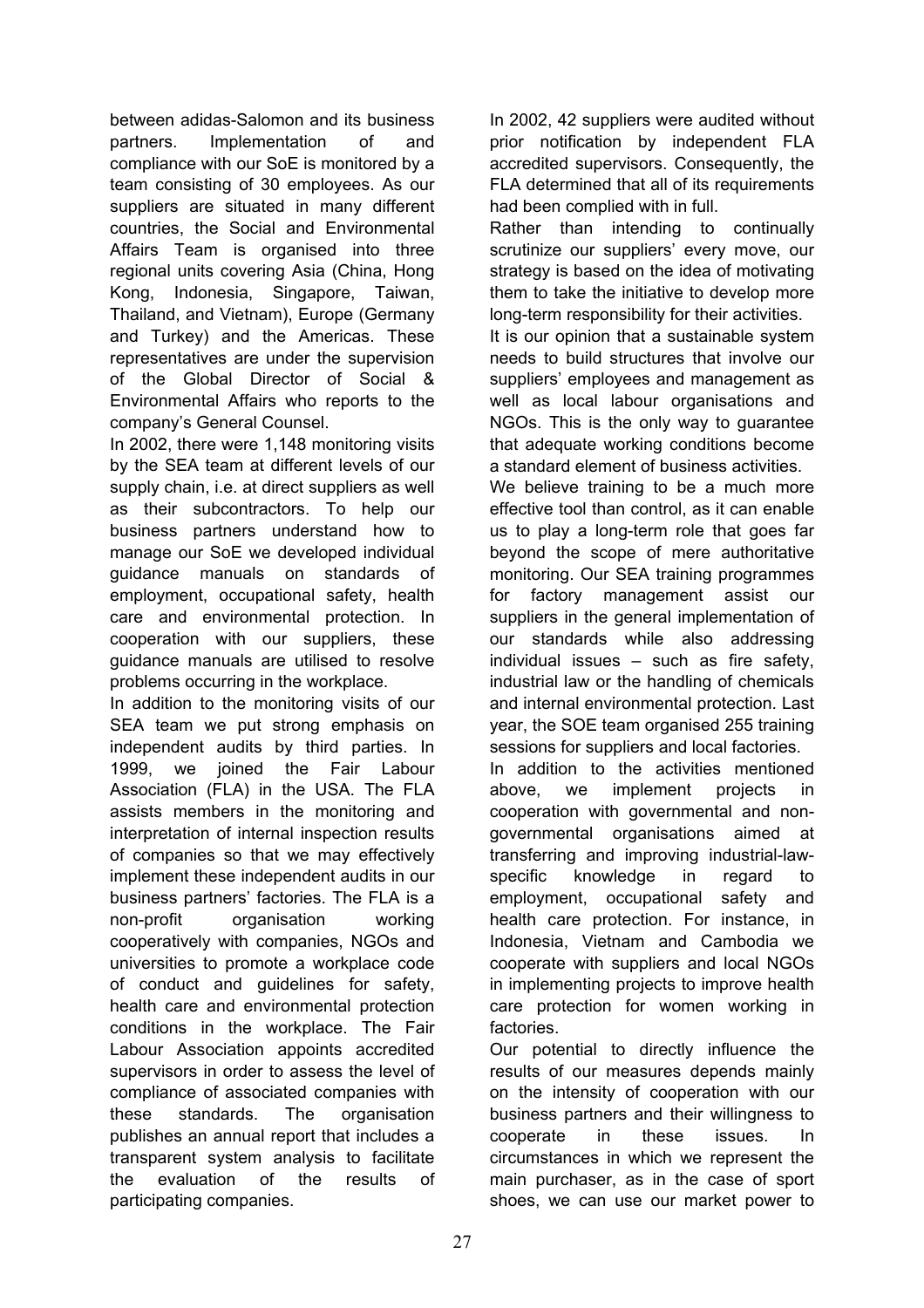between adidas-Salomon and its business partners. Implementation of and compliance with our SoE is monitored by a team consisting of 30 employees. As our suppliers are situated in many different countries, the Social and Environmental Affairs Team is organised into three regional units covering Asia (China, Hong Kong, Indonesia, Singapore, Taiwan, Thailand, and Vietnam), Europe (Germany and Turkey) and the Americas. These representatives are under the supervision of the Global Director of Social & Environmental Affairs who reports to the company's General Counsel.

In 2002, there were 1,148 monitoring visits by the SEA team at different levels of our supply chain, i.e. at direct suppliers as well as their subcontractors. To help our business partners understand how to manage our SoE we developed individual guidance manuals on standards of employment, occupational safety, health care and environmental protection. In cooperation with our suppliers, these guidance manuals are utilised to resolve problems occurring in the workplace.

In addition to the monitoring visits of our SEA team we put strong emphasis on independent audits by third parties. In 1999, we joined the Fair Labour Association (FLA) in the USA. The FLA assists members in the monitoring and interpretation of internal inspection results of companies so that we may effectively implement these independent audits in our business partners' factories. The FLA is a non-profit organisation working cooperatively with companies, NGOs and universities to promote a workplace code of conduct and guidelines for safety, health care and environmental protection conditions in the workplace. The Fair Labour Association appoints accredited supervisors in order to assess the level of compliance of associated companies with these standards. The organisation publishes an annual report that includes a transparent system analysis to facilitate the evaluation of the results of participating companies.

In 2002, 42 suppliers were audited without prior notification by independent FLA accredited supervisors. Consequently, the FLA determined that all of its requirements had been complied with in full.

Rather than intending to continually scrutinize our suppliers' every move, our strategy is based on the idea of motivating them to take the initiative to develop more long-term responsibility for their activities.

It is our opinion that a sustainable system needs to build structures that involve our suppliers' employees and management as well as local labour organisations and NGOs. This is the only way to guarantee that adequate working conditions become a standard element of business activities.

We believe training to be a much more effective tool than control, as it can enable us to play a long-term role that goes far beyond the scope of mere authoritative monitoring. Our SEA training programmes for factory management assist our suppliers in the general implementation of our standards while also addressing individual issues – such as fire safety, industrial law or the handling of chemicals and internal environmental protection. Last year, the SOE team organised 255 training sessions for suppliers and local factories.

In addition to the activities mentioned above, we implement projects in cooperation with governmental and non-governmental organisations aimed at transferring and improving industrial-law-specific knowledge in regard to employment, occupational safety and health care protection. For instance, in Indonesia, Vietnam and Cambodia we cooperate with suppliers and local NGOs in implementing projects to improve health care protection for women working in factories.

Our potential to directly influence the results of our measures depends mainly on the intensity of cooperation with our business partners and their willingness to cooperate in these issues. In circumstances in which we represent the main purchaser, as in the case of sport shoes, we can use our market power to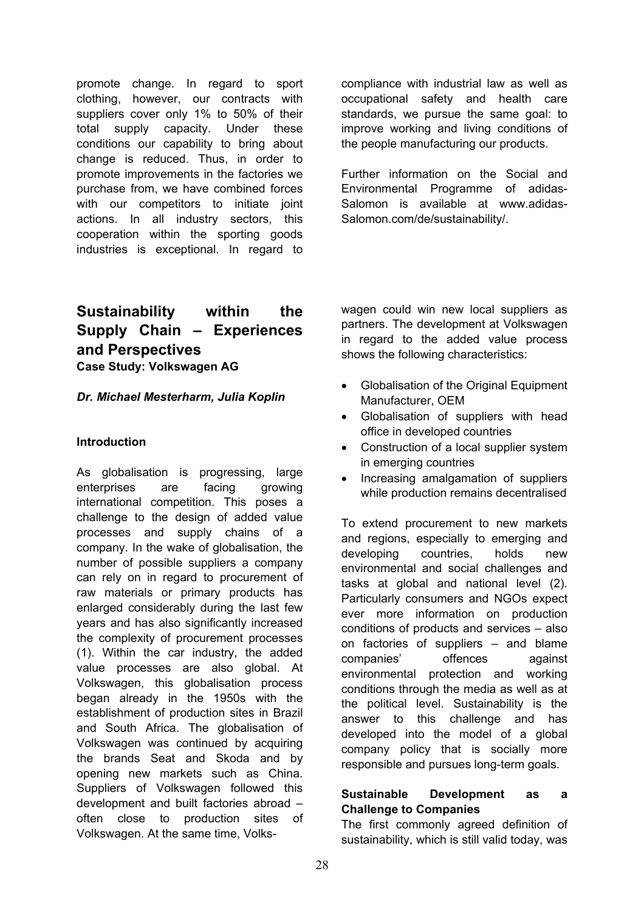promote change. In regard to sport clothing, however, our contracts with suppliers cover only 1% to 50% of their total supply capacity. Under these conditions our capability to bring about change is reduced. Thus, in order to promote improvements in the factories we purchase from, we have combined forces with our competitors to initiate joint actions. In all industry sectors, this cooperation within the sporting goods industries is exceptional. In regard to compliance with industrial law as well as occupational safety and health care standards, we pursue the same goal: to improve working and living conditions of the people manufacturing our products.

Further information on the Social and Environmental Programme of adidas-Salomon is available at www.adidas-Salomon.com/de/sustainability/.

## Sustainability within the Supply Chain – Experiences and Perspectives

**Case Study: Volkswagen AG**

***Dr. Michael Mesterharm, Julia Koplin***

### Introduction

As globalisation is progressing, large enterprises are facing growing international competition. This poses a challenge to the design of added value processes and supply chains of a company. In the wake of globalisation, the number of possible suppliers a company can rely on in regard to procurement of raw materials or primary products has enlarged considerably during the last few years and has also significantly increased the complexity of procurement processes (1). Within the car industry, the added value processes are also global. At Volkswagen, this globalisation process began already in the 1950s with the establishment of production sites in Brazil and South Africa. The globalisation of Volkswagen was continued by acquiring the brands Seat and Skoda and by opening new markets such as China. Suppliers of Volkswagen followed this development and built factories abroad – often close to production sites of Volkswagen. At the same time, Volkswagen could win new local suppliers as partners. The development at Volkswagen in regard to the added value process shows the following characteristics:

- Globalisation of the Original Equipment Manufacturer, OEM
- Globalisation of suppliers with head office in developed countries
- Construction of a local supplier system in emerging countries
- Increasing amalgamation of suppliers while production remains decentralised

To extend procurement to new markets and regions, especially to emerging and developing countries, holds new environmental and social challenges and tasks at global and national level (2). Particularly consumers and NGOs expect ever more information on production conditions of products and services – also on factories of suppliers – and blame companies' offences against environmental protection and working conditions through the media as well as at the political level. Sustainability is the answer to this challenge and has developed into the model of a global company policy that is socially more responsible and pursues long-term goals.

### Sustainable Development as a Challenge to Companies

The first commonly agreed definition of sustainability, which is still valid today, was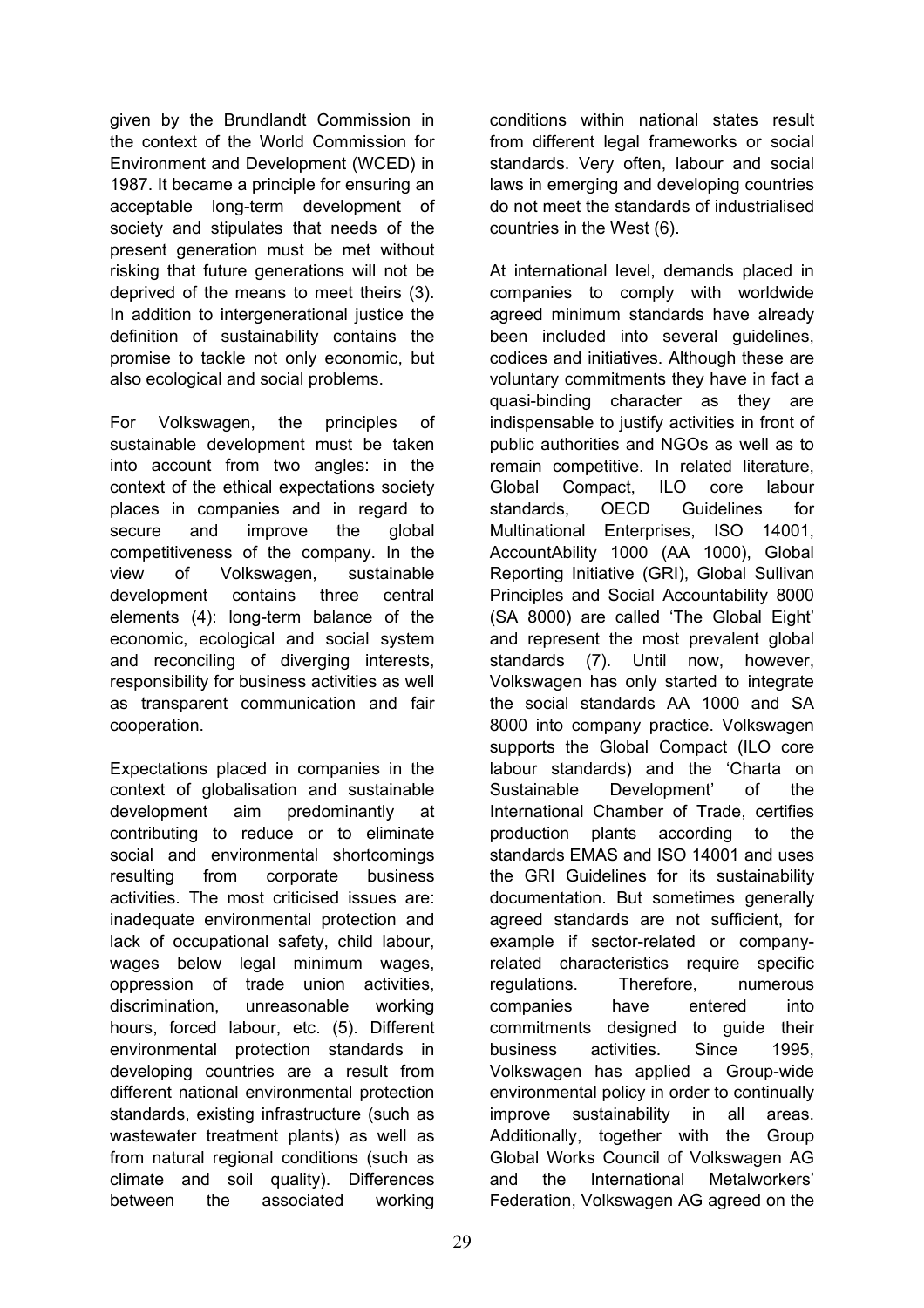given by the Brundlandt Commission in the context of the World Commission for Environment and Development (WCED) in 1987. It became a principle for ensuring an acceptable long-term development of society and stipulates that needs of the present generation must be met without risking that future generations will not be deprived of the means to meet theirs (3). In addition to intergenerational justice the definition of sustainability contains the promise to tackle not only economic, but also ecological and social problems.

For Volkswagen, the principles of sustainable development must be taken into account from two angles: in the context of the ethical expectations society places in companies and in regard to secure and improve the global competitiveness of the company. In the view of Volkswagen, sustainable development contains three central elements (4): long-term balance of the economic, ecological and social system and reconciling of diverging interests, responsibility for business activities as well as transparent communication and fair cooperation.

Expectations placed in companies in the context of globalisation and sustainable development aim predominantly at contributing to reduce or to eliminate social and environmental shortcomings resulting from corporate business activities. The most criticised issues are: inadequate environmental protection and lack of occupational safety, child labour, wages below legal minimum wages, oppression of trade union activities, discrimination, unreasonable working hours, forced labour, etc. (5). Different environmental protection standards in developing countries are a result from different national environmental protection standards, existing infrastructure (such as wastewater treatment plants) as well as from natural regional conditions (such as climate and soil quality). Differences between the associated working conditions within national states result from different legal frameworks or social standards. Very often, labour and social laws in emerging and developing countries do not meet the standards of industrialised countries in the West (6).

At international level, demands placed in companies to comply with worldwide agreed minimum standards have already been included into several guidelines, codices and initiatives. Although these are voluntary commitments they have in fact a quasi-binding character as they are indispensable to justify activities in front of public authorities and NGOs as well as to remain competitive. In related literature, Global Compact, ILO core labour standards, OECD Guidelines for Multinational Enterprises, ISO 14001, AccountAbility 1000 (AA 1000), Global Reporting Initiative (GRI), Global Sullivan Principles and Social Accountability 8000 (SA 8000) are called 'The Global Eight' and represent the most prevalent global standards (7). Until now, however, Volkswagen has only started to integrate the social standards AA 1000 and SA 8000 into company practice. Volkswagen supports the Global Compact (ILO core labour standards) and the 'Charta on Sustainable Development' of the International Chamber of Trade, certifies production plants according to the standards EMAS and ISO 14001 and uses the GRI Guidelines for its sustainability documentation. But sometimes generally agreed standards are not sufficient, for example if sector-related or company-related characteristics require specific regulations. Therefore, numerous companies have entered into commitments designed to guide their business activities. Since 1995, Volkswagen has applied a Group-wide environmental policy in order to continually improve sustainability in all areas. Additionally, together with the Group Global Works Council of Volkswagen AG and the International Metalworkers' Federation, Volkswagen AG agreed on the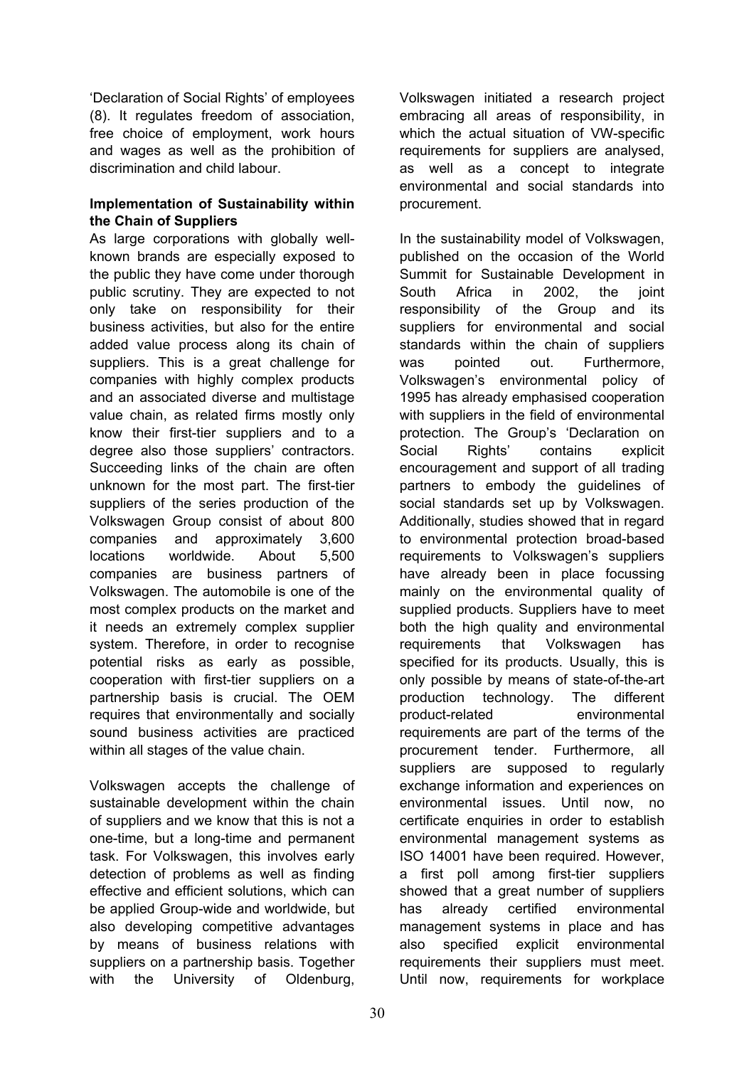'Declaration of Social Rights' of employees (8). It regulates freedom of association, free choice of employment, work hours and wages as well as the prohibition of discrimination and child labour.

**Implementation of Sustainability within the Chain of Suppliers**

As large corporations with globally well-known brands are especially exposed to the public they have come under thorough public scrutiny. They are expected to not only take on responsibility for their business activities, but also for the entire added value process along its chain of suppliers. This is a great challenge for companies with highly complex products and an associated diverse and multistage value chain, as related firms mostly only know their first-tier suppliers and to a degree also those suppliers' contractors. Succeeding links of the chain are often unknown for the most part. The first-tier suppliers of the series production of the Volkswagen Group consist of about 800 companies and approximately 3,600 locations worldwide. About 5,500 companies are business partners of Volkswagen. The automobile is one of the most complex products on the market and it needs an extremely complex supplier system. Therefore, in order to recognise potential risks as early as possible, cooperation with first-tier suppliers on a partnership basis is crucial. The OEM requires that environmentally and socially sound business activities are practiced within all stages of the value chain.

Volkswagen accepts the challenge of sustainable development within the chain of suppliers and we know that this is not a one-time, but a long-time and permanent task. For Volkswagen, this involves early detection of problems as well as finding effective and efficient solutions, which can be applied Group-wide and worldwide, but also developing competitive advantages by means of business relations with suppliers on a partnership basis. Together with the University of Oldenburg, Volkswagen initiated a research project embracing all areas of responsibility, in which the actual situation of VW-specific requirements for suppliers are analysed, as well as a concept to integrate environmental and social standards into procurement.

In the sustainability model of Volkswagen, published on the occasion of the World Summit for Sustainable Development in South Africa in 2002, the joint responsibility of the Group and its suppliers for environmental and social standards within the chain of suppliers was pointed out. Furthermore, Volkswagen's environmental policy of 1995 has already emphasised cooperation with suppliers in the field of environmental protection. The Group's 'Declaration on Social Rights' contains explicit encouragement and support of all trading partners to embody the guidelines of social standards set up by Volkswagen. Additionally, studies showed that in regard to environmental protection broad-based requirements to Volkswagen's suppliers have already been in place focussing mainly on the environmental quality of supplied products. Suppliers have to meet both the high quality and environmental requirements that Volkswagen has specified for its products. Usually, this is only possible by means of state-of-the-art production technology. The different product-related environmental requirements are part of the terms of the procurement tender. Furthermore, all suppliers are supposed to regularly exchange information and experiences on environmental issues. Until now, no certificate enquiries in order to establish environmental management systems as ISO 14001 have been required. However, a first poll among first-tier suppliers showed that a great number of suppliers has already certified environmental management systems in place and has also specified explicit environmental requirements their suppliers must meet. Until now, requirements for workplace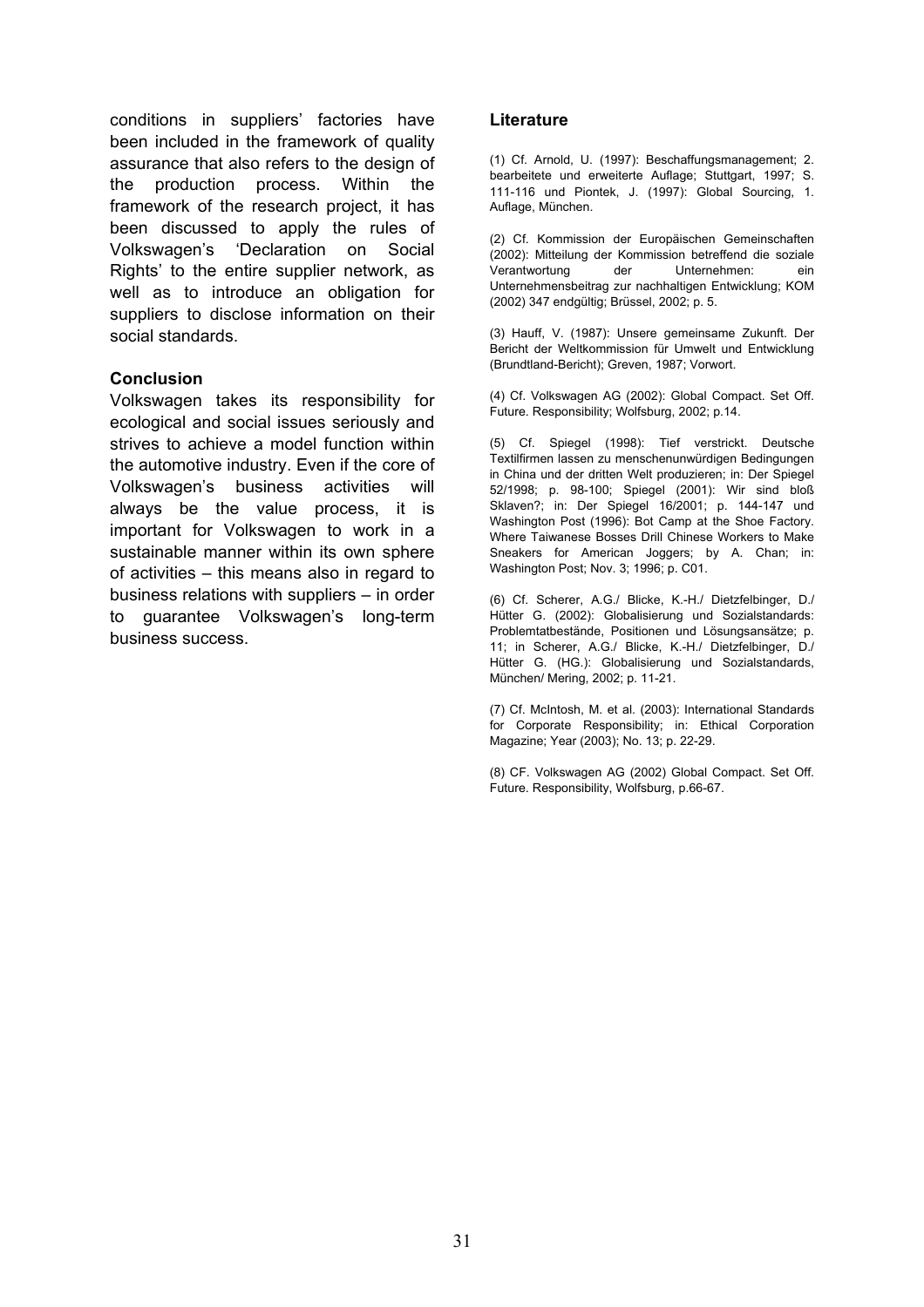conditions in suppliers' factories have been included in the framework of quality assurance that also refers to the design of the production process. Within the framework of the research project, it has been discussed to apply the rules of Volkswagen's 'Declaration on Social Rights' to the entire supplier network, as well as to introduce an obligation for suppliers to disclose information on their social standards.

### Conclusion

Volkswagen takes its responsibility for ecological and social issues seriously and strives to achieve a model function within the automotive industry. Even if the core of Volkswagen's business activities will always be the value process, it is important for Volkswagen to work in a sustainable manner within its own sphere of activities – this means also in regard to business relations with suppliers – in order to guarantee Volkswagen's long-term business success.

### Literature

(1) Cf. Arnold, U. (1997): Beschaffungsmanagement; 2. bearbeitete und erweiterte Auflage; Stuttgart, 1997; S. 111-116 und Piontek, J. (1997): Global Sourcing, 1. Auflage, München.

(2) Cf. Kommission der Europäischen Gemeinschaften (2002): Mitteilung der Kommission betreffend die soziale Verantwortung der Unternehmen: ein Unternehmensbeitrag zur nachhaltigen Entwicklung; KOM (2002) 347 endgültig; Brüssel, 2002; p. 5.

(3) Hauff, V. (1987): Unsere gemeinsame Zukunft. Der Bericht der Weltkommission für Umwelt und Entwicklung (Brundtland-Bericht); Greven, 1987; Vorwort.

(4) Cf. Volkswagen AG (2002): Global Compact. Set Off. Future. Responsibility; Wolfsburg, 2002; p.14.

(5) Cf. Spiegel (1998): Tief verstrickt. Deutsche Textilfirmen lassen zu menschenunwürdigen Bedingungen in China und der dritten Welt produzieren; in: Der Spiegel 52/1998; p. 98-100; Spiegel (2001): Wir sind bloß Sklaven?; in: Der Spiegel 16/2001; p. 144-147 und Washington Post (1996): Bot Camp at the Shoe Factory. Where Taiwanese Bosses Drill Chinese Workers to Make Sneakers for American Joggers; by A. Chan; in: Washington Post; Nov. 3; 1996; p. C01.

(6) Cf. Scherer, A.G./ Blicke, K.-H./ Dietzfelbinger, D./ Hütter G. (2002): Globalisierung und Sozialstandards: Problemtatbestände, Positionen und Lösungsansätze; p. 11; in Scherer, A.G./ Blicke, K.-H./ Dietzfelbinger, D./ Hütter G. (HG.): Globalisierung und Sozialstandards, München/ Mering, 2002; p. 11-21.

(7) Cf. McIntosh, M. et al. (2003): International Standards for Corporate Responsibility; in: Ethical Corporation Magazine; Year (2003); No. 13; p. 22-29.

(8) CF. Volkswagen AG (2002) Global Compact. Set Off. Future. Responsibility, Wolfsburg, p.66-67.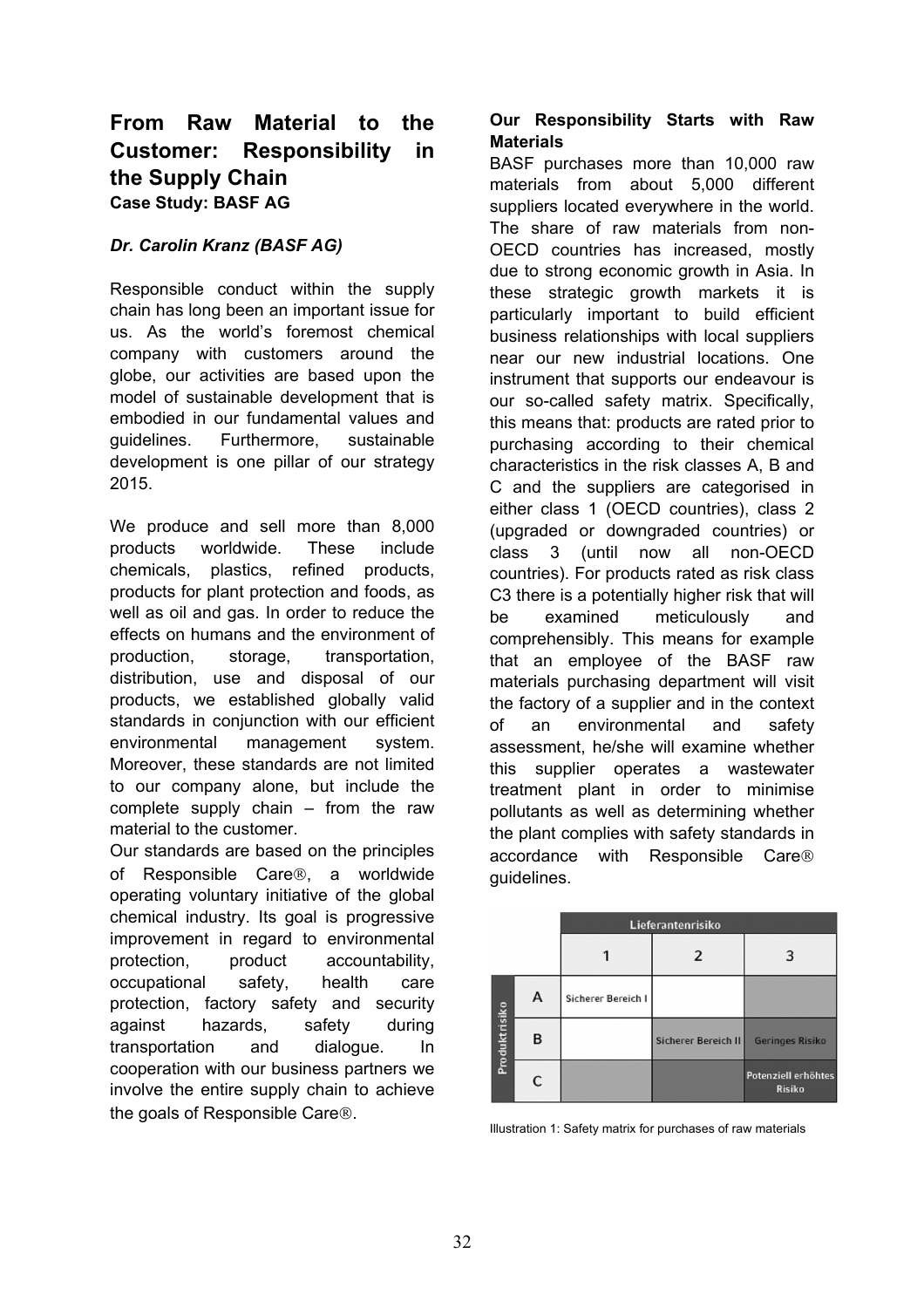## From Raw Material to the Customer: Responsibility in the Supply Chain

**Case Study: BASF AG**

***Dr. Carolin Kranz (BASF AG)***

Responsible conduct within the supply chain has long been an important issue for us. As the world's foremost chemical company with customers around the globe, our activities are based upon the model of sustainable development that is embodied in our fundamental values and guidelines. Furthermore, sustainable development is one pillar of our strategy 2015.

We produce and sell more than 8,000 products worldwide. These include chemicals, plastics, refined products, products for plant protection and foods, as well as oil and gas. In order to reduce the effects on humans and the environment of production, storage, transportation, distribution, use and disposal of our products, we established globally valid standards in conjunction with our efficient environmental management system. Moreover, these standards are not limited to our company alone, but include the complete supply chain – from the raw material to the customer.

Our standards are based on the principles of Responsible Care®, a worldwide operating voluntary initiative of the global chemical industry. Its goal is progressive improvement in regard to environmental protection, product accountability, occupational safety, health care protection, factory safety and security against hazards, safety during transportation and dialogue. In cooperation with our business partners we involve the entire supply chain to achieve the goals of Responsible Care®.

### Our Responsibility Starts with Raw Materials

BASF purchases more than 10,000 raw materials from about 5,000 different suppliers located everywhere in the world. The share of raw materials from non-OECD countries has increased, mostly due to strong economic growth in Asia. In these strategic growth markets it is particularly important to build efficient business relationships with local suppliers near our new industrial locations. One instrument that supports our endeavour is our so-called safety matrix. Specifically, this means that: products are rated prior to purchasing according to their chemical characteristics in the risk classes A, B and C and the suppliers are categorised in either class 1 (OECD countries), class 2 (upgraded or downgraded countries) or class 3 (until now all non-OECD countries). For products rated as risk class C3 there is a potentially higher risk that will be examined meticulously and comprehensibly. This means for example that an employee of the BASF raw materials purchasing department will visit the factory of a supplier and in the context of an environmental and safety assessment, he/she will examine whether this supplier operates a wastewater treatment plant in order to minimise pollutants as well as determining whether the plant complies with safety standards in accordance with Responsible Care® guidelines.

| | | Lieferantenrisiko | | |
|---|---|---|---|---|
| | | 1 | 2 | 3 |
| Produktrisiko | A | Sicherer Bereich I | | |
| | B | | Sicherer Bereich II | Geringes Risiko |
| | C | | | Potenziell erhöhtes Risiko |

Illustration 1: Safety matrix for purchases of raw materials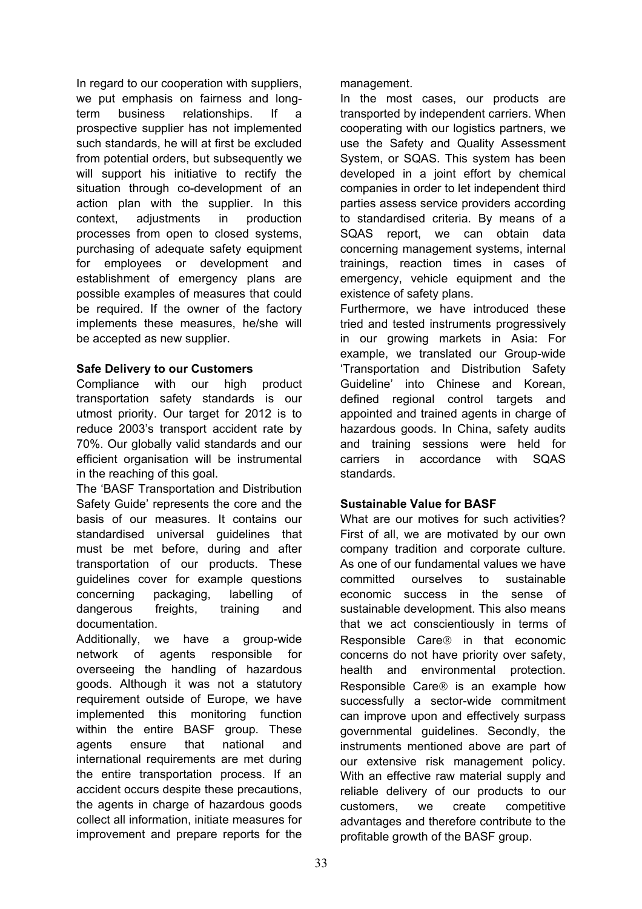In regard to our cooperation with suppliers, we put emphasis on fairness and long-term business relationships. If a prospective supplier has not implemented such standards, he will at first be excluded from potential orders, but subsequently we will support his initiative to rectify the situation through co-development of an action plan with the supplier. In this context, adjustments in production processes from open to closed systems, purchasing of adequate safety equipment for employees or development and establishment of emergency plans are possible examples of measures that could be required. If the owner of the factory implements these measures, he/she will be accepted as new supplier.

**Safe Delivery to our Customers**

Compliance with our high product transportation safety standards is our utmost priority. Our target for 2012 is to reduce 2003's transport accident rate by 70%. Our globally valid standards and our efficient organisation will be instrumental in the reaching of this goal.

The 'BASF Transportation and Distribution Safety Guide' represents the core and the basis of our measures. It contains our standardised universal guidelines that must be met before, during and after transportation of our products. These guidelines cover for example questions concerning packaging, labelling of dangerous freights, training and documentation.

Additionally, we have a group-wide network of agents responsible for overseeing the handling of hazardous goods. Although it was not a statutory requirement outside of Europe, we have implemented this monitoring function within the entire BASF group. These agents ensure that national and international requirements are met during the entire transportation process. If an accident occurs despite these precautions, the agents in charge of hazardous goods collect all information, initiate measures for improvement and prepare reports for the management.

In the most cases, our products are transported by independent carriers. When cooperating with our logistics partners, we use the Safety and Quality Assessment System, or SQAS. This system has been developed in a joint effort by chemical companies in order to let independent third parties assess service providers according to standardised criteria. By means of a SQAS report, we can obtain data concerning management systems, internal trainings, reaction times in cases of emergency, vehicle equipment and the existence of safety plans.

Furthermore, we have introduced these tried and tested instruments progressively in our growing markets in Asia: For example, we translated our Group-wide 'Transportation and Distribution Safety Guideline' into Chinese and Korean, defined regional control targets and appointed and trained agents in charge of hazardous goods. In China, safety audits and training sessions were held for carriers in accordance with SQAS standards.

**Sustainable Value for BASF**

What are our motives for such activities? First of all, we are motivated by our own company tradition and corporate culture. As one of our fundamental values we have committed ourselves to sustainable economic success in the sense of sustainable development. This also means that we act conscientiously in terms of Responsible Care® in that economic concerns do not have priority over safety, health and environmental protection. Responsible Care® is an example how successfully a sector-wide commitment can improve upon and effectively surpass governmental guidelines. Secondly, the instruments mentioned above are part of our extensive risk management policy. With an effective raw material supply and reliable delivery of our products to our customers, we create competitive advantages and therefore contribute to the profitable growth of the BASF group.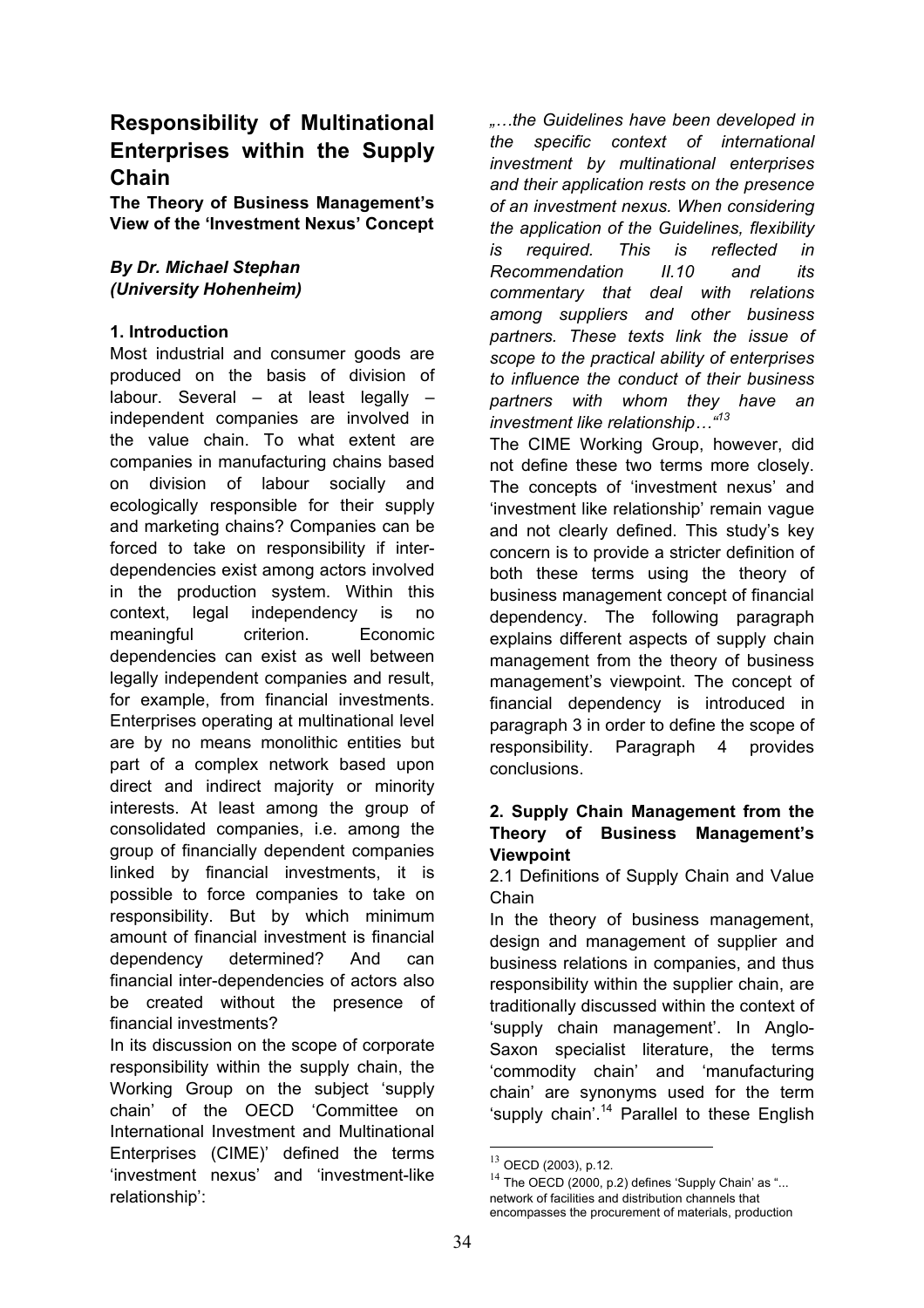# Responsibility of Multinational Enterprises within the Supply Chain

**The Theory of Business Management's View of the 'Investment Nexus' Concept**

***By Dr. Michael Stephan (University Hohenheim)***

### 1. Introduction

Most industrial and consumer goods are produced on the basis of division of labour. Several – at least legally – independent companies are involved in the value chain. To what extent are companies in manufacturing chains based on division of labour socially and ecologically responsible for their supply and marketing chains? Companies can be forced to take on responsibility if inter-dependencies exist among actors involved in the production system. Within this context, legal independency is no meaningful criterion. Economic dependencies can exist as well between legally independent companies and result, for example, from financial investments. Enterprises operating at multinational level are by no means monolithic entities but part of a complex network based upon direct and indirect majority or minority interests. At least among the group of consolidated companies, i.e. among the group of financially dependent companies linked by financial investments, it is possible to force companies to take on responsibility. But by which minimum amount of financial investment is financial dependency determined? And can financial inter-dependencies of actors also be created without the presence of financial investments?

In its discussion on the scope of corporate responsibility within the supply chain, the Working Group on the subject 'supply chain' of the OECD 'Committee on International Investment and Multinational Enterprises (CIME)' defined the terms 'investment nexus' and 'investment-like relationship':

*„…the Guidelines have been developed in the specific context of international investment by multinational enterprises and their application rests on the presence of an investment nexus. When considering the application of the Guidelines, flexibility is required. This is reflected in Recommendation II.10 and its commentary that deal with relations among suppliers and other business partners. These texts link the issue of scope to the practical ability of enterprises to influence the conduct of their business partners with whom they have an investment like relationship…"*[13]

The CIME Working Group, however, did not define these two terms more closely. The concepts of 'investment nexus' and 'investment like relationship' remain vague and not clearly defined. This study's key concern is to provide a stricter definition of both these terms using the theory of business management concept of financial dependency. The following paragraph explains different aspects of supply chain management from the theory of business management's viewpoint. The concept of financial dependency is introduced in paragraph 3 in order to define the scope of responsibility. Paragraph 4 provides conclusions.

### 2. Supply Chain Management from the Theory of Business Management's Viewpoint

2.1 Definitions of Supply Chain and Value Chain

In the theory of business management, design and management of supplier and business relations in companies, and thus responsibility within the supplier chain, are traditionally discussed within the context of 'supply chain management'. In Anglo-Saxon specialist literature, the terms 'commodity chain' and 'manufacturing chain' are synonyms used for the term 'supply chain'.[14] Parallel to these English

---

[13] OECD (2003), p.12.

[14] The OECD (2000, p.2) defines 'Supply Chain' as "... network of facilities and distribution channels that encompasses the procurement of materials, production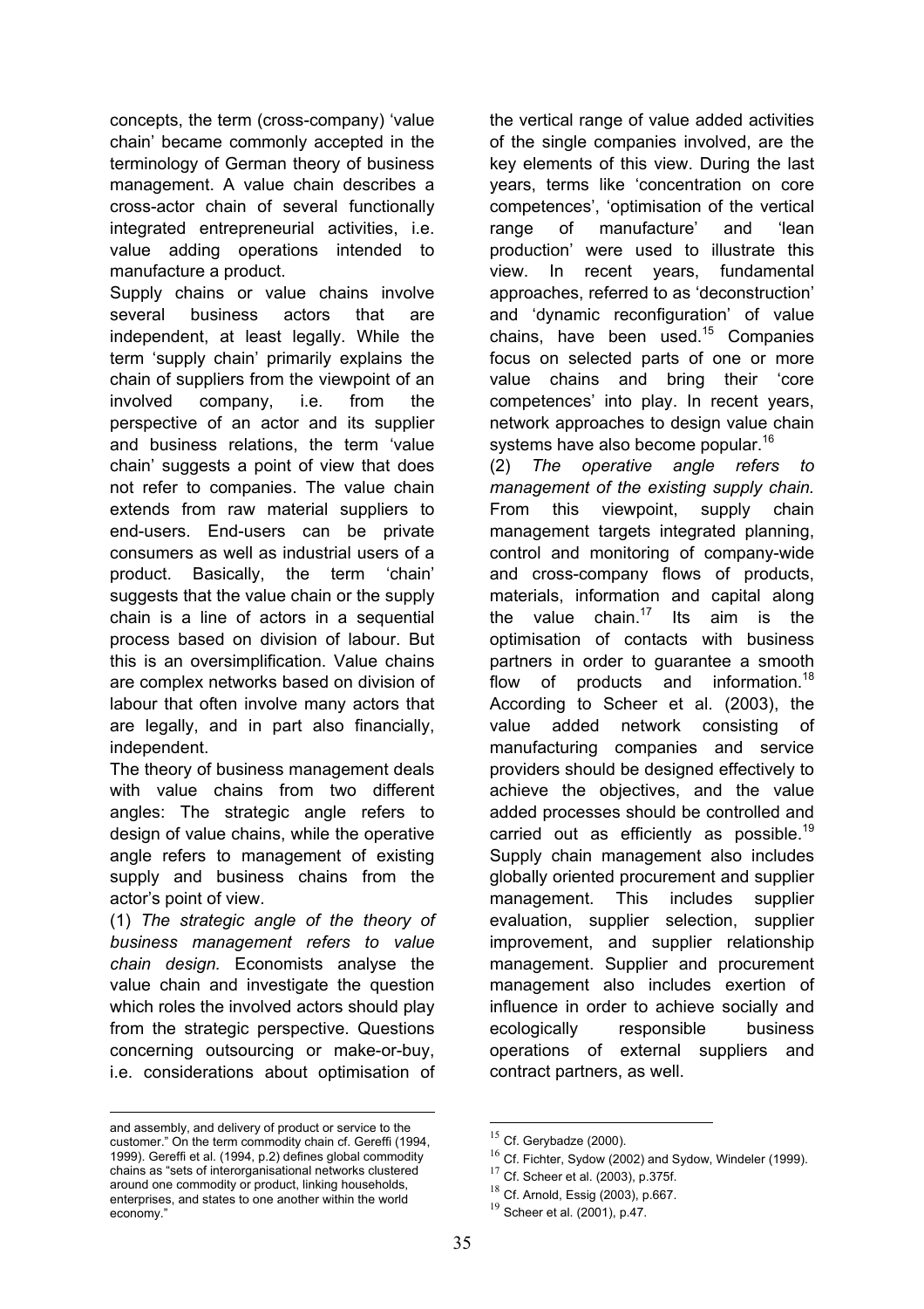concepts, the term (cross-company) 'value chain' became commonly accepted in the terminology of German theory of business management. A value chain describes a cross-actor chain of several functionally integrated entrepreneurial activities, i.e. value adding operations intended to manufacture a product.

Supply chains or value chains involve several business actors that are independent, at least legally. While the term 'supply chain' primarily explains the chain of suppliers from the viewpoint of an involved company, i.e. from the perspective of an actor and its supplier and business relations, the term 'value chain' suggests a point of view that does not refer to companies. The value chain extends from raw material suppliers to end-users. End-users can be private consumers as well as industrial users of a product. Basically, the term 'chain' suggests that the value chain or the supply chain is a line of actors in a sequential process based on division of labour. But this is an oversimplification. Value chains are complex networks based on division of labour that often involve many actors that are legally, and in part also financially, independent.

The theory of business management deals with value chains from two different angles: The strategic angle refers to design of value chains, while the operative angle refers to management of existing supply and business chains from the actor's point of view.

(1) *The strategic angle of the theory of business management refers to value chain design.* Economists analyse the value chain and investigate the question which roles the involved actors should play from the strategic perspective. Questions concerning outsourcing or make-or-buy, i.e. considerations about optimisation of the vertical range of value added activities of the single companies involved, are the key elements of this view. During the last years, terms like 'concentration on core competences', 'optimisation of the vertical range of manufacture' and 'lean production' were used to illustrate this view. In recent years, fundamental approaches, referred to as 'deconstruction' and 'dynamic reconfiguration' of value chains, have been used.[15] Companies focus on selected parts of one or more value chains and bring their 'core competences' into play. In recent years, network approaches to design value chain systems have also become popular.[16]

(2) *The operative angle refers to management of the existing supply chain.* From this viewpoint, supply chain management targets integrated planning, control and monitoring of company-wide and cross-company flows of products, materials, information and capital along the value chain.[17] Its aim is the optimisation of contacts with business partners in order to guarantee a smooth flow of products and information.[18] According to Scheer et al. (2003), the value added network consisting of manufacturing companies and service providers should be designed effectively to achieve the objectives, and the value added processes should be controlled and carried out as efficiently as possible.[19] Supply chain management also includes globally oriented procurement and supplier management. This includes supplier evaluation, supplier selection, supplier improvement, and supplier relationship management. Supplier and procurement management also includes exertion of influence in order to achieve socially and ecologically responsible business operations of external suppliers and contract partners, as well.

---

and assembly, and delivery of product or service to the customer." On the term commodity chain cf. Gereffi (1994, 1999). Gereffi et al. (1994, p.2) defines global commodity chains as "sets of interorganisational networks clustered around one commodity or product, linking households, enterprises, and states to one another within the world economy."

[15] Cf. Gerybadze (2000).

[16] Cf. Fichter, Sydow (2002) and Sydow, Windeler (1999).

[17] Cf. Scheer et al. (2003), p.375f.

[18] Cf. Arnold, Essig (2003), p.667.

[19] Scheer et al. (2001), p.47.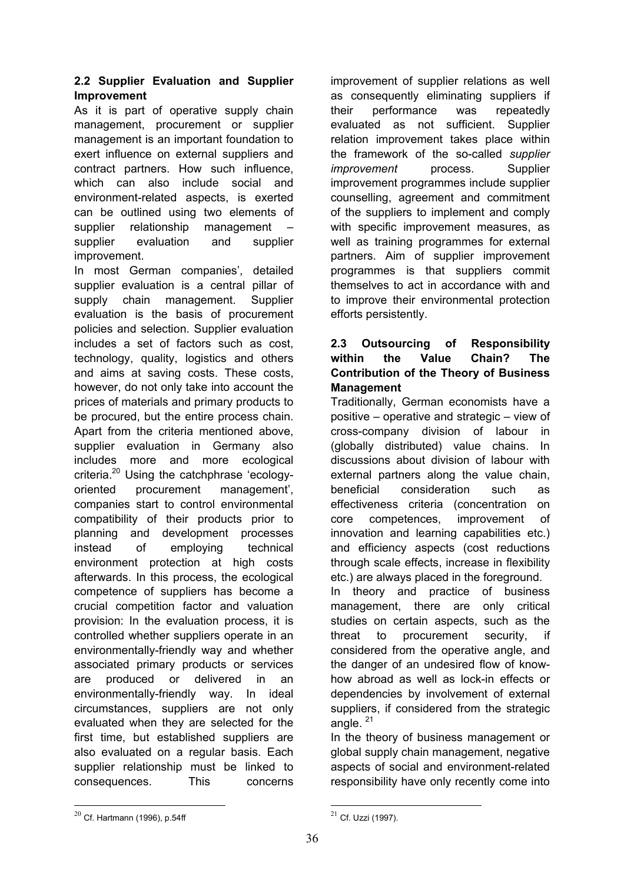## 2.2 Supplier Evaluation and Supplier Improvement

As it is part of operative supply chain management, procurement or supplier management is an important foundation to exert influence on external suppliers and contract partners. How such influence, which can also include social and environment-related aspects, is exerted can be outlined using two elements of supplier relationship management – supplier evaluation and supplier improvement.

In most German companies', detailed supplier evaluation is a central pillar of supply chain management. Supplier evaluation is the basis of procurement policies and selection. Supplier evaluation includes a set of factors such as cost, technology, quality, logistics and others and aims at saving costs. These costs, however, do not only take into account the prices of materials and primary products to be procured, but the entire process chain. Apart from the criteria mentioned above, supplier evaluation in Germany also includes more and more ecological criteria.[20] Using the catchphrase 'ecology-oriented procurement management', companies start to control environmental compatibility of their products prior to planning and development processes instead of employing technical environment protection at high costs afterwards. In this process, the ecological competence of suppliers has become a crucial competition factor and valuation provision: In the evaluation process, it is controlled whether suppliers operate in an environmentally-friendly way and whether associated primary products or services are produced or delivered in an environmentally-friendly way. In ideal circumstances, suppliers are not only evaluated when they are selected for the first time, but established suppliers are also evaluated on a regular basis. Each supplier relationship must be linked to consequences. This concerns improvement of supplier relations as well as consequently eliminating suppliers if their performance was repeatedly evaluated as not sufficient. Supplier relation improvement takes place within the framework of the so-called *supplier improvement* process. Supplier improvement programmes include supplier counselling, agreement and commitment of the suppliers to implement and comply with specific improvement measures, as well as training programmes for external partners. Aim of supplier improvement programmes is that suppliers commit themselves to act in accordance with and to improve their environmental protection efforts persistently.

## 2.3 Outsourcing of Responsibility within the Value Chain? The Contribution of the Theory of Business Management

Traditionally, German economists have a positive – operative and strategic – view of cross-company division of labour in (globally distributed) value chains. In discussions about division of labour with external partners along the value chain, beneficial consideration such as effectiveness criteria (concentration on core competences, improvement of innovation and learning capabilities etc.) and efficiency aspects (cost reductions through scale effects, increase in flexibility etc.) are always placed in the foreground.

In theory and practice of business management, there are only critical studies on certain aspects, such as the threat to procurement security, if considered from the operative angle, and the danger of an undesired flow of know-how abroad as well as lock-in effects or dependencies by involvement of external suppliers, if considered from the strategic angle. [21]

In the theory of business management or global supply chain management, negative aspects of social and environment-related responsibility have only recently come into

[20] Cf. Hartmann (1996), p.54ff

[21] Cf. Uzzi (1997).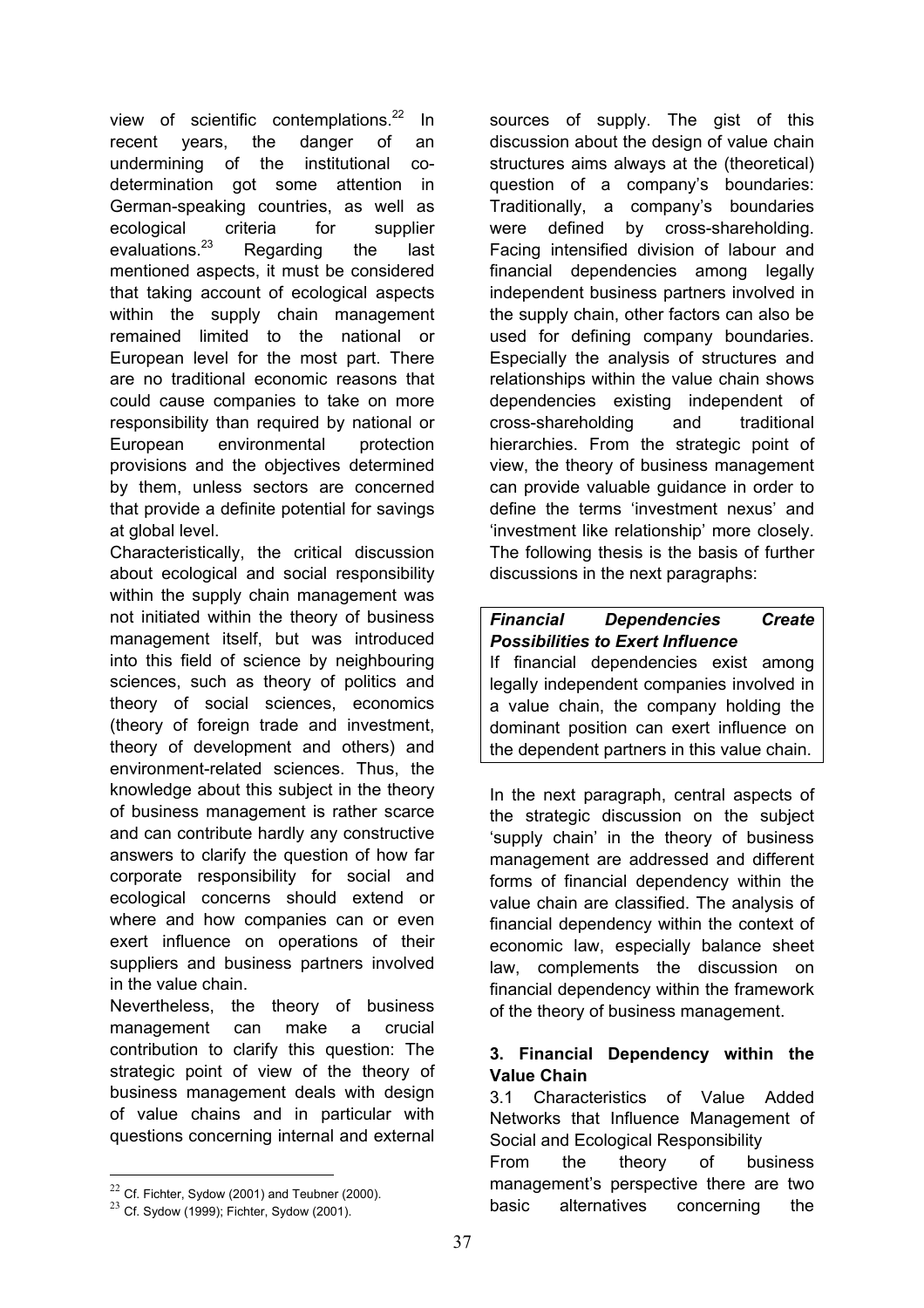view of scientific contemplations.[22] In recent years, the danger of an undermining of the institutional co-determination got some attention in German-speaking countries, as well as ecological criteria for supplier evaluations.[23] Regarding the last mentioned aspects, it must be considered that taking account of ecological aspects within the supply chain management remained limited to the national or European level for the most part. There are no traditional economic reasons that could cause companies to take on more responsibility than required by national or European environmental protection provisions and the objectives determined by them, unless sectors are concerned that provide a definite potential for savings at global level.

Characteristically, the critical discussion about ecological and social responsibility within the supply chain management was not initiated within the theory of business management itself, but was introduced into this field of science by neighbouring sciences, such as theory of politics and theory of social sciences, economics (theory of foreign trade and investment, theory of development and others) and environment-related sciences. Thus, the knowledge about this subject in the theory of business management is rather scarce and can contribute hardly any constructive answers to clarify the question of how far corporate responsibility for social and ecological concerns should extend or where and how companies can or even exert influence on operations of their suppliers and business partners involved in the value chain.

Nevertheless, the theory of business management can make a crucial contribution to clarify this question: The strategic point of view of the theory of business management deals with design of value chains and in particular with questions concerning internal and external sources of supply. The gist of this discussion about the design of value chain structures aims always at the (theoretical) question of a company's boundaries: Traditionally, a company's boundaries were defined by cross-shareholding. Facing intensified division of labour and financial dependencies among legally independent business partners involved in the supply chain, other factors can also be used for defining company boundaries. Especially the analysis of structures and relationships within the value chain shows dependencies existing independent of cross-shareholding and traditional hierarchies. From the strategic point of view, the theory of business management can provide valuable guidance in order to define the terms 'investment nexus' and 'investment like relationship' more closely. The following thesis is the basis of further discussions in the next paragraphs:

> ***Financial Dependencies Create Possibilities to Exert Influence***
>
> If financial dependencies exist among legally independent companies involved in a value chain, the company holding the dominant position can exert influence on the dependent partners in this value chain.

In the next paragraph, central aspects of the strategic discussion on the subject 'supply chain' in the theory of business management are addressed and different forms of financial dependency within the value chain are classified. The analysis of financial dependency within the context of economic law, especially balance sheet law, complements the discussion on financial dependency within the framework of the theory of business management.

## 3. Financial Dependency within the Value Chain

### 3.1 Characteristics of Value Added Networks that Influence Management of Social and Ecological Responsibility

From the theory of business management's perspective there are two basic alternatives concerning the

---

[22] Cf. Fichter, Sydow (2001) and Teubner (2000).

[23] Cf. Sydow (1999); Fichter, Sydow (2001).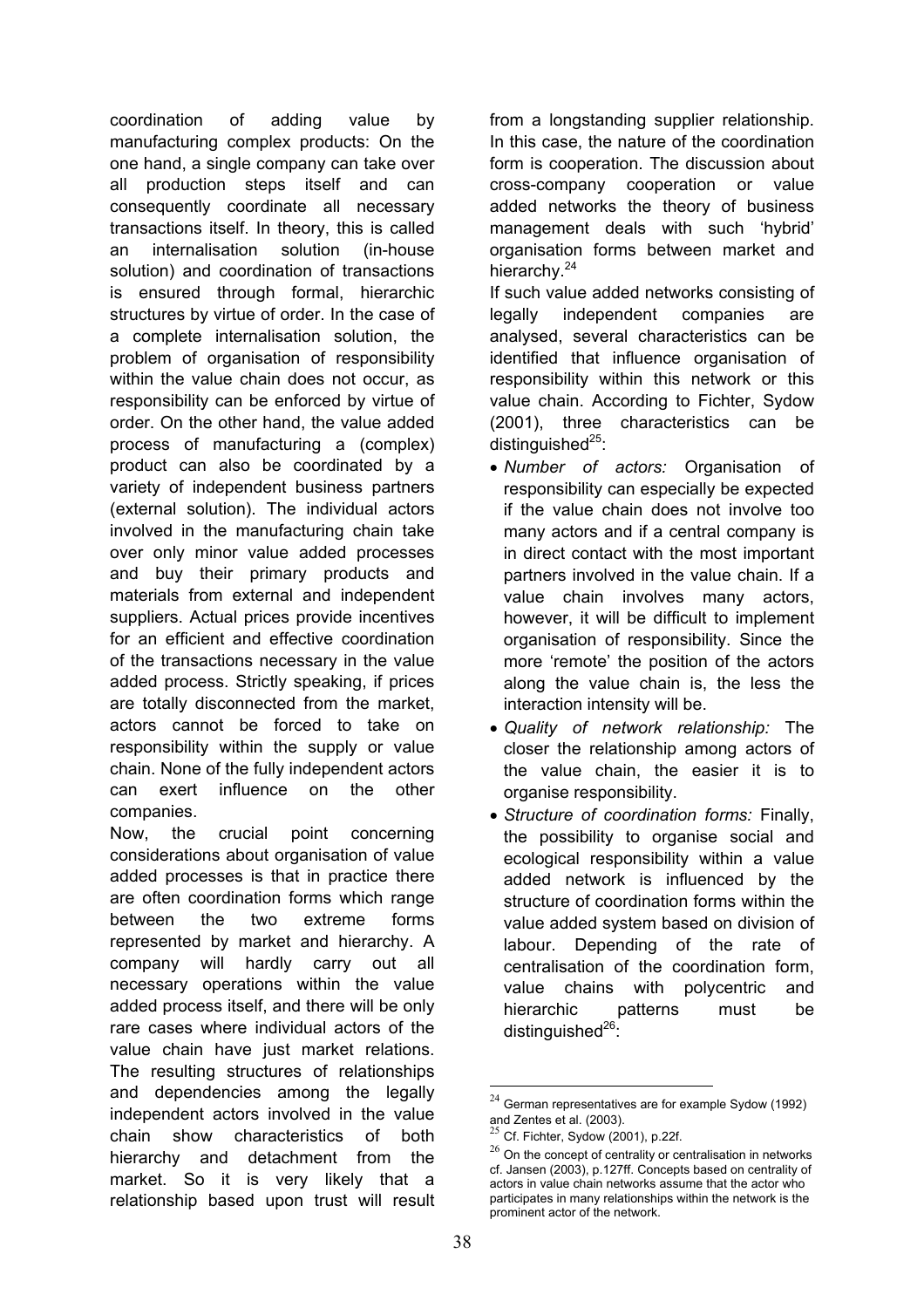coordination of adding value by manufacturing complex products: On the one hand, a single company can take over all production steps itself and can consequently coordinate all necessary transactions itself. In theory, this is called an internalisation solution (in-house solution) and coordination of transactions is ensured through formal, hierarchic structures by virtue of order. In the case of a complete internalisation solution, the problem of organisation of responsibility within the value chain does not occur, as responsibility can be enforced by virtue of order. On the other hand, the value added process of manufacturing a (complex) product can also be coordinated by a variety of independent business partners (external solution). The individual actors involved in the manufacturing chain take over only minor value added processes and buy their primary products and materials from external and independent suppliers. Actual prices provide incentives for an efficient and effective coordination of the transactions necessary in the value added process. Strictly speaking, if prices are totally disconnected from the market, actors cannot be forced to take on responsibility within the supply or value chain. None of the fully independent actors can exert influence on the other companies.

Now, the crucial point concerning considerations about organisation of value added processes is that in practice there are often coordination forms which range between the two extreme forms represented by market and hierarchy. A company will hardly carry out all necessary operations within the value added process itself, and there will be only rare cases where individual actors of the value chain have just market relations. The resulting structures of relationships and dependencies among the legally independent actors involved in the value chain show characteristics of both hierarchy and detachment from the market. So it is very likely that a relationship based upon trust will result from a longstanding supplier relationship. In this case, the nature of the coordination form is cooperation. The discussion about cross-company cooperation or value added networks the theory of business management deals with such 'hybrid' organisation forms between market and hierarchy.[24]

If such value added networks consisting of legally independent companies are analysed, several characteristics can be identified that influence organisation of responsibility within this network or this value chain. According to Fichter, Sydow (2001), three characteristics can be distinguished[25]:

- *Number of actors:* Organisation of responsibility can especially be expected if the value chain does not involve too many actors and if a central company is in direct contact with the most important partners involved in the value chain. If a value chain involves many actors, however, it will be difficult to implement organisation of responsibility. Since the more 'remote' the position of the actors along the value chain is, the less the interaction intensity will be.
- *Quality of network relationship:* The closer the relationship among actors of the value chain, the easier it is to organise responsibility.
- *Structure of coordination forms:* Finally, the possibility to organise social and ecological responsibility within a value added network is influenced by the structure of coordination forms within the value added system based on division of labour. Depending of the rate of centralisation of the coordination form, value chains with polycentric and hierarchic patterns must be distinguished[26]:

---

[24] German representatives are for example Sydow (1992) and Zentes et al. (2003).

[25] Cf. Fichter, Sydow (2001), p.22f.

[26] On the concept of centrality or centralisation in networks cf. Jansen (2003), p.127ff. Concepts based on centrality of actors in value chain networks assume that the actor who participates in many relationships within the network is the prominent actor of the network.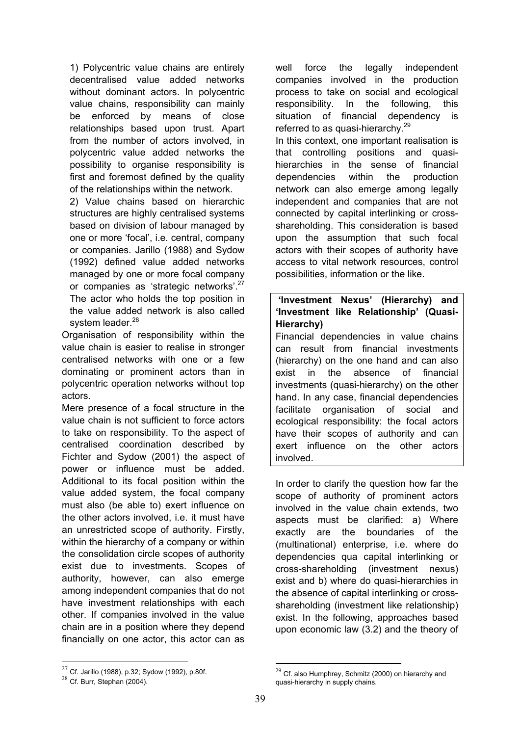1) Polycentric value chains are entirely decentralised value added networks without dominant actors. In polycentric value chains, responsibility can mainly be enforced by means of close relationships based upon trust. Apart from the number of actors involved, in polycentric value added networks the possibility to organise responsibility is first and foremost defined by the quality of the relationships within the network.

2) Value chains based on hierarchic structures are highly centralised systems based on division of labour managed by one or more 'focal', i.e. central, company or companies. Jarillo (1988) and Sydow (1992) defined value added networks managed by one or more focal company or companies as 'strategic networks'.[27] The actor who holds the top position in the value added network is also called system leader.[28]

Organisation of responsibility within the value chain is easier to realise in stronger centralised networks with one or a few dominating or prominent actors than in polycentric operation networks without top actors.

Mere presence of a focal structure in the value chain is not sufficient to force actors to take on responsibility. To the aspect of centralised coordination described by Fichter and Sydow (2001) the aspect of power or influence must be added. Additional to its focal position within the value added system, the focal company must also (be able to) exert influence on the other actors involved, i.e. it must have an unrestricted scope of authority. Firstly, within the hierarchy of a company or within the consolidation circle scopes of authority exist due to investments. Scopes of authority, however, can also emerge among independent companies that do not have investment relationships with each other. If companies involved in the value chain are in a position where they depend financially on one actor, this actor can as well force the legally independent companies involved in the production process to take on social and ecological responsibility. In the following, this situation of financial dependency is referred to as quasi-hierarchy.[29]

In this context, one important realisation is that controlling positions and quasi-hierarchies in the sense of financial dependencies within the production network can also emerge among legally independent and companies that are not connected by capital interlinking or cross-shareholding. This consideration is based upon the assumption that such focal actors with their scopes of authority have access to vital network resources, control possibilities, information or the like.

> **'Investment Nexus' (Hierarchy) and 'Investment like Relationship' (Quasi-Hierarchy)**
>
> Financial dependencies in value chains can result from financial investments (hierarchy) on the one hand and can also exist in the absence of financial investments (quasi-hierarchy) on the other hand. In any case, financial dependencies facilitate organisation of social and ecological responsibility: the focal actors have their scopes of authority and can exert influence on the other actors involved.

In order to clarify the question how far the scope of authority of prominent actors involved in the value chain extends, two aspects must be clarified: a) Where exactly are the boundaries of the (multinational) enterprise, i.e. where do dependencies qua capital interlinking or cross-shareholding (investment nexus) exist and b) where do quasi-hierarchies in the absence of capital interlinking or cross-shareholding (investment like relationship) exist. In the following, approaches based upon economic law (3.2) and the theory of

---

[27] Cf. Jarillo (1988), p.32; Sydow (1992), p.80f.

[28] Cf. Burr, Stephan (2004).

[29] Cf. also Humphrey, Schmitz (2000) on hierarchy and quasi-hierarchy in supply chains.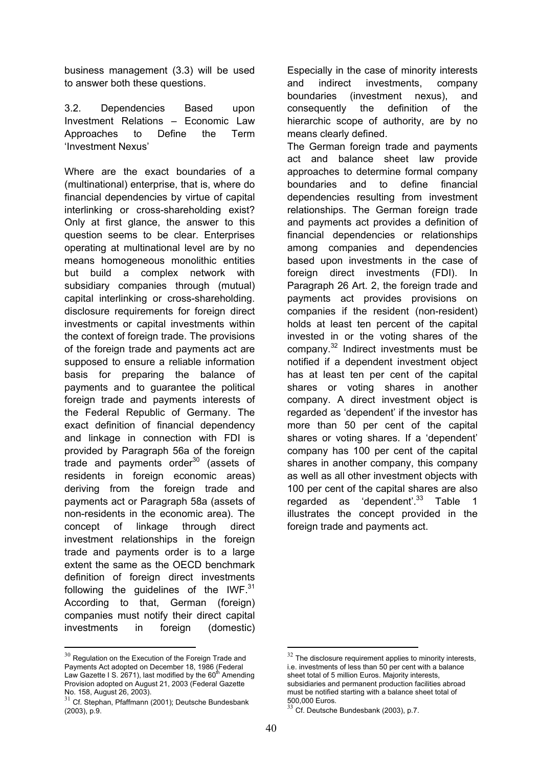business management (3.3) will be used to answer both these questions.

### 3.2. Dependencies Based upon Investment Relations – Economic Law Approaches to Define the Term 'Investment Nexus'

Where are the exact boundaries of a (multinational) enterprise, that is, where do financial dependencies by virtue of capital interlinking or cross-shareholding exist? Only at first glance, the answer to this question seems to be clear. Enterprises operating at multinational level are by no means homogeneous monolithic entities but build a complex network with subsidiary companies through (mutual) capital interlinking or cross-shareholding. disclosure requirements for foreign direct investments or capital investments within the context of foreign trade. The provisions of the foreign trade and payments act are supposed to ensure a reliable information basis for preparing the balance of payments and to guarantee the political foreign trade and payments interests of the Federal Republic of Germany. The exact definition of financial dependency and linkage in connection with FDI is provided by Paragraph 56a of the foreign trade and payments order[30] (assets of residents in foreign economic areas) deriving from the foreign trade and payments act or Paragraph 58a (assets of non-residents in the economic area). The concept of linkage through direct investment relationships in the foreign trade and payments order is to a large extent the same as the OECD benchmark definition of foreign direct investments following the guidelines of the IWF.[31] According to that, German (foreign) companies must notify their direct capital investments in foreign (domestic) Especially in the case of minority interests and indirect investments, company boundaries (investment nexus), and consequently the definition of the hierarchic scope of authority, are by no means clearly defined.

The German foreign trade and payments act and balance sheet law provide approaches to determine formal company boundaries and to define financial dependencies resulting from investment relationships. The German foreign trade and payments act provides a definition of financial dependencies or relationships among companies and dependencies based upon investments in the case of foreign direct investments (FDI). In Paragraph 26 Art. 2, the foreign trade and payments act provides provisions on companies if the resident (non-resident) holds at least ten percent of the capital invested in or the voting shares of the company.[32] Indirect investments must be notified if a dependent investment object has at least ten per cent of the capital shares or voting shares in another company. A direct investment object is regarded as 'dependent' if the investor has more than 50 per cent of the capital shares or voting shares. If a 'dependent' company has 100 per cent of the capital shares in another company, this company as well as all other investment objects with 100 per cent of the capital shares are also regarded as 'dependent'.[33] Table 1 illustrates the concept provided in the foreign trade and payments act.

---

[30] Regulation on the Execution of the Foreign Trade and Payments Act adopted on December 18, 1986 (Federal Law Gazette I S. 2671), last modified by the 60th Amending Provision adopted on August 21, 2003 (Federal Gazette No. 158, August 26, 2003).

[31] Cf. Stephan, Pfaffmann (2001); Deutsche Bundesbank (2003), p.9.

[32] The disclosure requirement applies to minority interests, i.e. investments of less than 50 per cent with a balance sheet total of 5 million Euros. Majority interests, subsidiaries and permanent production facilities abroad must be notified starting with a balance sheet total of 500,000 Euros.

[33] Cf. Deutsche Bundesbank (2003), p.7.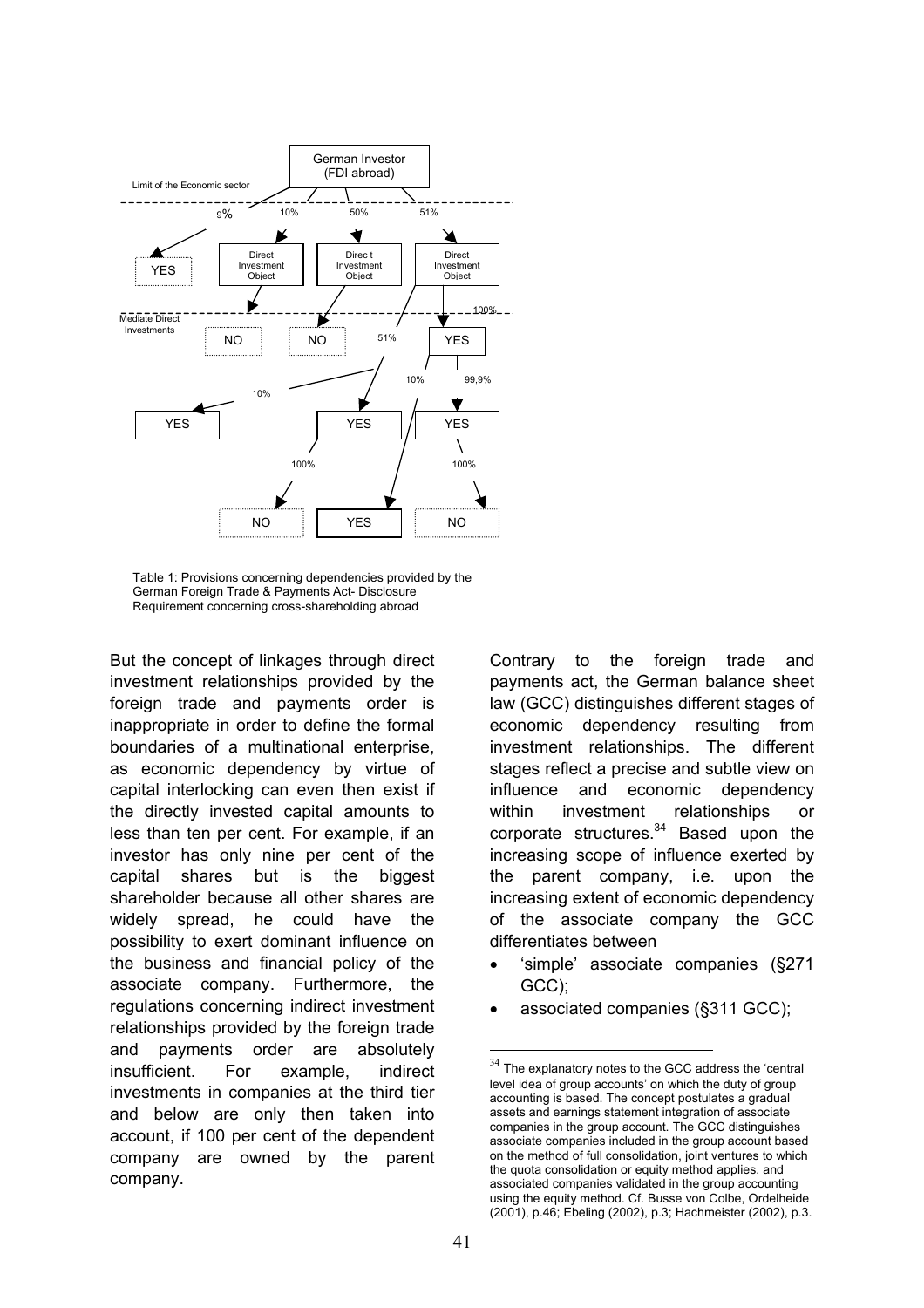Table 1: Provisions concerning dependencies provided by the German Foreign Trade & Payments Act- Disclosure Requirement concerning cross-shareholding abroad

But the concept of linkages through direct investment relationships provided by the foreign trade and payments order is inappropriate in order to define the formal boundaries of a multinational enterprise, as economic dependency by virtue of capital interlocking can even then exist if the directly invested capital amounts to less than ten per cent. For example, if an investor has only nine per cent of the capital shares but is the biggest shareholder because all other shares are widely spread, he could have the possibility to exert dominant influence on the business and financial policy of the associate company. Furthermore, the regulations concerning indirect investment relationships provided by the foreign trade and payments order are absolutely insufficient. For example, indirect investments in companies at the third tier and below are only then taken into account, if 100 per cent of the dependent company are owned by the parent company.

Contrary to the foreign trade and payments act, the German balance sheet law (GCC) distinguishes different stages of economic dependency resulting from investment relationships. The different stages reflect a precise and subtle view on influence and economic dependency within investment relationships or corporate structures.[34] Based upon the increasing scope of influence exerted by the parent company, i.e. upon the increasing extent of economic dependency of the associate company the GCC differentiates between

- 'simple' associate companies (§271 GCC);
- associated companies (§311 GCC);

[34] The explanatory notes to the GCC address the 'central level idea of group accounts' on which the duty of group accounting is based. The concept postulates a gradual assets and earnings statement integration of associate companies in the group account. The GCC distinguishes associate companies included in the group account based on the method of full consolidation, joint ventures to which the quota consolidation or equity method applies, and associated companies validated in the group accounting using the equity method. Cf. Busse von Colbe, Ordelheide (2001), p.46; Ebeling (2002), p.3; Hachmeister (2002), p.3.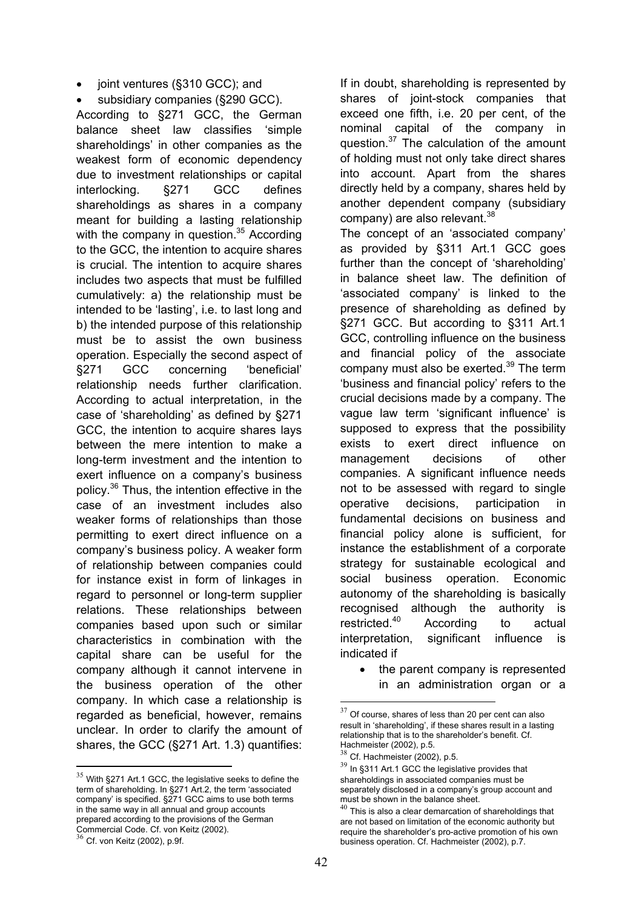- joint ventures (§310 GCC); and
- subsidiary companies (§290 GCC).

According to §271 GCC, the German balance sheet law classifies 'simple shareholdings' in other companies as the weakest form of economic dependency due to investment relationships or capital interlocking. §271 GCC defines shareholdings as shares in a company meant for building a lasting relationship with the company in question.[35] According to the GCC, the intention to acquire shares is crucial. The intention to acquire shares includes two aspects that must be fulfilled cumulatively: a) the relationship must be intended to be 'lasting', i.e. to last long and b) the intended purpose of this relationship must be to assist the own business operation. Especially the second aspect of §271 GCC concerning 'beneficial' relationship needs further clarification. According to actual interpretation, in the case of 'shareholding' as defined by §271 GCC, the intention to acquire shares lays between the mere intention to make a long-term investment and the intention to exert influence on a company's business policy.[36] Thus, the intention effective in the case of an investment includes also weaker forms of relationships than those permitting to exert direct influence on a company's business policy. A weaker form of relationship between companies could for instance exist in form of linkages in regard to personnel or long-term supplier relations. These relationships between companies based upon such or similar characteristics in combination with the capital share can be useful for the company although it cannot intervene in the business operation of the other company. In which case a relationship is regarded as beneficial, however, remains unclear. In order to clarify the amount of shares, the GCC (§271 Art. 1.3) quantifies: If in doubt, shareholding is represented by shares of joint-stock companies that exceed one fifth, i.e. 20 per cent, of the nominal capital of the company in question.[37] The calculation of the amount of holding must not only take direct shares into account. Apart from the shares directly held by a company, shares held by another dependent company (subsidiary company) are also relevant.[38]

The concept of an 'associated company' as provided by §311 Art.1 GCC goes further than the concept of 'shareholding' in balance sheet law. The definition of 'associated company' is linked to the presence of shareholding as defined by §271 GCC. But according to §311 Art.1 GCC, controlling influence on the business and financial policy of the associate company must also be exerted.[39] The term 'business and financial policy' refers to the crucial decisions made by a company. The vague law term 'significant influence' is supposed to express that the possibility exists to exert direct influence on management decisions of other companies. A significant influence needs not to be assessed with regard to single operative decisions, participation in fundamental decisions on business and financial policy alone is sufficient, for instance the establishment of a corporate strategy for sustainable ecological and social business operation. Economic autonomy of the shareholding is basically recognised although the authority is restricted.[40] According to actual interpretation, significant influence is indicated if

- the parent company is represented in an administration organ or a

---

[35] With §271 Art.1 GCC, the legislative seeks to define the term of shareholding. In §271 Art.2, the term 'associated company' is specified. §271 GCC aims to use both terms in the same way in all annual and group accounts prepared according to the provisions of the German Commercial Code. Cf. von Keitz (2002).

[36] Cf. von Keitz (2002), p.9f.

[37] Of course, shares of less than 20 per cent can also result in 'shareholding', if these shares result in a lasting relationship that is to the shareholder's benefit. Cf. Hachmeister (2002), p.5.

[38] Cf. Hachmeister (2002), p.5.

[39] In §311 Art.1 GCC the legislative provides that shareholdings in associated companies must be separately disclosed in a company's group account and must be shown in the balance sheet.

[40] This is also a clear demarcation of shareholdings that are not based on limitation of the economic authority but require the shareholder's pro-active promotion of his own business operation. Cf. Hachmeister (2002), p.7.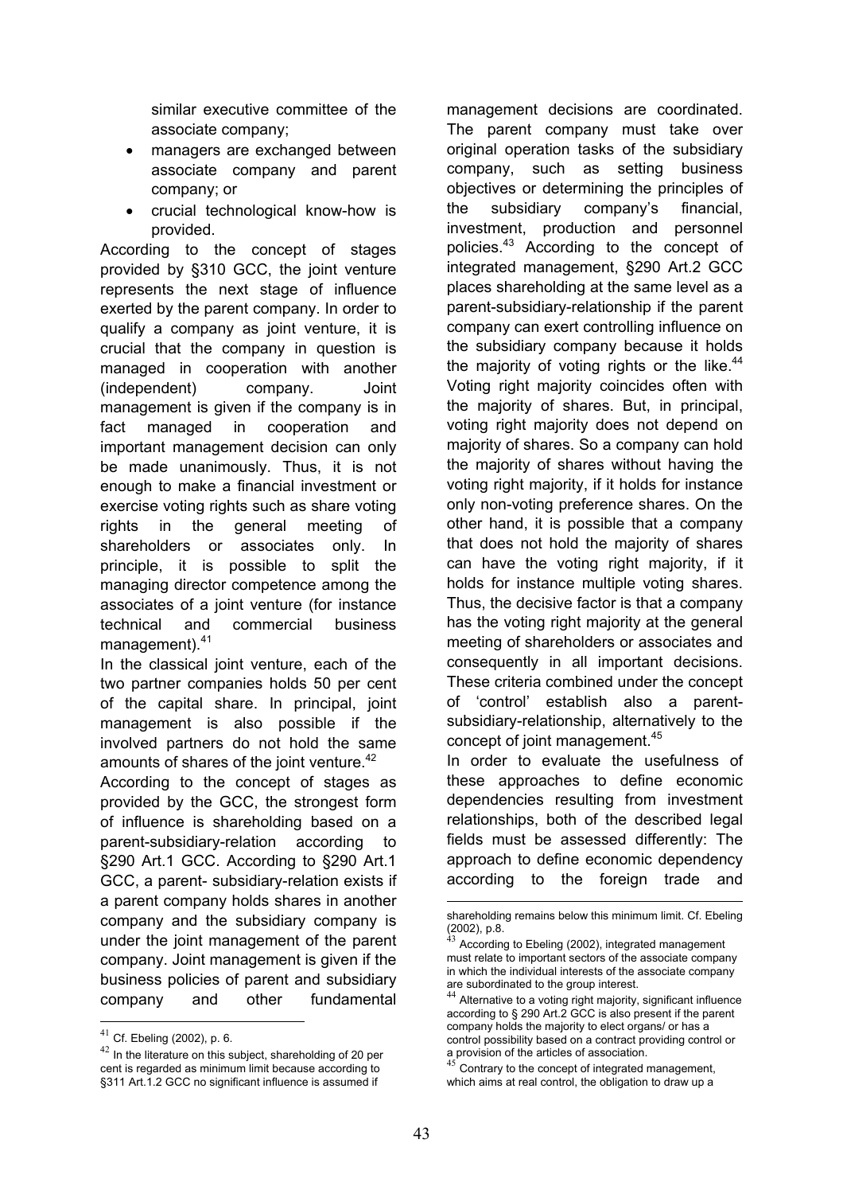similar executive committee of the associate company;

- managers are exchanged between associate company and parent company; or
- crucial technological know-how is provided.

According to the concept of stages provided by §310 GCC, the joint venture represents the next stage of influence exerted by the parent company. In order to qualify a company as joint venture, it is crucial that the company in question is managed in cooperation with another (independent) company. Joint management is given if the company is in fact managed in cooperation and important management decision can only be made unanimously. Thus, it is not enough to make a financial investment or exercise voting rights such as share voting rights in the general meeting of shareholders or associates only. In principle, it is possible to split the managing director competence among the associates of a joint venture (for instance technical and commercial business management).[41]

In the classical joint venture, each of the two partner companies holds 50 per cent of the capital share. In principal, joint management is also possible if the involved partners do not hold the same amounts of shares of the joint venture.[42]

According to the concept of stages as provided by the GCC, the strongest form of influence is shareholding based on a parent-subsidiary-relation according to §290 Art.1 GCC. According to §290 Art.1 GCC, a parent- subsidiary-relation exists if a parent company holds shares in another company and the subsidiary company is under the joint management of the parent company. Joint management is given if the business policies of parent and subsidiary company and other fundamental management decisions are coordinated. The parent company must take over original operation tasks of the subsidiary company, such as setting business objectives or determining the principles of the subsidiary company's financial, investment, production and personnel policies.[43] According to the concept of integrated management, §290 Art.2 GCC places shareholding at the same level as a parent-subsidiary-relationship if the parent company can exert controlling influence on the subsidiary company because it holds the majority of voting rights or the like.[44] Voting right majority coincides often with the majority of shares. But, in principal, voting right majority does not depend on majority of shares. So a company can hold the majority of shares without having the voting right majority, if it holds for instance only non-voting preference shares. On the other hand, it is possible that a company that does not hold the majority of shares can have the voting right majority, if it holds for instance multiple voting shares. Thus, the decisive factor is that a company has the voting right majority at the general meeting of shareholders or associates and consequently in all important decisions. These criteria combined under the concept of 'control' establish also a parent-subsidiary-relationship, alternatively to the concept of joint management.[45]

In order to evaluate the usefulness of these approaches to define economic dependencies resulting from investment relationships, both of the described legal fields must be assessed differently: The approach to define economic dependency according to the foreign trade and

---

[41] Cf. Ebeling (2002), p. 6.

[42] In the literature on this subject, shareholding of 20 per cent is regarded as minimum limit because according to §311 Art.1.2 GCC no significant influence is assumed if shareholding remains below this minimum limit. Cf. Ebeling (2002), p.8.

[43] According to Ebeling (2002), integrated management must relate to important sectors of the associate company in which the individual interests of the associate company are subordinated to the group interest.

[44] Alternative to a voting right majority, significant influence according to § 290 Art.2 GCC is also present if the parent company holds the majority to elect organs/ or has a control possibility based on a contract providing control or a provision of the articles of association.

[45] Contrary to the concept of integrated management, which aims at real control, the obligation to draw up a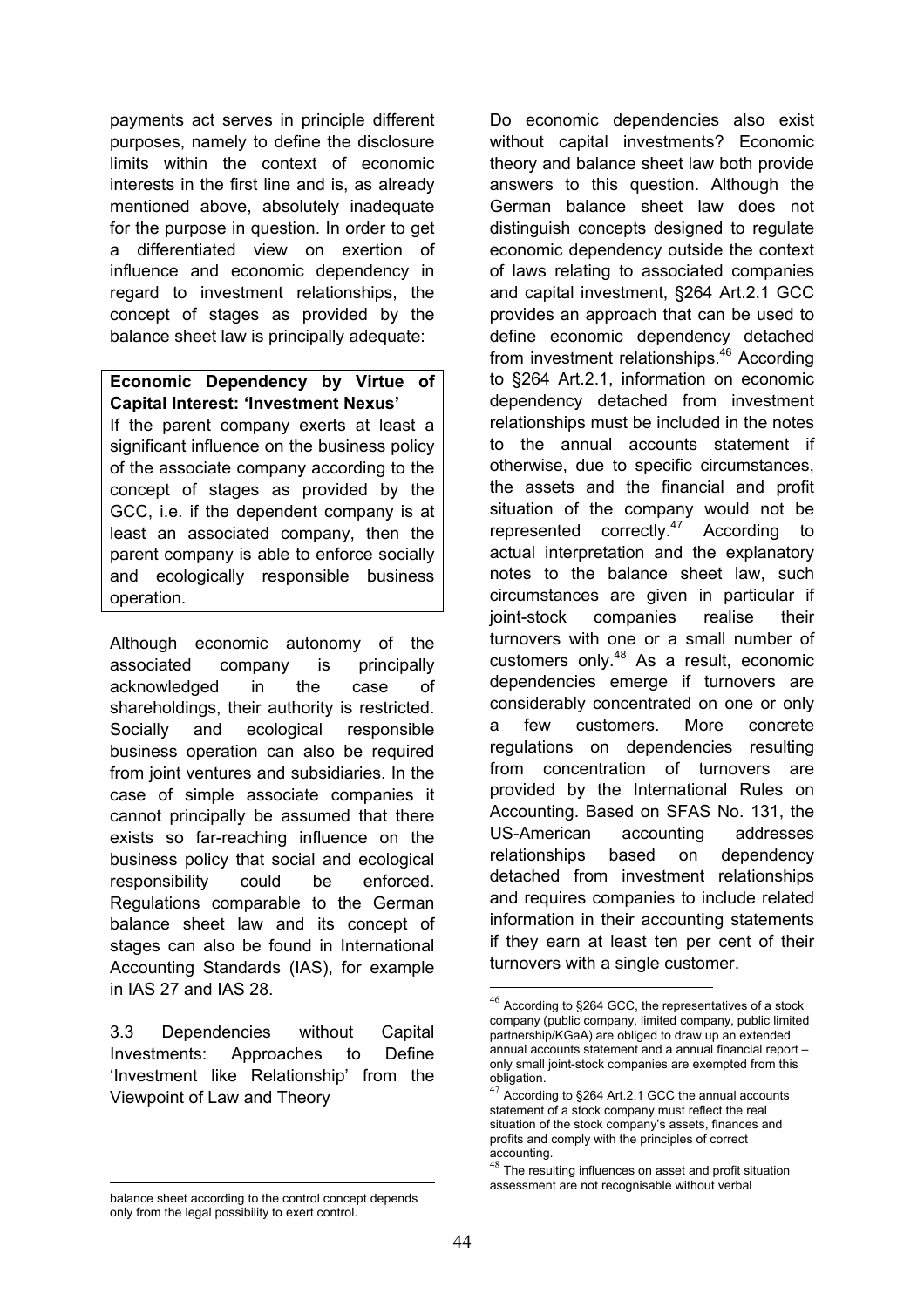payments act serves in principle different purposes, namely to define the disclosure limits within the context of economic interests in the first line and is, as already mentioned above, absolutely inadequate for the purpose in question. In order to get a differentiated view on exertion of influence and economic dependency in regard to investment relationships, the concept of stages as provided by the balance sheet law is principally adequate:

> **Economic Dependency by Virtue of Capital Interest: 'Investment Nexus'**
> If the parent company exerts at least a significant influence on the business policy of the associate company according to the concept of stages as provided by the GCC, i.e. if the dependent company is at least an associated company, then the parent company is able to enforce socially and ecologically responsible business operation.

Although economic autonomy of the associated company is principally acknowledged in the case of shareholdings, their authority is restricted. Socially and ecological responsible business operation can also be required from joint ventures and subsidiaries. In the case of simple associate companies it cannot principally be assumed that there exists so far-reaching influence on the business policy that social and ecological responsibility could be enforced. Regulations comparable to the German balance sheet law and its concept of stages can also be found in International Accounting Standards (IAS), for example in IAS 27 and IAS 28.

### 3.3 Dependencies without Capital Investments: Approaches to Define 'Investment like Relationship' from the Viewpoint of Law and Theory

Do economic dependencies also exist without capital investments? Economic theory and balance sheet law both provide answers to this question. Although the German balance sheet law does not distinguish concepts designed to regulate economic dependency outside the context of laws relating to associated companies and capital investment, §264 Art.2.1 GCC provides an approach that can be used to define economic dependency detached from investment relationships.[46] According to §264 Art.2.1, information on economic dependency detached from investment relationships must be included in the notes to the annual accounts statement if otherwise, due to specific circumstances, the assets and the financial and profit situation of the company would not be represented correctly.[47] According to actual interpretation and the explanatory notes to the balance sheet law, such circumstances are given in particular if joint-stock companies realise their turnovers with one or a small number of customers only.[48] As a result, economic dependencies emerge if turnovers are considerably concentrated on one or only a few customers. More concrete regulations on dependencies resulting from concentration of turnovers are provided by the International Rules on Accounting. Based on SFAS No. 131, the US-American accounting addresses relationships based on dependency detached from investment relationships and requires companies to include related information in their accounting statements if they earn at least ten per cent of their turnovers with a single customer.

---

balance sheet according to the control concept depends only from the legal possibility to exert control.

[46] According to §264 GCC, the representatives of a stock company (public company, limited company, public limited partnership/KGaA) are obliged to draw up an extended annual accounts statement and a annual financial report – only small joint-stock companies are exempted from this obligation.

[47] According to §264 Art.2.1 GCC the annual accounts statement of a stock company must reflect the real situation of the stock company's assets, finances and profits and comply with the principles of correct accounting.

[48] The resulting influences on asset and profit situation assessment are not recognisable without verbal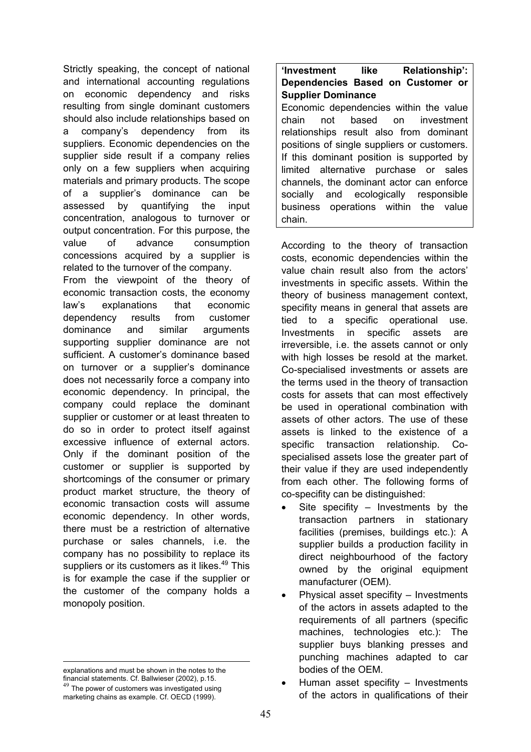Strictly speaking, the concept of national and international accounting regulations on economic dependency and risks resulting from single dominant customers should also include relationships based on a company's dependency from its suppliers. Economic dependencies on the supplier side result if a company relies only on a few suppliers when acquiring materials and primary products. The scope of a supplier's dominance can be assessed by quantifying the input concentration, analogous to turnover or output concentration. For this purpose, the value of advance consumption concessions acquired by a supplier is related to the turnover of the company.

From the viewpoint of the theory of economic transaction costs, the economy law's explanations that economic dependency results from customer dominance and similar arguments supporting supplier dominance are not sufficient. A customer's dominance based on turnover or a supplier's dominance does not necessarily force a company into economic dependency. In principal, the company could replace the dominant supplier or customer or at least threaten to do so in order to protect itself against excessive influence of external actors. Only if the dominant position of the customer or supplier is supported by shortcomings of the consumer or primary product market structure, the theory of economic transaction costs will assume economic dependency. In other words, there must be a restriction of alternative purchase or sales channels, i.e. the company has no possibility to replace its suppliers or its customers as it likes.[49] This is for example the case if the supplier or the customer of the company holds a monopoly position.

explanations and must be shown in the notes to the financial statements. Cf. Ballwieser (2002), p.15.

[49] The power of customers was investigated using marketing chains as example. Cf. OECD (1999).

**'Investment like Relationship': Dependencies Based on Customer or Supplier Dominance**

Economic dependencies within the value chain not based on investment relationships result also from dominant positions of single suppliers or customers. If this dominant position is supported by limited alternative purchase or sales channels, the dominant actor can enforce socially and ecologically responsible business operations within the value chain.

According to the theory of transaction costs, economic dependencies within the value chain result also from the actors' investments in specific assets. Within the theory of business management context, specifity means in general that assets are tied to a specific operational use. Investments in specific assets are irreversible, i.e. the assets cannot or only with high losses be resold at the market. Co-specialised investments or assets are the terms used in the theory of transaction costs for assets that can most effectively be used in operational combination with assets of other actors. The use of these assets is linked to the existence of a specific transaction relationship. Co-specialised assets lose the greater part of their value if they are used independently from each other. The following forms of co-specifity can be distinguished:

- Site specifity – Investments by the transaction partners in stationary facilities (premises, buildings etc.): A supplier builds a production facility in direct neighbourhood of the factory owned by the original equipment manufacturer (OEM).
- Physical asset specifity – Investments of the actors in assets adapted to the requirements of all partners (specific machines, technologies etc.): The supplier buys blanking presses and punching machines adapted to car bodies of the OEM.
- Human asset specifity – Investments of the actors in qualifications of their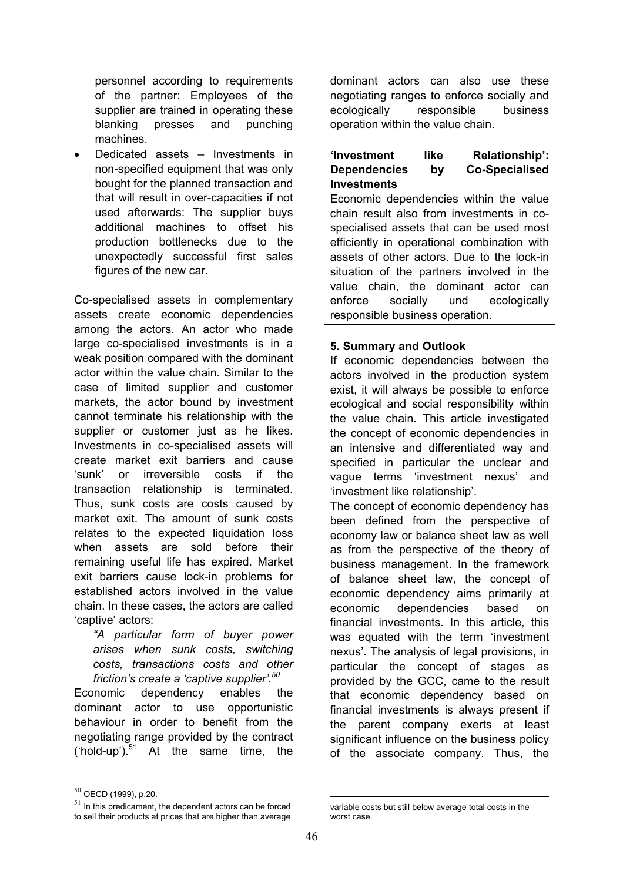personnel according to requirements of the partner: Employees of the supplier are trained in operating these blanking presses and punching machines.

- Dedicated assets – Investments in non-specified equipment that was only bought for the planned transaction and that will result in over-capacities if not used afterwards: The supplier buys additional machines to offset his production bottlenecks due to the unexpectedly successful first sales figures of the new car.

Co-specialised assets in complementary assets create economic dependencies among the actors. An actor who made large co-specialised investments is in a weak position compared with the dominant actor within the value chain. Similar to the case of limited supplier and customer markets, the actor bound by investment cannot terminate his relationship with the supplier or customer just as he likes. Investments in co-specialised assets will create market exit barriers and cause 'sunk' or irreversible costs if the transaction relationship is terminated. Thus, sunk costs are costs caused by market exit. The amount of sunk costs relates to the expected liquidation loss when assets are sold before their remaining useful life has expired. Market exit barriers cause lock-in problems for established actors involved in the value chain. In these cases, the actors are called 'captive' actors:

> *"A particular form of buyer power arises when sunk costs, switching costs, transactions costs and other friction's create a 'captive supplier'.*[50]

Economic dependency enables the dominant actor to use opportunistic behaviour in order to benefit from the negotiating range provided by the contract ('hold-up').[51] At the same time, the dominant actors can also use these negotiating ranges to enforce socially and ecologically responsible business operation within the value chain.

> **'Investment like Relationship': Dependencies by Co-Specialised Investments**
>
> Economic dependencies within the value chain result also from investments in co-specialised assets that can be used most efficiently in operational combination with assets of other actors. Due to the lock-in situation of the partners involved in the value chain, the dominant actor can enforce socially und ecologically responsible business operation.

### 5. Summary and Outlook

If economic dependencies between the actors involved in the production system exist, it will always be possible to enforce ecological and social responsibility within the value chain. This article investigated the concept of economic dependencies in an intensive and differentiated way and specified in particular the unclear and vague terms 'investment nexus' and 'investment like relationship'.

The concept of economic dependency has been defined from the perspective of economy law or balance sheet law as well as from the perspective of the theory of business management. In the framework of balance sheet law, the concept of economic dependency aims primarily at economic dependencies based on financial investments. In this article, this was equated with the term 'investment nexus'. The analysis of legal provisions, in particular the concept of stages as provided by the GCC, came to the result that economic dependency based on financial investments is always present if the parent company exerts at least significant influence on the business policy of the associate company. Thus, the

---

[50] OECD (1999), p.20.

[51] In this predicament, the dependent actors can be forced to sell their products at prices that are higher than average variable costs but still below average total costs in the worst case.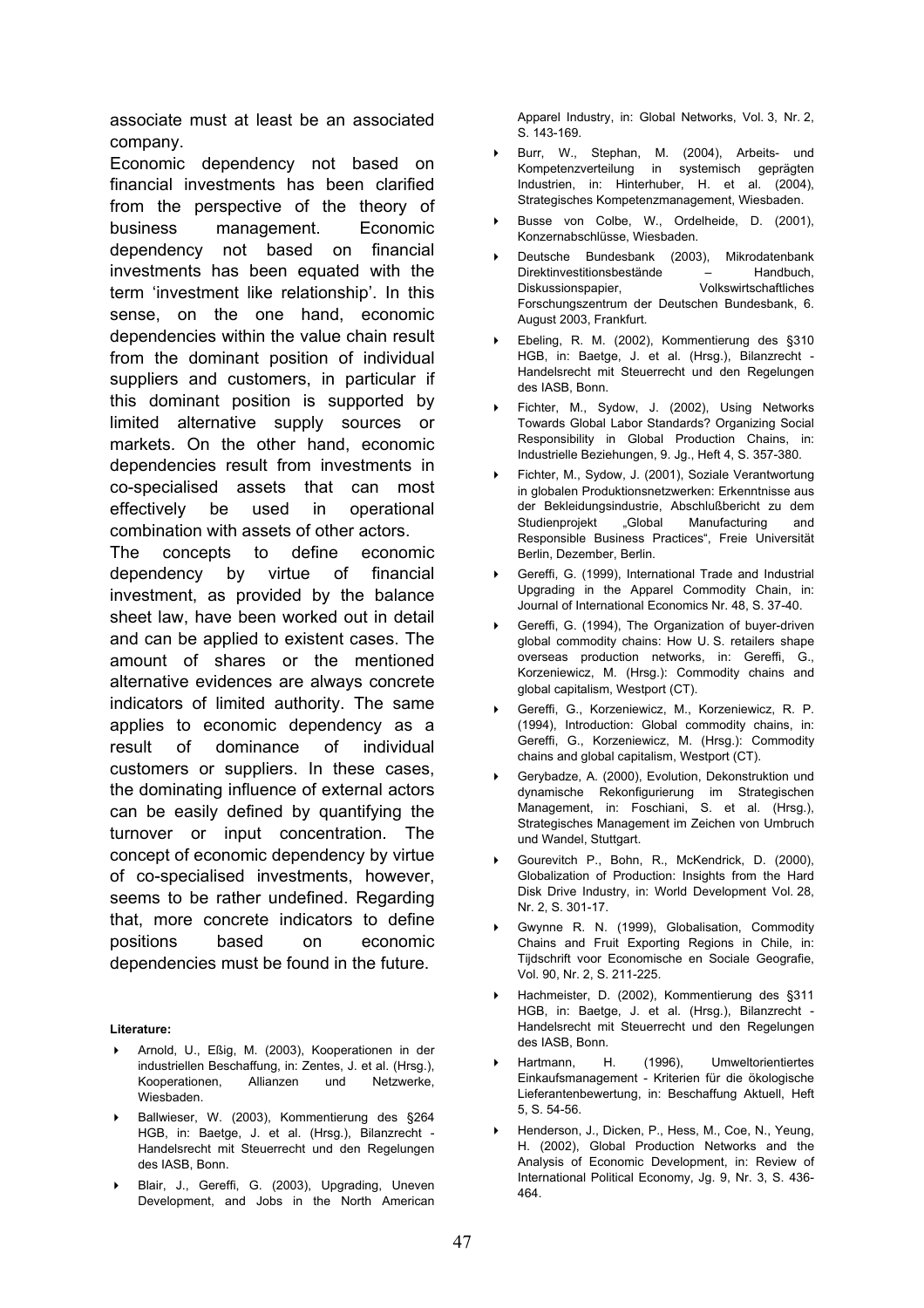associate must at least be an associated company.

Economic dependency not based on financial investments has been clarified from the perspective of the theory of business management. Economic dependency not based on financial investments has been equated with the term 'investment like relationship'. In this sense, on the one hand, economic dependencies within the value chain result from the dominant position of individual suppliers and customers, in particular if this dominant position is supported by limited alternative supply sources or markets. On the other hand, economic dependencies result from investments in co-specialised assets that can most effectively be used in operational combination with assets of other actors.

The concepts to define economic dependency by virtue of financial investment, as provided by the balance sheet law, have been worked out in detail and can be applied to existent cases. The amount of shares or the mentioned alternative evidences are always concrete indicators of limited authority. The same applies to economic dependency as a result of dominance of individual customers or suppliers. In these cases, the dominating influence of external actors can be easily defined by quantifying the turnover or input concentration. The concept of economic dependency by virtue of co-specialised investments, however, seems to be rather undefined. Regarding that, more concrete indicators to define positions based on economic dependencies must be found in the future.

**Literature:**

- Arnold, U., Eßig, M. (2003), Kooperationen in der industriellen Beschaffung, in: Zentes, J. et al. (Hrsg.), Kooperationen, Allianzen und Netzwerke, Wiesbaden.
- Ballwieser, W. (2003), Kommentierung des §264 HGB, in: Baetge, J. et al. (Hrsg.), Bilanzrecht - Handelsrecht mit Steuerrecht und den Regelungen des IASB, Bonn.
- Blair, J., Gereffi, G. (2003), Upgrading, Uneven Development, and Jobs in the North American Apparel Industry, in: Global Networks, Vol. 3, Nr. 2, S. 143-169.
- Burr, W., Stephan, M. (2004), Arbeits- und Kompetenzverteilung in systemisch geprägten Industrien, in: Hinterhuber, H. et al. (2004), Strategisches Kompetenzmanagement, Wiesbaden.
- Busse von Colbe, W., Ordelheide, D. (2001), Konzernabschlüsse, Wiesbaden.
- Deutsche Bundesbank (2003), Mikrodatenbank Direktinvestitionsbestände – Handbuch, Diskussionspapier, Volkswirtschaftliches Forschungszentrum der Deutschen Bundesbank, 6. August 2003, Frankfurt.
- Ebeling, R. M. (2002), Kommentierung des §310 HGB, in: Baetge, J. et al. (Hrsg.), Bilanzrecht - Handelsrecht mit Steuerrecht und den Regelungen des IASB, Bonn.
- Fichter, M., Sydow, J. (2002), Using Networks Towards Global Labor Standards? Organizing Social Responsibility in Global Production Chains, in: Industrielle Beziehungen, 9. Jg., Heft 4, S. 357-380.
- Fichter, M., Sydow, J. (2001), Soziale Verantwortung in globalen Produktionsnetzwerken: Erkenntnisse aus der Bekleidungsindustrie, Abschlußbericht zu dem Studienprojekt „Global Manufacturing and Responsible Business Practices", Freie Universität Berlin, Dezember, Berlin.
- Gereffi, G. (1999), International Trade and Industrial Upgrading in the Apparel Commodity Chain, in: Journal of International Economics Nr. 48, S. 37-40.
- Gereffi, G. (1994), The Organization of buyer-driven global commodity chains: How U. S. retailers shape overseas production networks, in: Gereffi, G., Korzeniewicz, M. (Hrsg.): Commodity chains and global capitalism, Westport (CT).
- Gereffi, G., Korzeniewicz, M., Korzeniewicz, R. P. (1994), Introduction: Global commodity chains, in: Gereffi, G., Korzeniewicz, M. (Hrsg.): Commodity chains and global capitalism, Westport (CT).
- Gerybadze, A. (2000), Evolution, Dekonstruktion und dynamische Rekonfigurierung im Strategischen Management, in: Foschiani, S. et al. (Hrsg.), Strategisches Management im Zeichen von Umbruch und Wandel, Stuttgart.
- Gourevitch P., Bohn, R., McKendrick, D. (2000), Globalization of Production: Insights from the Hard Disk Drive Industry, in: World Development Vol. 28, Nr. 2, S. 301-17.
- Gwynne R. N. (1999), Globalisation, Commodity Chains and Fruit Exporting Regions in Chile, in: Tijdschrift voor Economische en Sociale Geografie, Vol. 90, Nr. 2, S. 211-225.
- Hachmeister, D. (2002), Kommentierung des §311 HGB, in: Baetge, J. et al. (Hrsg.), Bilanzrecht - Handelsrecht mit Steuerrecht und den Regelungen des IASB, Bonn.
- Hartmann, H. (1996), Umweltorientiertes Einkaufsmanagement - Kriterien für die ökologische Lieferantenbewertung, in: Beschaffung Aktuell, Heft 5, S. 54-56.
- Henderson, J., Dicken, P., Hess, M., Coe, N., Yeung, H. (2002), Global Production Networks and the Analysis of Economic Development, in: Review of International Political Economy, Jg. 9, Nr. 3, S. 436-464.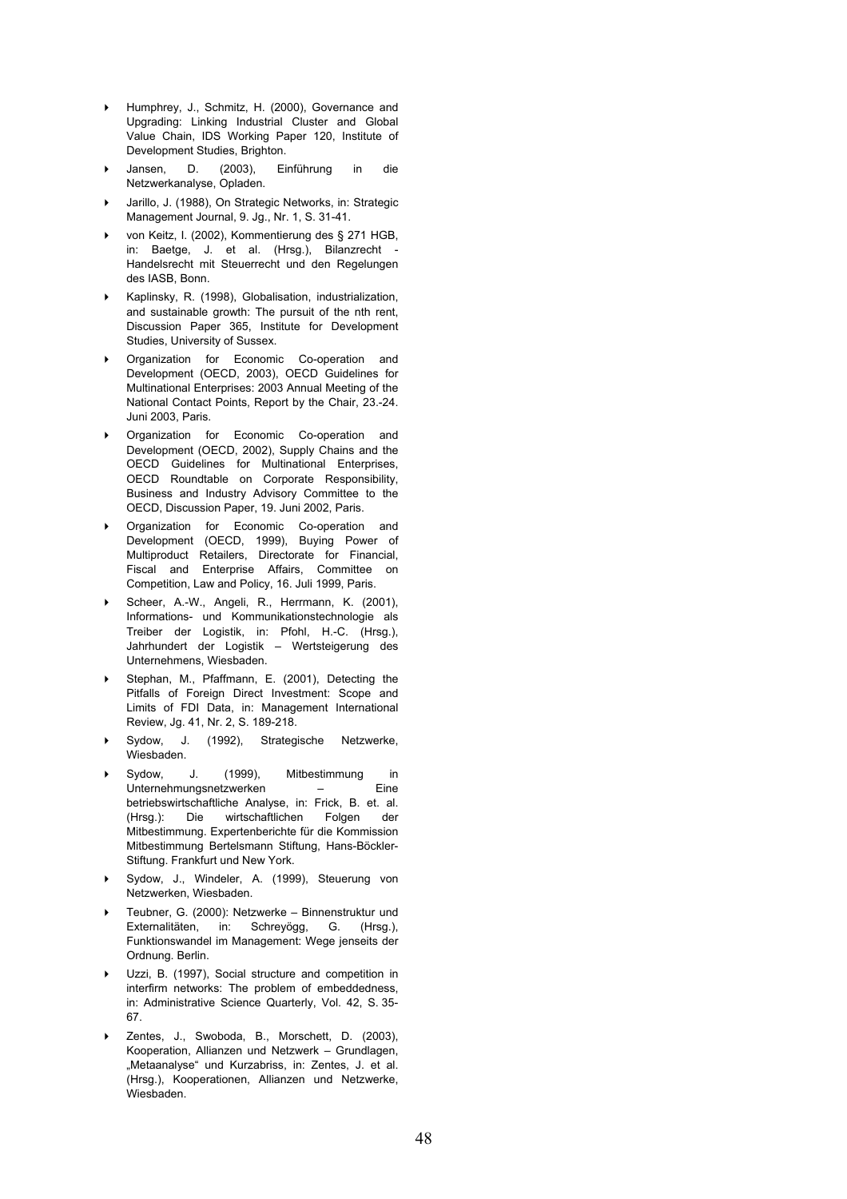- Humphrey, J., Schmitz, H. (2000), Governance and Upgrading: Linking Industrial Cluster and Global Value Chain, IDS Working Paper 120, Institute of Development Studies, Brighton.
- Jansen, D. (2003), Einführung in die Netzwerkanalyse, Opladen.
- Jarillo, J. (1988), On Strategic Networks, in: Strategic Management Journal, 9. Jg., Nr. 1, S. 31-41.
- von Keitz, I. (2002), Kommentierung des § 271 HGB, in: Baetge, J. et al. (Hrsg.), Bilanzrecht - Handelsrecht mit Steuerrecht und den Regelungen des IASB, Bonn.
- Kaplinsky, R. (1998), Globalisation, industrialization, and sustainable growth: The pursuit of the nth rent, Discussion Paper 365, Institute for Development Studies, University of Sussex.
- Organization for Economic Co-operation and Development (OECD, 2003), OECD Guidelines for Multinational Enterprises: 2003 Annual Meeting of the National Contact Points, Report by the Chair, 23.-24. Juni 2003, Paris.
- Organization for Economic Co-operation and Development (OECD, 2002), Supply Chains and the OECD Guidelines for Multinational Enterprises, OECD Roundtable on Corporate Responsibility, Business and Industry Advisory Committee to the OECD, Discussion Paper, 19. Juni 2002, Paris.
- Organization for Economic Co-operation and Development (OECD, 1999), Buying Power of Multiproduct Retailers, Directorate for Financial, Fiscal and Enterprise Affairs, Committee on Competition, Law and Policy, 16. Juli 1999, Paris.
- Scheer, A.-W., Angeli, R., Herrmann, K. (2001), Informations- und Kommunikationstechnologie als Treiber der Logistik, in: Pfohl, H.-C. (Hrsg.), Jahrhundert der Logistik – Wertsteigerung des Unternehmens, Wiesbaden.
- Stephan, M., Pfaffmann, E. (2001), Detecting the Pitfalls of Foreign Direct Investment: Scope and Limits of FDI Data, in: Management International Review, Jg. 41, Nr. 2, S. 189-218.
- Sydow, J. (1992), Strategische Netzwerke, Wiesbaden.
- Sydow, J. (1999), Mitbestimmung in Unternehmungsnetzwerken – Eine betriebswirtschaftliche Analyse, in: Frick, B. et. al. (Hrsg.): Die wirtschaftlichen Folgen der Mitbestimmung. Expertenberichte für die Kommission Mitbestimmung Bertelsmann Stiftung, Hans-Böckler-Stiftung. Frankfurt und New York.
- Sydow, J., Windeler, A. (1999), Steuerung von Netzwerken, Wiesbaden.
- Teubner, G. (2000): Netzwerke – Binnenstruktur und Externalitäten, in: Schreyögg, G. (Hrsg.), Funktionswandel im Management: Wege jenseits der Ordnung. Berlin.
- Uzzi, B. (1997), Social structure and competition in interfirm networks: The problem of embeddedness, in: Administrative Science Quarterly, Vol. 42, S. 35-67.
- Zentes, J., Swoboda, B., Morschett, D. (2003), Kooperation, Allianzen und Netzwerk – Grundlagen, „Metaanalyse" und Kurzabriss, in: Zentes, J. et al. (Hrsg.), Kooperationen, Allianzen und Netzwerke, Wiesbaden.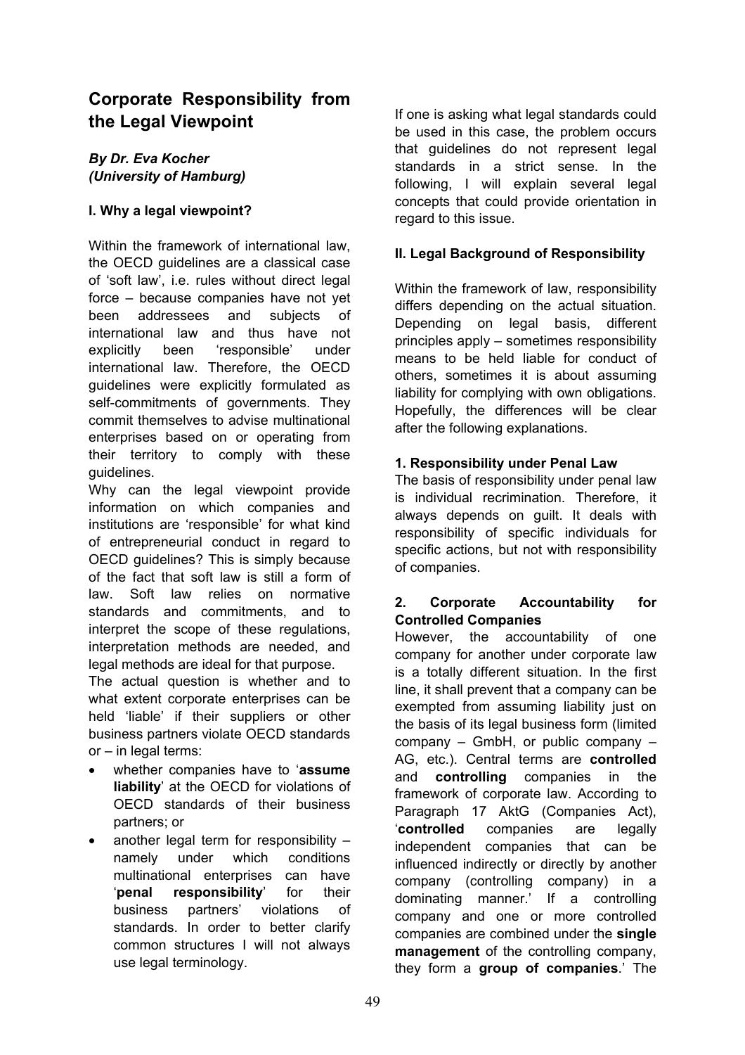# Corporate Responsibility from the Legal Viewpoint

***By Dr. Eva Kocher (University of Hamburg)***

### I. Why a legal viewpoint?

Within the framework of international law, the OECD guidelines are a classical case of 'soft law', i.e. rules without direct legal force – because companies have not yet been addressees and subjects of international law and thus have not explicitly been 'responsible' under international law. Therefore, the OECD guidelines were explicitly formulated as self-commitments of governments. They commit themselves to advise multinational enterprises based on or operating from their territory to comply with these guidelines.

Why can the legal viewpoint provide information on which companies and institutions are 'responsible' for what kind of entrepreneurial conduct in regard to OECD guidelines? This is simply because of the fact that soft law is still a form of law. Soft law relies on normative standards and commitments, and to interpret the scope of these regulations, interpretation methods are needed, and legal methods are ideal for that purpose.

The actual question is whether and to what extent corporate enterprises can be held 'liable' if their suppliers or other business partners violate OECD standards or – in legal terms:

- whether companies have to '**assume liability**' at the OECD for violations of OECD standards of their business partners; or
- another legal term for responsibility – namely under which conditions multinational enterprises can have '**penal responsibility**' for their business partners' violations of standards. In order to better clarify common structures I will not always use legal terminology.

If one is asking what legal standards could be used in this case, the problem occurs that guidelines do not represent legal standards in a strict sense. In the following, I will explain several legal concepts that could provide orientation in regard to this issue.

### II. Legal Background of Responsibility

Within the framework of law, responsibility differs depending on the actual situation. Depending on legal basis, different principles apply – sometimes responsibility means to be held liable for conduct of others, sometimes it is about assuming liability for complying with own obligations. Hopefully, the differences will be clear after the following explanations.

#### 1. Responsibility under Penal Law

The basis of responsibility under penal law is individual recrimination. Therefore, it always depends on guilt. It deals with responsibility of specific individuals for specific actions, but not with responsibility of companies.

#### 2. Corporate Accountability for Controlled Companies

However, the accountability of one company for another under corporate law is a totally different situation. In the first line, it shall prevent that a company can be exempted from assuming liability just on the basis of its legal business form (limited company – GmbH, or public company – AG, etc.). Central terms are **controlled** and **controlling** companies in the framework of corporate law. According to Paragraph 17 AktG (Companies Act), '**controlled** companies are legally independent companies that can be influenced indirectly or directly by another company (controlling company) in a dominating manner.' If a controlling company and one or more controlled companies are combined under the **single management** of the controlling company, they form a **group of companies**.' The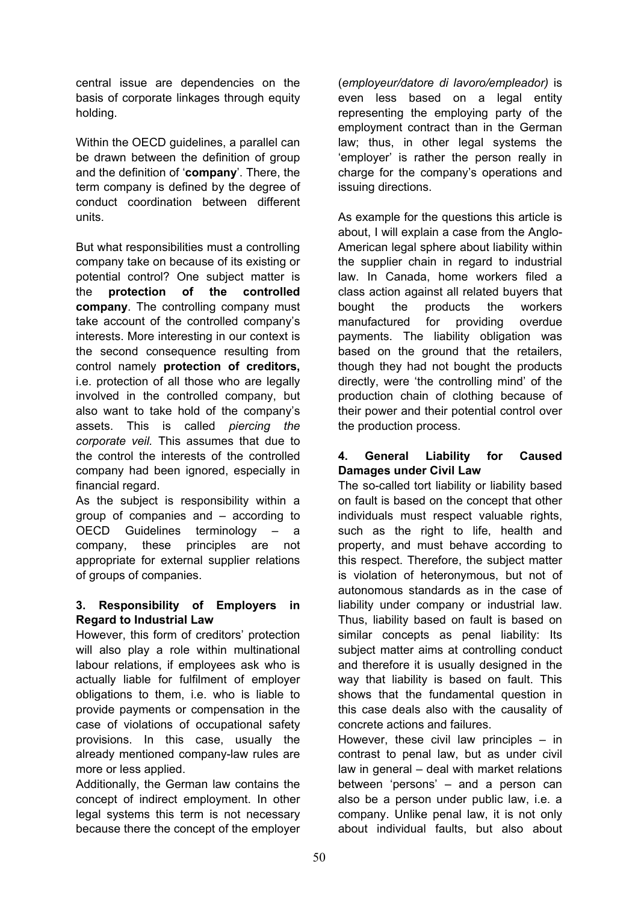central issue are dependencies on the basis of corporate linkages through equity holding.

Within the OECD guidelines, a parallel can be drawn between the definition of group and the definition of '**company**'. There, the term company is defined by the degree of conduct coordination between different units.

But what responsibilities must a controlling company take on because of its existing or potential control? One subject matter is the **protection of the controlled company**. The controlling company must take account of the controlled company's interests. More interesting in our context is the second consequence resulting from control namely **protection of creditors,** i.e. protection of all those who are legally involved in the controlled company, but also want to take hold of the company's assets. This is called *piercing the corporate veil.* This assumes that due to the control the interests of the controlled company had been ignored, especially in financial regard.

As the subject is responsibility within a group of companies and – according to OECD Guidelines terminology – a company, these principles are not appropriate for external supplier relations of groups of companies.

### 3. Responsibility of Employers in Regard to Industrial Law

However, this form of creditors' protection will also play a role within multinational labour relations, if employees ask who is actually liable for fulfilment of employer obligations to them, i.e. who is liable to provide payments or compensation in the case of violations of occupational safety provisions. In this case, usually the already mentioned company-law rules are more or less applied.

Additionally, the German law contains the concept of indirect employment. In other legal systems this term is not necessary because there the concept of the employer (*employeur/datore di lavoro/empleador)* is even less based on a legal entity representing the employing party of the employment contract than in the German law; thus, in other legal systems the 'employer' is rather the person really in charge for the company's operations and issuing directions.

As example for the questions this article is about, I will explain a case from the Anglo-American legal sphere about liability within the supplier chain in regard to industrial law. In Canada, home workers filed a class action against all related buyers that bought the products the workers manufactured for providing overdue payments. The liability obligation was based on the ground that the retailers, though they had not bought the products directly, were 'the controlling mind' of the production chain of clothing because of their power and their potential control over the production process.

### 4. General Liability for Caused Damages under Civil Law

The so-called tort liability or liability based on fault is based on the concept that other individuals must respect valuable rights, such as the right to life, health and property, and must behave according to this respect. Therefore, the subject matter is violation of heteronymous, but not of autonomous standards as in the case of liability under company or industrial law. Thus, liability based on fault is based on similar concepts as penal liability: Its subject matter aims at controlling conduct and therefore it is usually designed in the way that liability is based on fault. This shows that the fundamental question in this case deals also with the causality of concrete actions and failures.

However, these civil law principles – in contrast to penal law, but as under civil law in general – deal with market relations between 'persons' – and a person can also be a person under public law, i.e. a company. Unlike penal law, it is not only about individual faults, but also about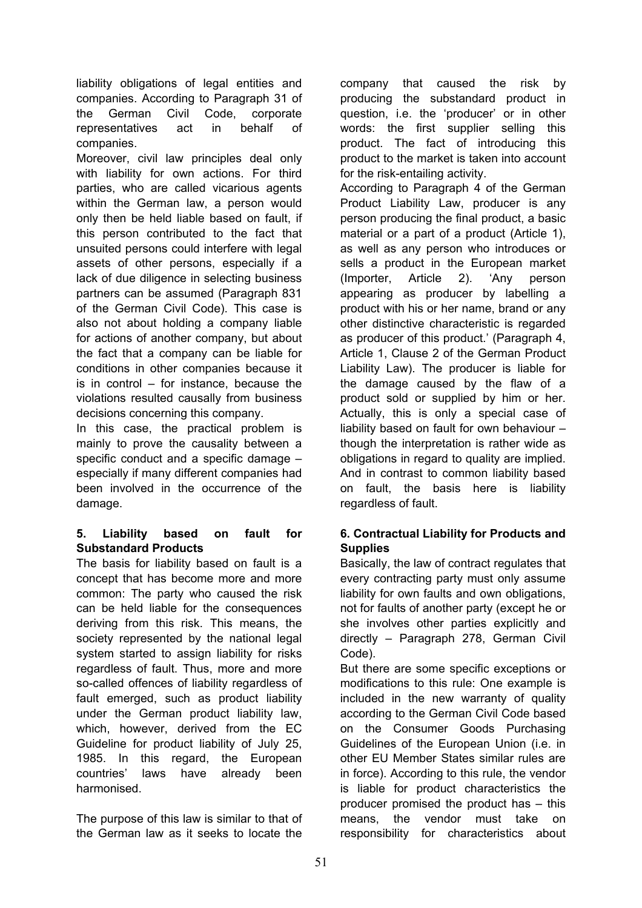liability obligations of legal entities and companies. According to Paragraph 31 of the German Civil Code, corporate representatives act in behalf of companies.

Moreover, civil law principles deal only with liability for own actions. For third parties, who are called vicarious agents within the German law, a person would only then be held liable based on fault, if this person contributed to the fact that unsuited persons could interfere with legal assets of other persons, especially if a lack of due diligence in selecting business partners can be assumed (Paragraph 831 of the German Civil Code). This case is also not about holding a company liable for actions of another company, but about the fact that a company can be liable for conditions in other companies because it is in control – for instance, because the violations resulted causally from business decisions concerning this company.

In this case, the practical problem is mainly to prove the causality between a specific conduct and a specific damage – especially if many different companies had been involved in the occurrence of the damage.

## 5. Liability based on fault for Substandard Products

The basis for liability based on fault is a concept that has become more and more common: The party who caused the risk can be held liable for the consequences deriving from this risk. This means, the society represented by the national legal system started to assign liability for risks regardless of fault. Thus, more and more so-called offences of liability regardless of fault emerged, such as product liability under the German product liability law, which, however, derived from the EC Guideline for product liability of July 25, 1985. In this regard, the European countries' laws have already been harmonised.

The purpose of this law is similar to that of the German law as it seeks to locate the company that caused the risk by producing the substandard product in question, i.e. the 'producer' or in other words: the first supplier selling this product. The fact of introducing this product to the market is taken into account for the risk-entailing activity.

According to Paragraph 4 of the German Product Liability Law, producer is any person producing the final product, a basic material or a part of a product (Article 1), as well as any person who introduces or sells a product in the European market (Importer, Article 2). 'Any person appearing as producer by labelling a product with his or her name, brand or any other distinctive characteristic is regarded as producer of this product.' (Paragraph 4, Article 1, Clause 2 of the German Product Liability Law). The producer is liable for the damage caused by the flaw of a product sold or supplied by him or her. Actually, this is only a special case of liability based on fault for own behaviour – though the interpretation is rather wide as obligations in regard to quality are implied. And in contrast to common liability based on fault, the basis here is liability regardless of fault.

## 6. Contractual Liability for Products and Supplies

Basically, the law of contract regulates that every contracting party must only assume liability for own faults and own obligations, not for faults of another party (except he or she involves other parties explicitly and directly – Paragraph 278, German Civil Code).

But there are some specific exceptions or modifications to this rule: One example is included in the new warranty of quality according to the German Civil Code based on the Consumer Goods Purchasing Guidelines of the European Union (i.e. in other EU Member States similar rules are in force). According to this rule, the vendor is liable for product characteristics the producer promised the product has – this means, the vendor must take on responsibility for characteristics about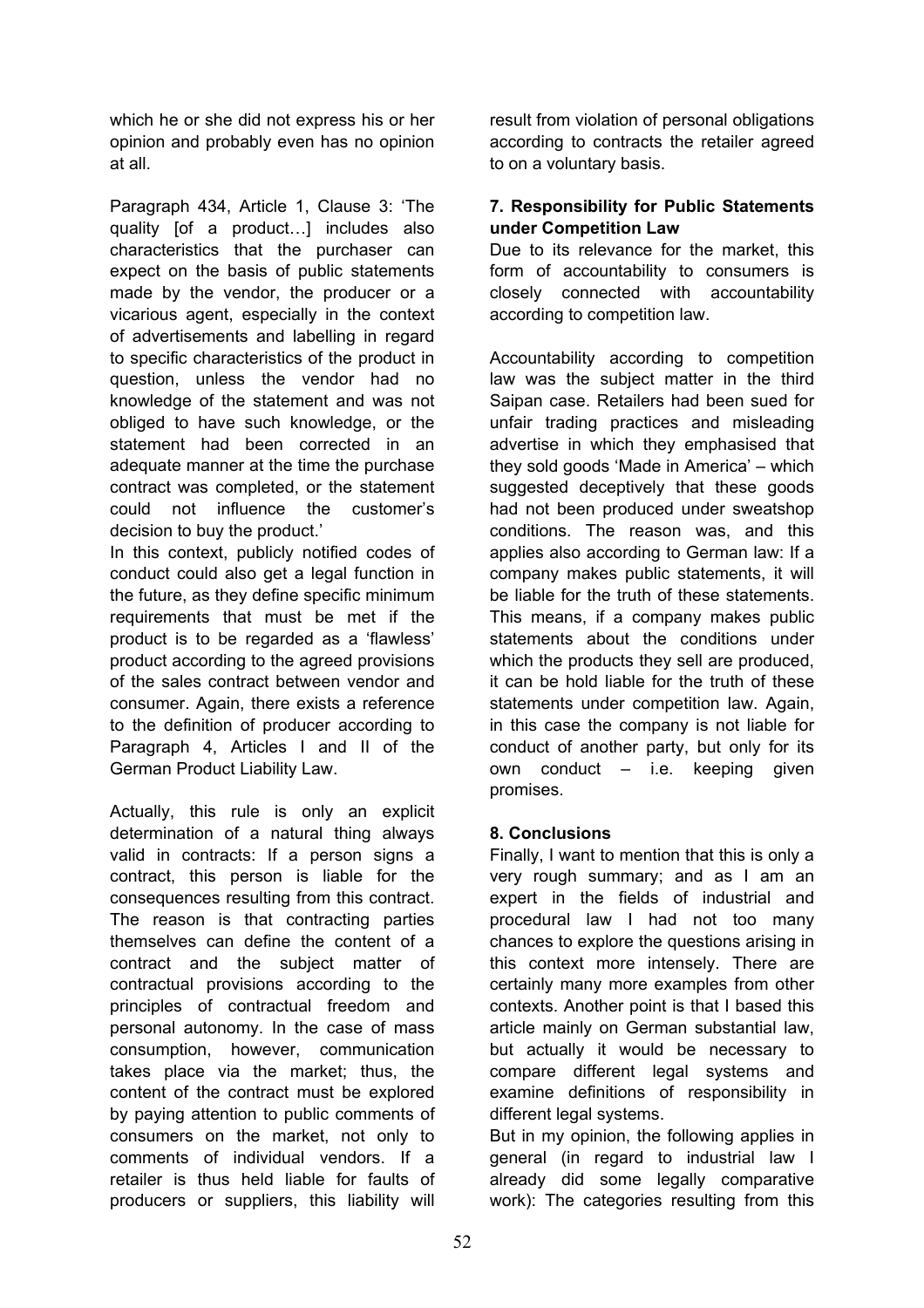which he or she did not express his or her opinion and probably even has no opinion at all.

Paragraph 434, Article 1, Clause 3: 'The quality [of a product…] includes also characteristics that the purchaser can expect on the basis of public statements made by the vendor, the producer or a vicarious agent, especially in the context of advertisements and labelling in regard to specific characteristics of the product in question, unless the vendor had no knowledge of the statement and was not obliged to have such knowledge, or the statement had been corrected in an adequate manner at the time the purchase contract was completed, or the statement could not influence the customer's decision to buy the product.'

In this context, publicly notified codes of conduct could also get a legal function in the future, as they define specific minimum requirements that must be met if the product is to be regarded as a 'flawless' product according to the agreed provisions of the sales contract between vendor and consumer. Again, there exists a reference to the definition of producer according to Paragraph 4, Articles I and II of the German Product Liability Law.

Actually, this rule is only an explicit determination of a natural thing always valid in contracts: If a person signs a contract, this person is liable for the consequences resulting from this contract. The reason is that contracting parties themselves can define the content of a contract and the subject matter of contractual provisions according to the principles of contractual freedom and personal autonomy. In the case of mass consumption, however, communication takes place via the market; thus, the content of the contract must be explored by paying attention to public comments of consumers on the market, not only to comments of individual vendors. If a retailer is thus held liable for faults of producers or suppliers, this liability will result from violation of personal obligations according to contracts the retailer agreed to on a voluntary basis.

### 7. Responsibility for Public Statements under Competition Law

Due to its relevance for the market, this form of accountability to consumers is closely connected with accountability according to competition law.

Accountability according to competition law was the subject matter in the third Saipan case. Retailers had been sued for unfair trading practices and misleading advertise in which they emphasised that they sold goods 'Made in America' – which suggested deceptively that these goods had not been produced under sweatshop conditions. The reason was, and this applies also according to German law: If a company makes public statements, it will be liable for the truth of these statements. This means, if a company makes public statements about the conditions under which the products they sell are produced, it can be hold liable for the truth of these statements under competition law. Again, in this case the company is not liable for conduct of another party, but only for its own conduct – i.e. keeping given promises.

### 8. Conclusions

Finally, I want to mention that this is only a very rough summary; and as I am an expert in the fields of industrial and procedural law I had not too many chances to explore the questions arising in this context more intensely. There are certainly many more examples from other contexts. Another point is that I based this article mainly on German substantial law, but actually it would be necessary to compare different legal systems and examine definitions of responsibility in different legal systems.

But in my opinion, the following applies in general (in regard to industrial law I already did some legally comparative work): The categories resulting from this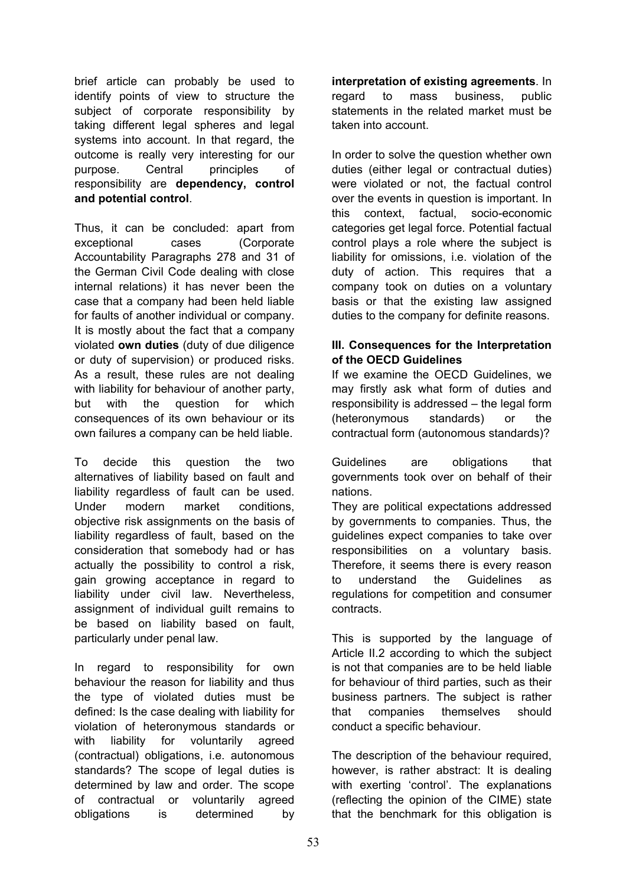brief article can probably be used to identify points of view to structure the subject of corporate responsibility by taking different legal spheres and legal systems into account. In that regard, the outcome is really very interesting for our purpose. Central principles of responsibility are **dependency, control and potential control**.

Thus, it can be concluded: apart from exceptional cases (Corporate Accountability Paragraphs 278 and 31 of the German Civil Code dealing with close internal relations) it has never been the case that a company had been held liable for faults of another individual or company. It is mostly about the fact that a company violated **own duties** (duty of due diligence or duty of supervision) or produced risks. As a result, these rules are not dealing with liability for behaviour of another party, but with the question for which consequences of its own behaviour or its own failures a company can be held liable.

To decide this question the two alternatives of liability based on fault and liability regardless of fault can be used. Under modern market conditions, objective risk assignments on the basis of liability regardless of fault, based on the consideration that somebody had or has actually the possibility to control a risk, gain growing acceptance in regard to liability under civil law. Nevertheless, assignment of individual guilt remains to be based on liability based on fault, particularly under penal law.

In regard to responsibility for own behaviour the reason for liability and thus the type of violated duties must be defined: Is the case dealing with liability for violation of heteronymous standards or with liability for voluntarily agreed (contractual) obligations, i.e. autonomous standards? The scope of legal duties is determined by law and order. The scope of contractual or voluntarily agreed obligations is determined by **interpretation of existing agreements**. In regard to mass business, public statements in the related market must be taken into account.

In order to solve the question whether own duties (either legal or contractual duties) were violated or not, the factual control over the events in question is important. In this context, factual, socio-economic categories get legal force. Potential factual control plays a role where the subject is liability for omissions, i.e. violation of the duty of action. This requires that a company took on duties on a voluntary basis or that the existing law assigned duties to the company for definite reasons.

### III. Consequences for the Interpretation of the OECD Guidelines

If we examine the OECD Guidelines, we may firstly ask what form of duties and responsibility is addressed – the legal form (heteronymous standards) or the contractual form (autonomous standards)?

Guidelines are obligations that governments took over on behalf of their nations.

They are political expectations addressed by governments to companies. Thus, the guidelines expect companies to take over responsibilities on a voluntary basis. Therefore, it seems there is every reason to understand the Guidelines as regulations for competition and consumer contracts.

This is supported by the language of Article II.2 according to which the subject is not that companies are to be held liable for behaviour of third parties, such as their business partners. The subject is rather that companies themselves should conduct a specific behaviour.

The description of the behaviour required, however, is rather abstract: It is dealing with exerting 'control'. The explanations (reflecting the opinion of the CIME) state that the benchmark for this obligation is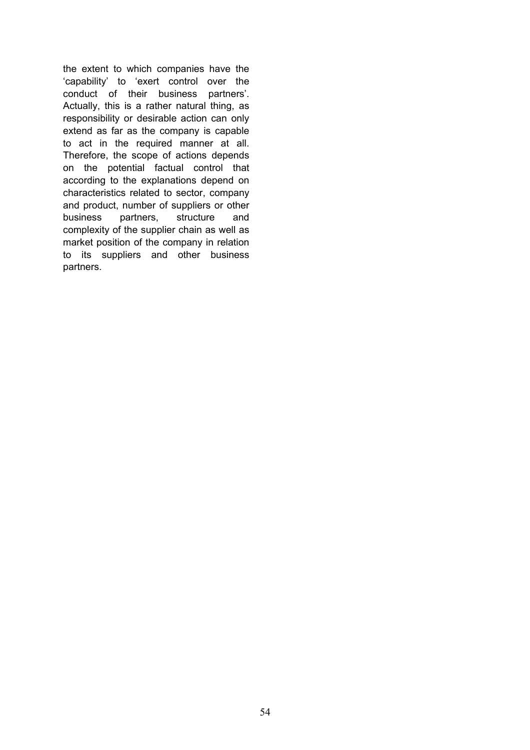the extent to which companies have the 'capability' to 'exert control over the conduct of their business partners'. Actually, this is a rather natural thing, as responsibility or desirable action can only extend as far as the company is capable to act in the required manner at all. Therefore, the scope of actions depends on the potential factual control that according to the explanations depend on characteristics related to sector, company and product, number of suppliers or other business partners, structure and complexity of the supplier chain as well as market position of the company in relation to its suppliers and other business partners.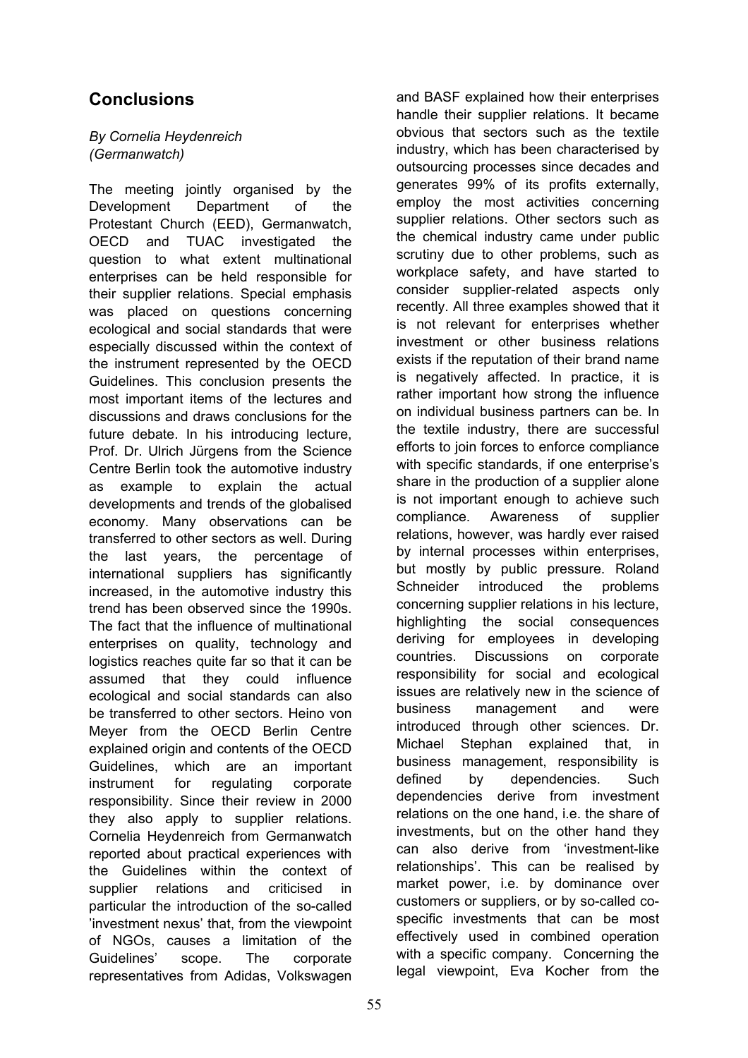## Conclusions

*By Cornelia Heydenreich (Germanwatch)*

The meeting jointly organised by the Development Department of the Protestant Church (EED), Germanwatch, OECD and TUAC investigated the question to what extent multinational enterprises can be held responsible for their supplier relations. Special emphasis was placed on questions concerning ecological and social standards that were especially discussed within the context of the instrument represented by the OECD Guidelines. This conclusion presents the most important items of the lectures and discussions and draws conclusions for the future debate. In his introducing lecture, Prof. Dr. Ulrich Jürgens from the Science Centre Berlin took the automotive industry as example to explain the actual developments and trends of the globalised economy. Many observations can be transferred to other sectors as well. During the last years, the percentage of international suppliers has significantly increased, in the automotive industry this trend has been observed since the 1990s. The fact that the influence of multinational enterprises on quality, technology and logistics reaches quite far so that it can be assumed that they could influence ecological and social standards can also be transferred to other sectors. Heino von Meyer from the OECD Berlin Centre explained origin and contents of the OECD Guidelines, which are an important instrument for regulating corporate responsibility. Since their review in 2000 they also apply to supplier relations. Cornelia Heydenreich from Germanwatch reported about practical experiences with the Guidelines within the context of supplier relations and criticised in particular the introduction of the so-called 'investment nexus' that, from the viewpoint of NGOs, causes a limitation of the Guidelines' scope. The corporate representatives from Adidas, Volkswagen and BASF explained how their enterprises handle their supplier relations. It became obvious that sectors such as the textile industry, which has been characterised by outsourcing processes since decades and generates 99% of its profits externally, employ the most activities concerning supplier relations. Other sectors such as the chemical industry came under public scrutiny due to other problems, such as workplace safety, and have started to consider supplier-related aspects only recently. All three examples showed that it is not relevant for enterprises whether investment or other business relations exists if the reputation of their brand name is negatively affected. In practice, it is rather important how strong the influence on individual business partners can be. In the textile industry, there are successful efforts to join forces to enforce compliance with specific standards, if one enterprise's share in the production of a supplier alone is not important enough to achieve such compliance. Awareness of supplier relations, however, was hardly ever raised by internal processes within enterprises, but mostly by public pressure. Roland Schneider introduced the problems concerning supplier relations in his lecture, highlighting the social consequences deriving for employees in developing countries. Discussions on corporate responsibility for social and ecological issues are relatively new in the science of business management and were introduced through other sciences. Dr. Michael Stephan explained that, in business management, responsibility is defined by dependencies. Such dependencies derive from investment relations on the one hand, i.e. the share of investments, but on the other hand they can also derive from 'investment-like relationships'. This can be realised by market power, i.e. by dominance over customers or suppliers, or by so-called co-specific investments that can be most effectively used in combined operation with a specific company. Concerning the legal viewpoint, Eva Kocher from the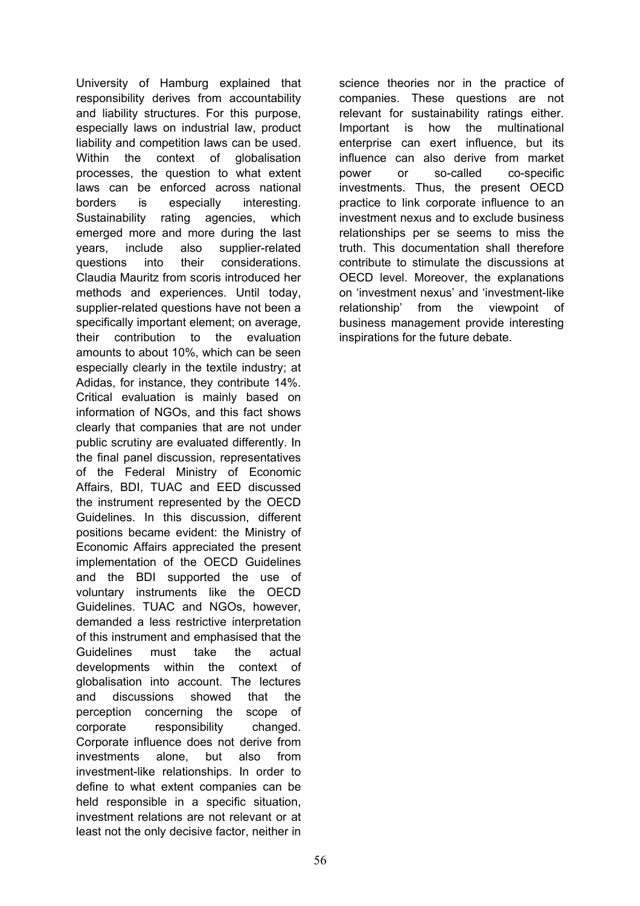University of Hamburg explained that responsibility derives from accountability and liability structures. For this purpose, especially laws on industrial law, product liability and competition laws can be used. Within the context of globalisation processes, the question to what extent laws can be enforced across national borders is especially interesting. Sustainability rating agencies, which emerged more and more during the last years, include also supplier-related questions into their considerations. Claudia Mauritz from scoris introduced her methods and experiences. Until today, supplier-related questions have not been a specifically important element; on average, their contribution to the evaluation amounts to about 10%, which can be seen especially clearly in the textile industry; at Adidas, for instance, they contribute 14%. Critical evaluation is mainly based on information of NGOs, and this fact shows clearly that companies that are not under public scrutiny are evaluated differently. In the final panel discussion, representatives of the Federal Ministry of Economic Affairs, BDI, TUAC and EED discussed the instrument represented by the OECD Guidelines. In this discussion, different positions became evident: the Ministry of Economic Affairs appreciated the present implementation of the OECD Guidelines and the BDI supported the use of voluntary instruments like the OECD Guidelines. TUAC and NGOs, however, demanded a less restrictive interpretation of this instrument and emphasised that the Guidelines must take the actual developments within the context of globalisation into account. The lectures and discussions showed that the perception concerning the scope of corporate responsibility changed. Corporate influence does not derive from investments alone, but also from investment-like relationships. In order to define to what extent companies can be held responsible in a specific situation, investment relations are not relevant or at least not the only decisive factor, neither in science theories nor in the practice of companies. These questions are not relevant for sustainability ratings either. Important is how the multinational enterprise can exert influence, but its influence can also derive from market power or so-called co-specific investments. Thus, the present OECD practice to link corporate influence to an investment nexus and to exclude business relationships per se seems to miss the truth. This documentation shall therefore contribute to stimulate the discussions at OECD level. Moreover, the explanations on 'investment nexus' and 'investment-like relationship' from the viewpoint of business management provide interesting inspirations for the future debate.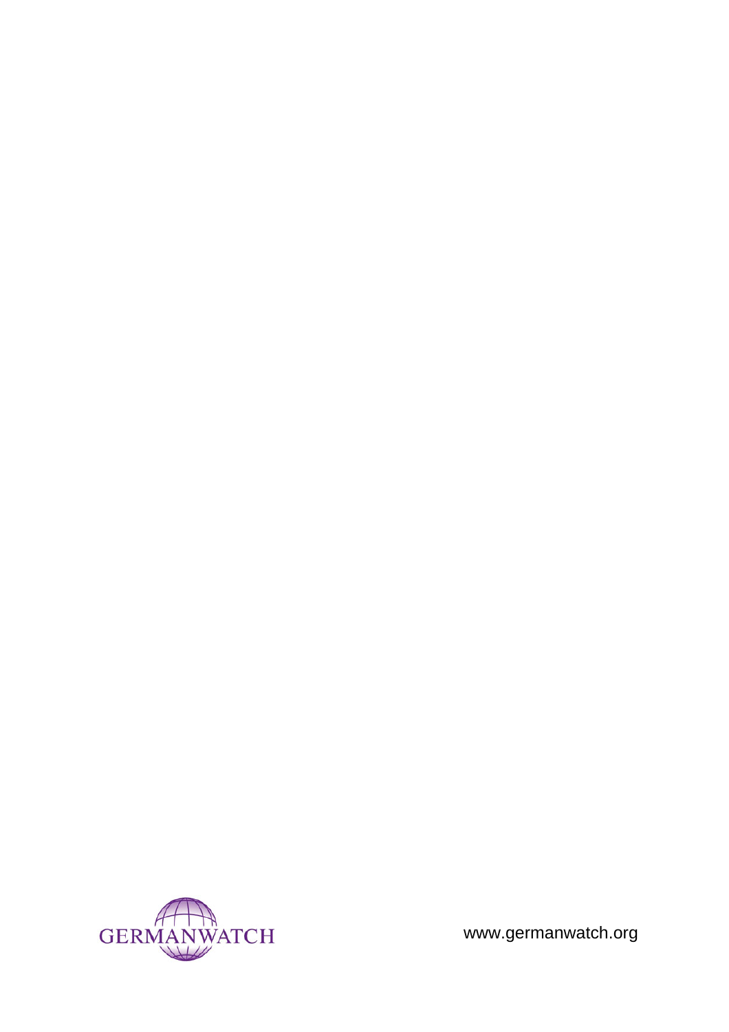GERMANWATCH

www.germanwatch.org